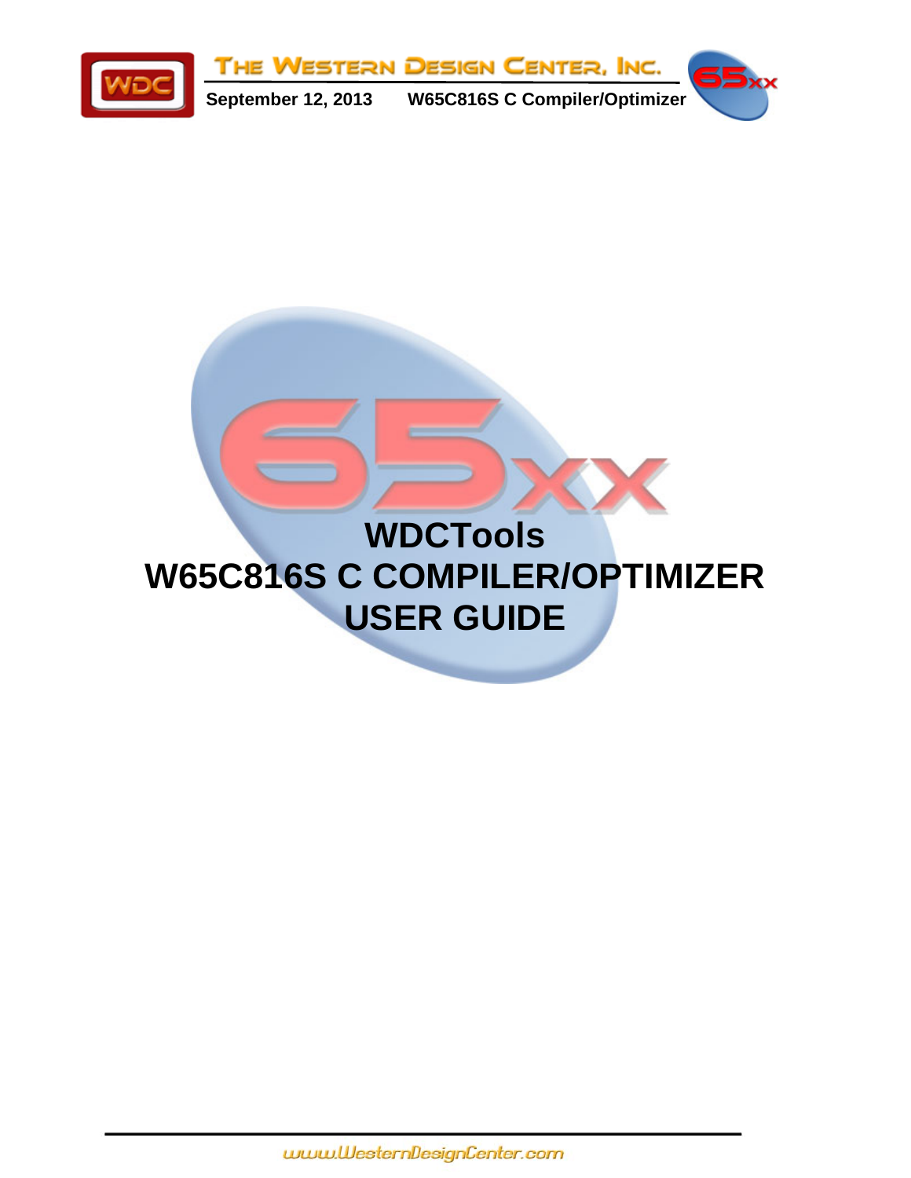# WDCTools

# W65C816S C COMPILER/OPTIMIZER

# USER GUIDE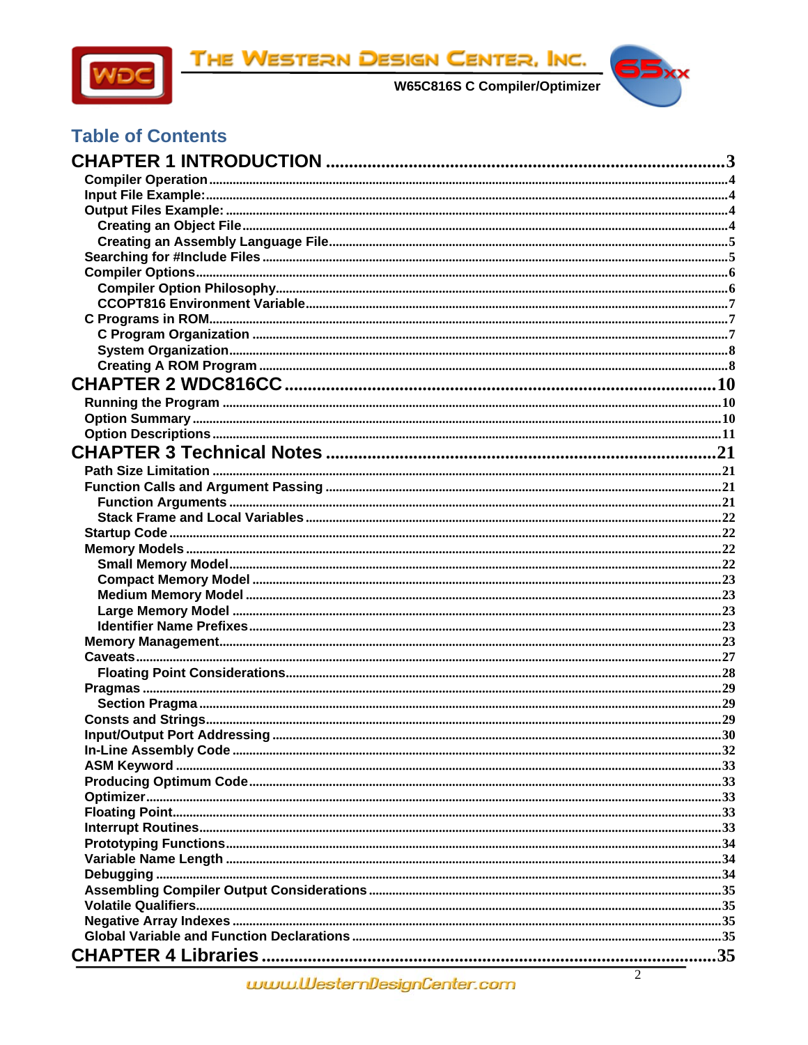# Table of Contents

**CHAPTER 1 INTRODUCTION** ........ 3

- Compiler Operation ........ 4
- Input File Example: ........ 4
- Output Files Example: ........ 4
  - Creating an Object File ........ 4
  - Creating an Assembly Language File ........ 5
- Searching for #Include Files ........ 5
- Compiler Options ........ 6
  - Compiler Option Philosophy ........ 6
  - CCOPT816 Environment Variable ........ 7
- C Programs in ROM ........ 7
  - C Program Organization ........ 7
  - System Organization ........ 8
  - Creating A ROM Program ........ 8

**CHAPTER 2 WDC816CC** ........ 10

- Running the Program ........ 10
- Option Summary ........ 10
- Option Descriptions ........ 11

**CHAPTER 3 Technical Notes** ........ 21

- Path Size Limitation ........ 21
- Function Calls and Argument Passing ........ 21
  - Function Arguments ........ 21
  - Stack Frame and Local Variables ........ 22
- Startup Code ........ 22
- Memory Models ........ 22
  - Small Memory Model ........ 22
  - Compact Memory Model ........ 23
  - Medium Memory Model ........ 23
  - Large Memory Model ........ 23
  - Identifier Name Prefixes ........ 23
- Memory Management ........ 23
- Caveats ........ 27
  - Floating Point Considerations ........ 28
- Pragmas ........ 29
  - Section Pragma ........ 29
- Consts and Strings ........ 29
- Input/Output Port Addressing ........ 30
- In-Line Assembly Code ........ 32
- ASM Keyword ........ 33
- Producing Optimum Code ........ 33
- Optimizer ........ 33
- Floating Point ........ 33
- Interrupt Routines ........ 33
- Prototyping Functions ........ 34
- Variable Name Length ........ 34
- Debugging ........ 34
- Assembling Compiler Output Considerations ........ 35
- Volatile Qualifiers ........ 35
- Negative Array Indexes ........ 35
- Global Variable and Function Declarations ........ 35

**CHAPTER 4 Libraries** ........ 35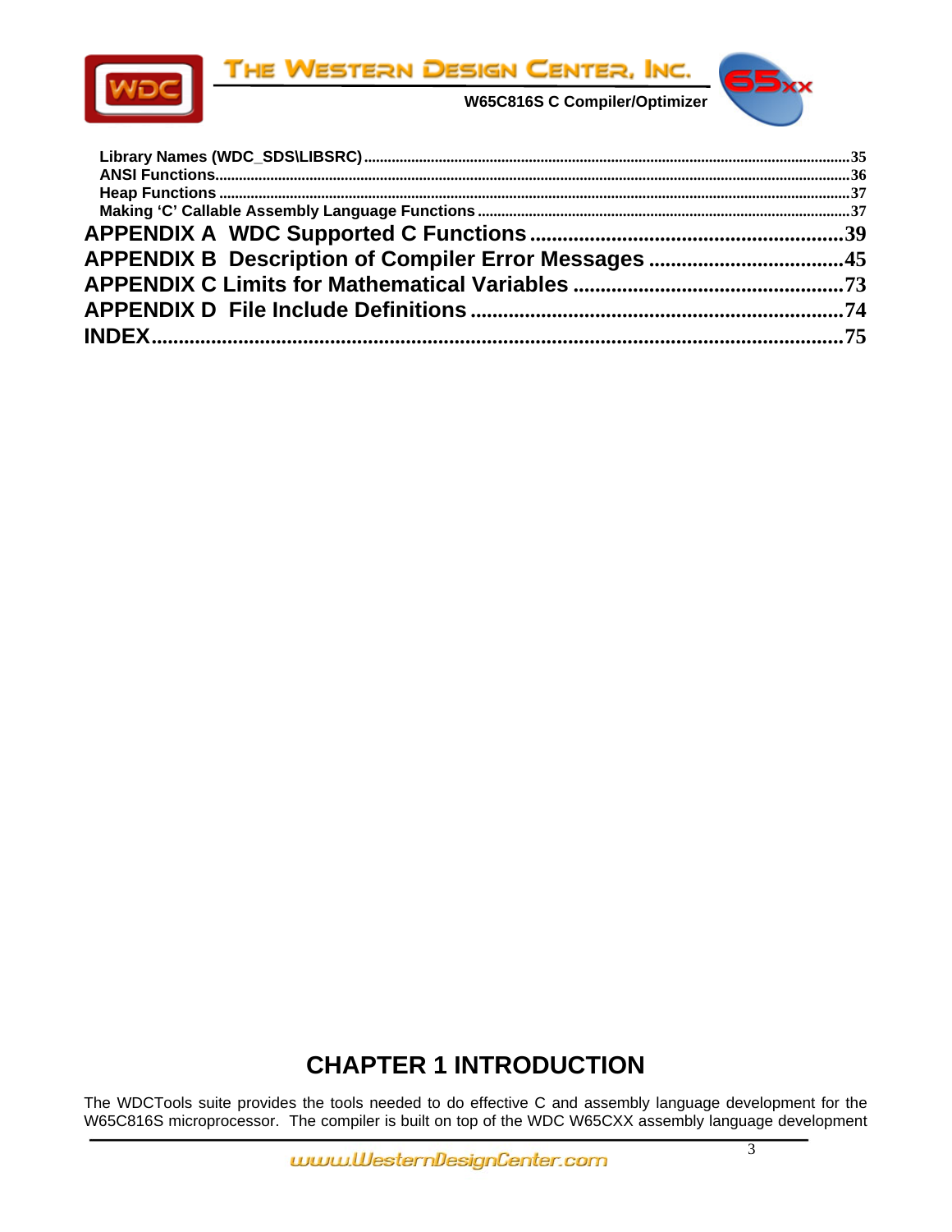Library Names (WDC_SDS\LIBSRC) ........................................................................................................................35
ANSI Functions...............................................................................................................................................36
Heap Functions .............................................................................................................................................37
Making ‘C’ Callable Assembly Language Functions ...................................................................................37

**APPENDIX A  WDC Supported C Functions ..........................................................39**

**APPENDIX B  Description of Compiler Error Messages ....................................45**

**APPENDIX C Limits for Mathematical Variables ..................................................73**

**APPENDIX D  File Include Definitions ....................................................................74**

**INDEX..............................................................................................................................75**

# CHAPTER 1 INTRODUCTION

The WDCTools suite provides the tools needed to do effective C and assembly language development for the W65C816S microprocessor.  The compiler is built on top of the WDC W65CXX assembly language development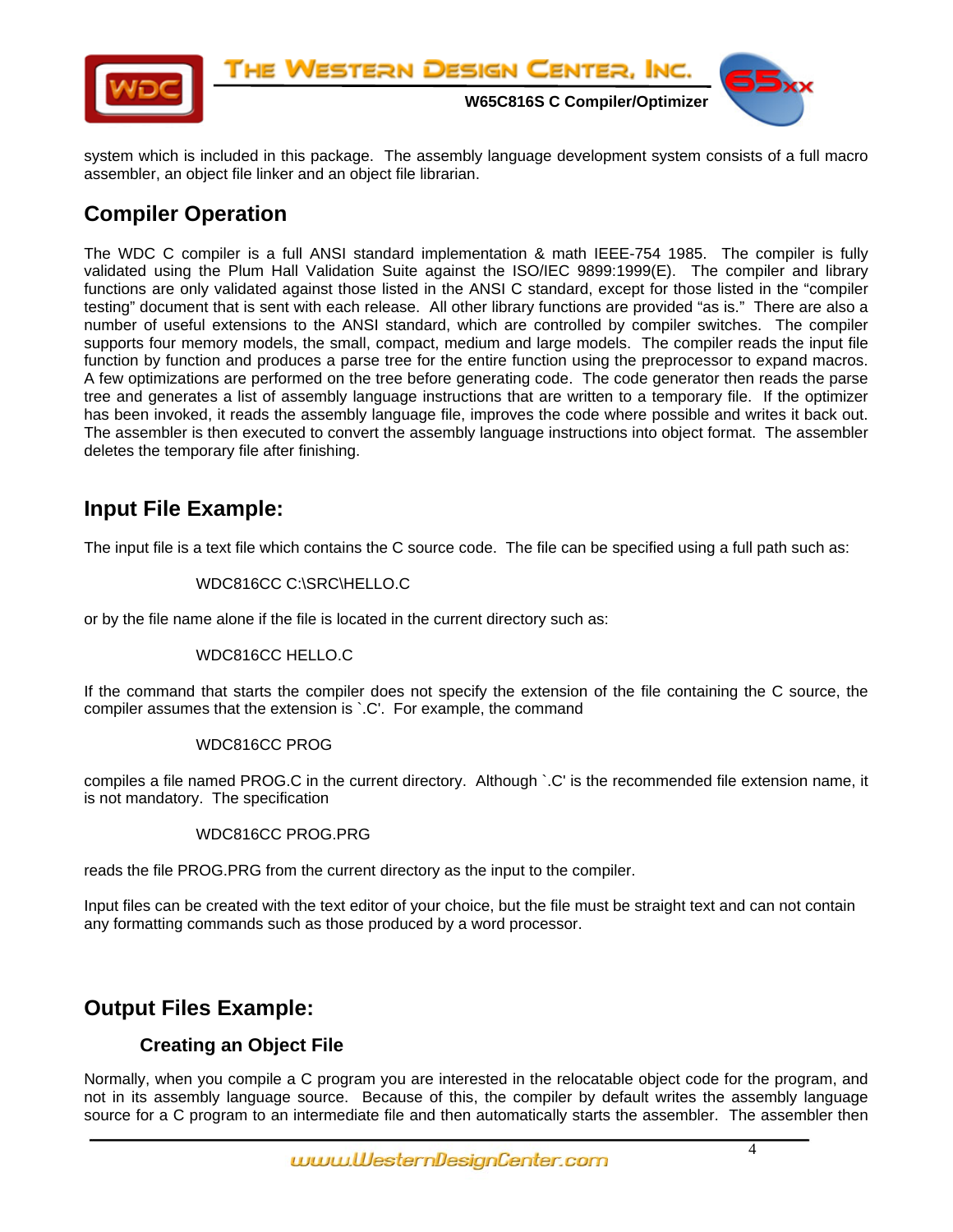system which is included in this package. The assembly language development system consists of a full macro assembler, an object file linker and an object file librarian.

## Compiler Operation

The WDC C compiler is a full ANSI standard implementation & math IEEE-754 1985. The compiler is fully validated using the Plum Hall Validation Suite against the ISO/IEC 9899:1999(E). The compiler and library functions are only validated against those listed in the ANSI C standard, except for those listed in the "compiler testing" document that is sent with each release. All other library functions are provided "as is." There are also a number of useful extensions to the ANSI standard, which are controlled by compiler switches. The compiler supports four memory models, the small, compact, medium and large models. The compiler reads the input file function by function and produces a parse tree for the entire function using the preprocessor to expand macros. A few optimizations are performed on the tree before generating code. The code generator then reads the parse tree and generates a list of assembly language instructions that are written to a temporary file. If the optimizer has been invoked, it reads the assembly language file, improves the code where possible and writes it back out. The assembler is then executed to convert the assembly language instructions into object format. The assembler deletes the temporary file after finishing.

## Input File Example:

The input file is a text file which contains the C source code. The file can be specified using a full path such as:

```
WDC816CC C:\SRC\HELLO.C
```

or by the file name alone if the file is located in the current directory such as:

```
WDC816CC HELLO.C
```

If the command that starts the compiler does not specify the extension of the file containing the C source, the compiler assumes that the extension is `.C'. For example, the command

```
WDC816CC PROG
```

compiles a file named PROG.C in the current directory. Although `.C' is the recommended file extension name, it is not mandatory. The specification

```
WDC816CC PROG.PRG
```

reads the file PROG.PRG from the current directory as the input to the compiler.

Input files can be created with the text editor of your choice, but the file must be straight text and can not contain any formatting commands such as those produced by a word processor.

## Output Files Example:

### Creating an Object File

Normally, when you compile a C program you are interested in the relocatable object code for the program, and not in its assembly language source. Because of this, the compiler by default writes the assembly language source for a C program to an intermediate file and then automatically starts the assembler. The assembler then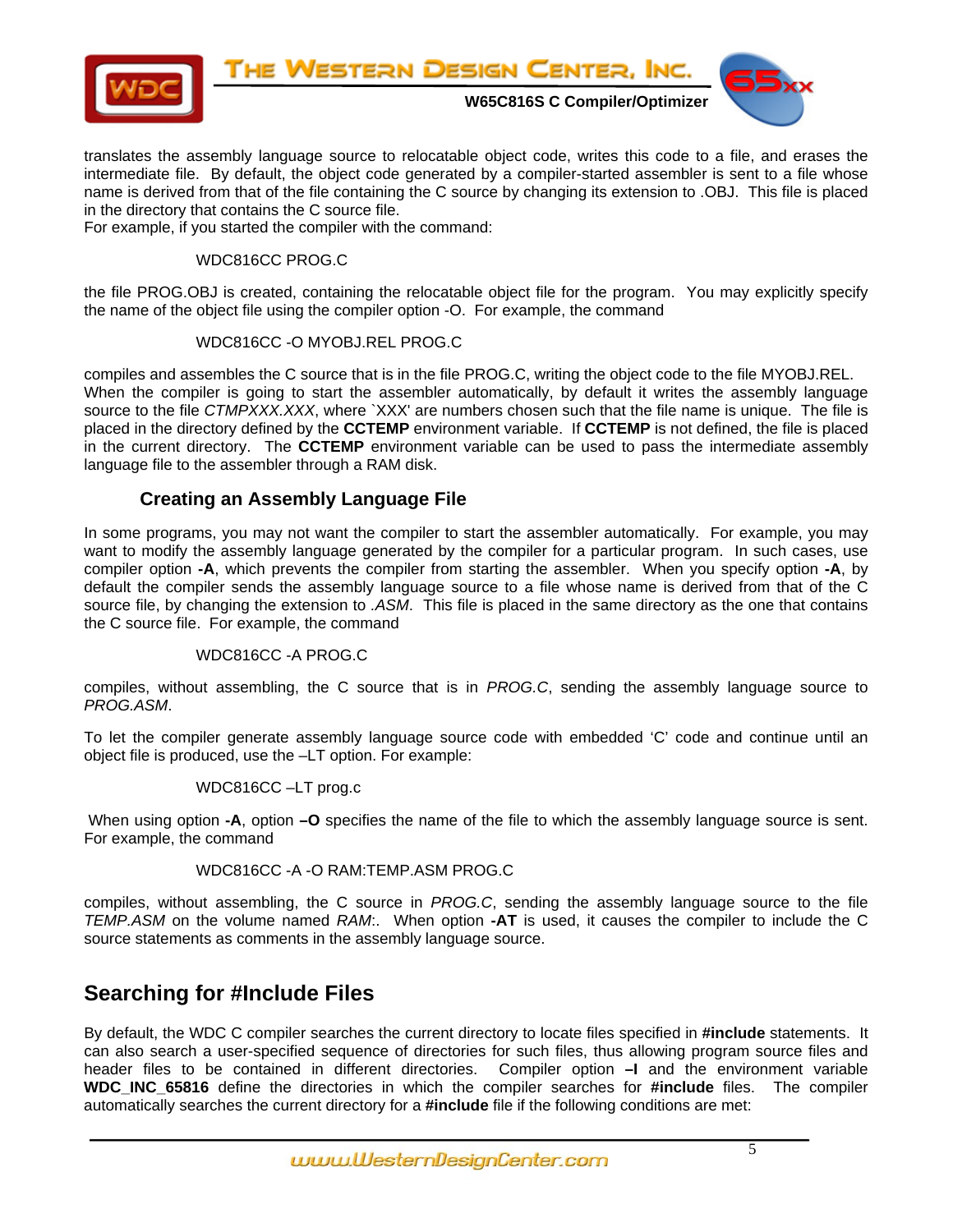translates the assembly language source to relocatable object code, writes this code to a file, and erases the intermediate file. By default, the object code generated by a compiler-started assembler is sent to a file whose name is derived from that of the file containing the C source by changing its extension to .OBJ. This file is placed in the directory that contains the C source file.
For example, if you started the compiler with the command:

```
WDC816CC PROG.C
```

the file PROG.OBJ is created, containing the relocatable object file for the program. You may explicitly specify the name of the object file using the compiler option -O. For example, the command

```
WDC816CC -O MYOBJ.REL PROG.C
```

compiles and assembles the C source that is in the file PROG.C, writing the object code to the file MYOBJ.REL.
When the compiler is going to start the assembler automatically, by default it writes the assembly language source to the file *CTMPXXX.XXX*, where `XXX' are numbers chosen such that the file name is unique. The file is placed in the directory defined by the **CCTEMP** environment variable. If **CCTEMP** is not defined, the file is placed in the current directory. The **CCTEMP** environment variable can be used to pass the intermediate assembly language file to the assembler through a RAM disk.

### Creating an Assembly Language File

In some programs, you may not want the compiler to start the assembler automatically. For example, you may want to modify the assembly language generated by the compiler for a particular program. In such cases, use compiler option **-A**, which prevents the compiler from starting the assembler. When you specify option **-A**, by default the compiler sends the assembly language source to a file whose name is derived from that of the C source file, by changing the extension to *.ASM*. This file is placed in the same directory as the one that contains the C source file. For example, the command

```
WDC816CC -A PROG.C
```

compiles, without assembling, the C source that is in *PROG.C*, sending the assembly language source to *PROG.ASM*.

To let the compiler generate assembly language source code with embedded ‘C’ code and continue until an object file is produced, use the –LT option. For example:

```
WDC816CC –LT prog.c
```

When using option **-A**, option **–O** specifies the name of the file to which the assembly language source is sent. For example, the command

```
WDC816CC -A -O RAM:TEMP.ASM PROG.C
```

compiles, without assembling, the C source in *PROG.C*, sending the assembly language source to the file *TEMP.ASM* on the volume named *RAM*:. When option **-AT** is used, it causes the compiler to include the C source statements as comments in the assembly language source.

## Searching for #Include Files

By default, the WDC C compiler searches the current directory to locate files specified in **#include** statements. It can also search a user-specified sequence of directories for such files, thus allowing program source files and header files to be contained in different directories. Compiler option **–I** and the environment variable **WDC_INC_65816** define the directories in which the compiler searches for **#include** files. The compiler automatically searches the current directory for a **#include** file if the following conditions are met: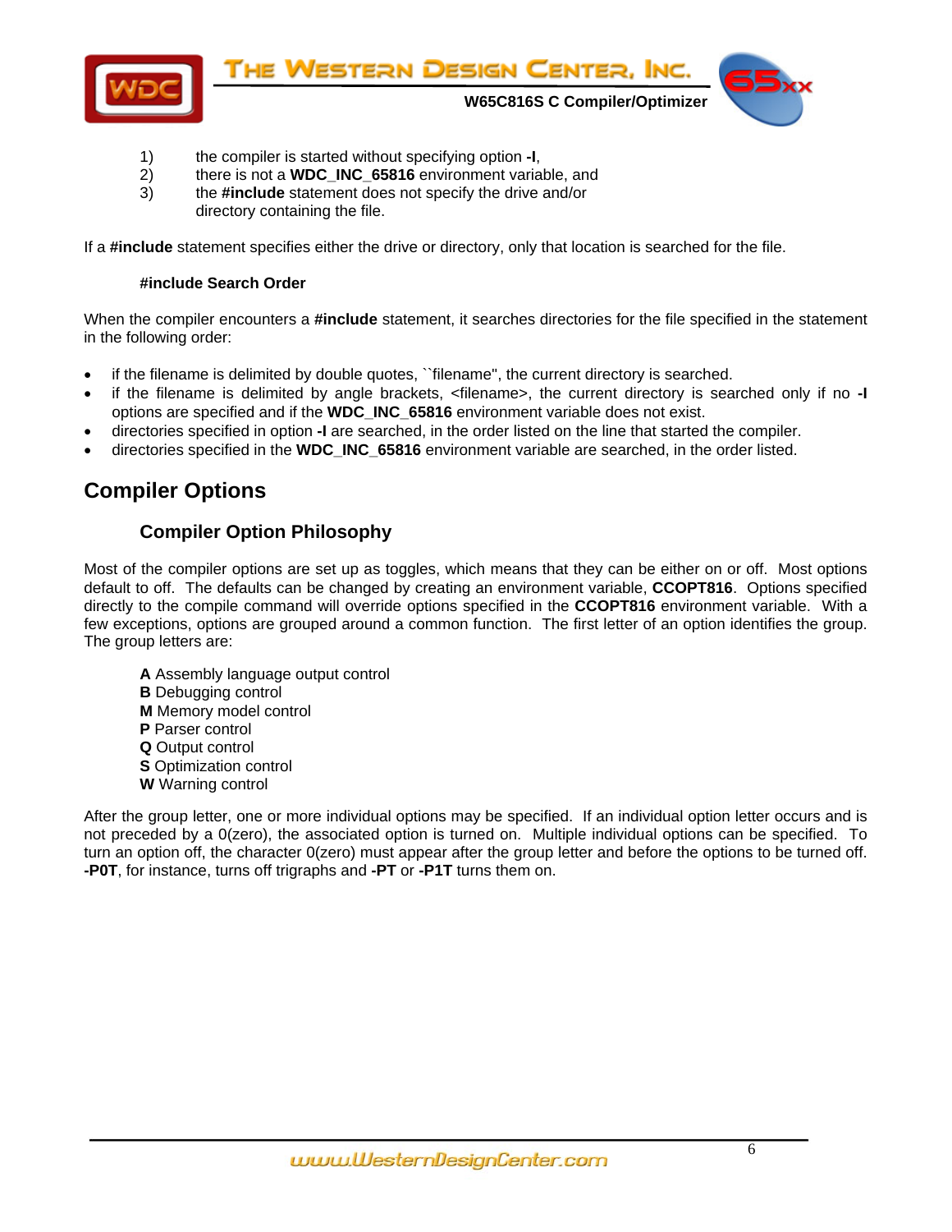1) the compiler is started without specifying option **-I**,
2) there is not a **WDC_INC_65816** environment variable, and
3) the **#include** statement does not specify the drive and/or directory containing the file.

If a **#include** statement specifies either the drive or directory, only that location is searched for the file.

### #include Search Order

When the compiler encounters a **#include** statement, it searches directories for the file specified in the statement in the following order:

- if the filename is delimited by double quotes, ``filename", the current directory is searched.
- if the filename is delimited by angle brackets, <filename>, the current directory is searched only if no **-I** options are specified and if the **WDC_INC_65816** environment variable does not exist.
- directories specified in option **-I** are searched, in the order listed on the line that started the compiler.
- directories specified in the **WDC_INC_65816** environment variable are searched, in the order listed.

## Compiler Options

### Compiler Option Philosophy

Most of the compiler options are set up as toggles, which means that they can be either on or off. Most options default to off. The defaults can be changed by creating an environment variable, **CCOPT816**. Options specified directly to the compile command will override options specified in the **CCOPT816** environment variable. With a few exceptions, options are grouped around a common function. The first letter of an option identifies the group. The group letters are:

**A** Assembly language output control
**B** Debugging control
**M** Memory model control
**P** Parser control
**Q** Output control
**S** Optimization control
**W** Warning control

After the group letter, one or more individual options may be specified. If an individual option letter occurs and is not preceded by a 0(zero), the associated option is turned on. Multiple individual options can be specified. To turn an option off, the character 0(zero) must appear after the group letter and before the options to be turned off. **-P0T**, for instance, turns off trigraphs and **-PT** or **-P1T** turns them on.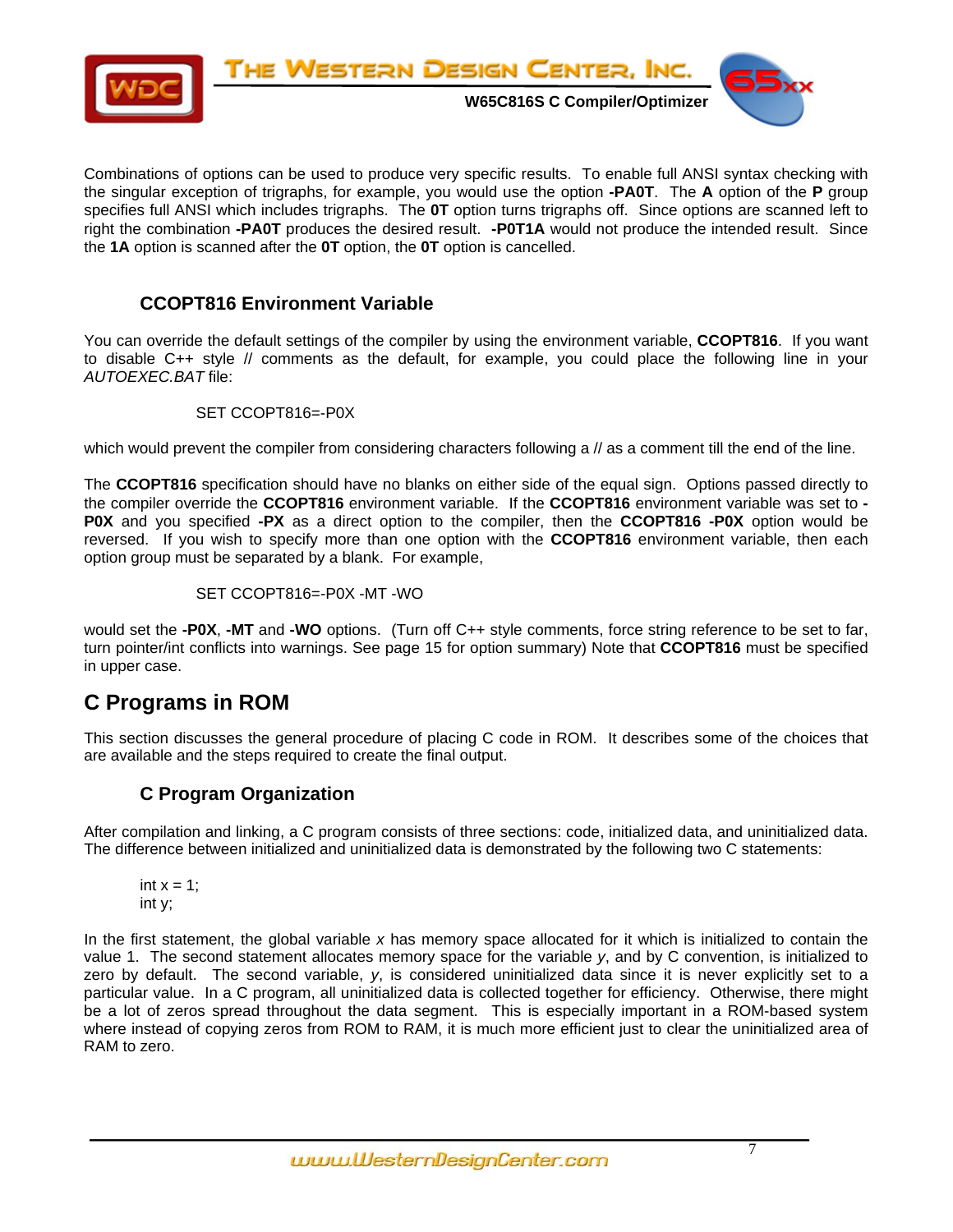Combinations of options can be used to produce very specific results. To enable full ANSI syntax checking with the singular exception of trigraphs, for example, you would use the option **-PA0T**. The **A** option of the **P** group specifies full ANSI which includes trigraphs. The **0T** option turns trigraphs off. Since options are scanned left to right the combination **-PA0T** produces the desired result. **-P0T1A** would not produce the intended result. Since the **1A** option is scanned after the **0T** option, the **0T** option is cancelled.

### CCOPT816 Environment Variable

You can override the default settings of the compiler by using the environment variable, **CCOPT816**. If you want to disable C++ style // comments as the default, for example, you could place the following line in your *AUTOEXEC.BAT* file:

```
SET CCOPT816=-P0X
```

which would prevent the compiler from considering characters following a // as a comment till the end of the line.

The **CCOPT816** specification should have no blanks on either side of the equal sign. Options passed directly to the compiler override the **CCOPT816** environment variable. If the **CCOPT816** environment variable was set to **-P0X** and you specified **-PX** as a direct option to the compiler, then the **CCOPT816 -P0X** option would be reversed. If you wish to specify more than one option with the **CCOPT816** environment variable, then each option group must be separated by a blank. For example,

```
SET CCOPT816=-P0X -MT -WO
```

would set the **-P0X**, **-MT** and **-WO** options. (Turn off C++ style comments, force string reference to be set to far, turn pointer/int conflicts into warnings. See page 15 for option summary) Note that **CCOPT816** must be specified in upper case.

## C Programs in ROM

This section discusses the general procedure of placing C code in ROM. It describes some of the choices that are available and the steps required to create the final output.

### C Program Organization

After compilation and linking, a C program consists of three sections: code, initialized data, and uninitialized data. The difference between initialized and uninitialized data is demonstrated by the following two C statements:

```
int x = 1;
int y;
```

In the first statement, the global variable *x* has memory space allocated for it which is initialized to contain the value 1. The second statement allocates memory space for the variable *y*, and by C convention, is initialized to zero by default. The second variable, *y*, is considered uninitialized data since it is never explicitly set to a particular value. In a C program, all uninitialized data is collected together for efficiency. Otherwise, there might be a lot of zeros spread throughout the data segment. This is especially important in a ROM-based system where instead of copying zeros from ROM to RAM, it is much more efficient just to clear the uninitialized area of RAM to zero.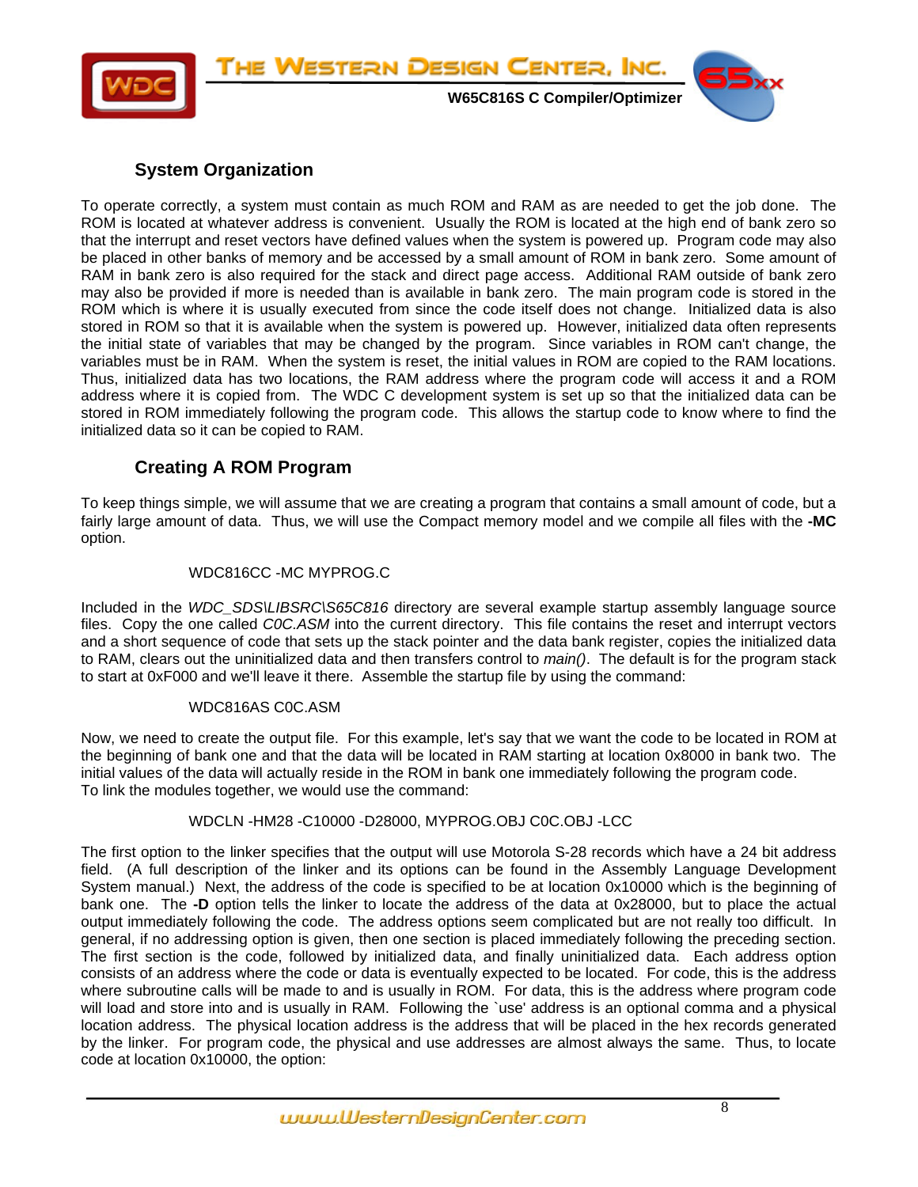## System Organization

To operate correctly, a system must contain as much ROM and RAM as are needed to get the job done. The ROM is located at whatever address is convenient. Usually the ROM is located at the high end of bank zero so that the interrupt and reset vectors have defined values when the system is powered up. Program code may also be placed in other banks of memory and be accessed by a small amount of ROM in bank zero. Some amount of RAM in bank zero is also required for the stack and direct page access. Additional RAM outside of bank zero may also be provided if more is needed than is available in bank zero. The main program code is stored in the ROM which is where it is usually executed from since the code itself does not change. Initialized data is also stored in ROM so that it is available when the system is powered up. However, initialized data often represents the initial state of variables that may be changed by the program. Since variables in ROM can't change, the variables must be in RAM. When the system is reset, the initial values in ROM are copied to the RAM locations. Thus, initialized data has two locations, the RAM address where the program code will access it and a ROM address where it is copied from. The WDC C development system is set up so that the initialized data can be stored in ROM immediately following the program code. This allows the startup code to know where to find the initialized data so it can be copied to RAM.

## Creating A ROM Program

To keep things simple, we will assume that we are creating a program that contains a small amount of code, but a fairly large amount of data. Thus, we will use the Compact memory model and we compile all files with the **-MC** option.

```
WDC816CC -MC MYPROG.C
```

Included in the *WDC_SDS\LIBSRC\S65C816* directory are several example startup assembly language source files. Copy the one called *C0C.ASM* into the current directory. This file contains the reset and interrupt vectors and a short sequence of code that sets up the stack pointer and the data bank register, copies the initialized data to RAM, clears out the uninitialized data and then transfers control to *main()*. The default is for the program stack to start at 0xF000 and we'll leave it there. Assemble the startup file by using the command:

```
WDC816AS C0C.ASM
```

Now, we need to create the output file. For this example, let's say that we want the code to be located in ROM at the beginning of bank one and that the data will be located in RAM starting at location 0x8000 in bank two. The initial values of the data will actually reside in the ROM in bank one immediately following the program code.
To link the modules together, we would use the command:

```
WDCLN -HM28 -C10000 -D28000, MYPROG.OBJ C0C.OBJ -LCC
```

The first option to the linker specifies that the output will use Motorola S-28 records which have a 24 bit address field. (A full description of the linker and its options can be found in the Assembly Language Development System manual.) Next, the address of the code is specified to be at location 0x10000 which is the beginning of bank one. The **-D** option tells the linker to locate the address of the data at 0x28000, but to place the actual output immediately following the code. The address options seem complicated but are not really too difficult. In general, if no addressing option is given, then one section is placed immediately following the preceding section. The first section is the code, followed by initialized data, and finally uninitialized data. Each address option consists of an address where the code or data is eventually expected to be located. For code, this is the address where subroutine calls will be made to and is usually in ROM. For data, this is the address where program code will load and store into and is usually in RAM. Following the `use' address is an optional comma and a physical location address. The physical location address is the address that will be placed in the hex records generated by the linker. For program code, the physical and use addresses are almost always the same. Thus, to locate code at location 0x10000, the option: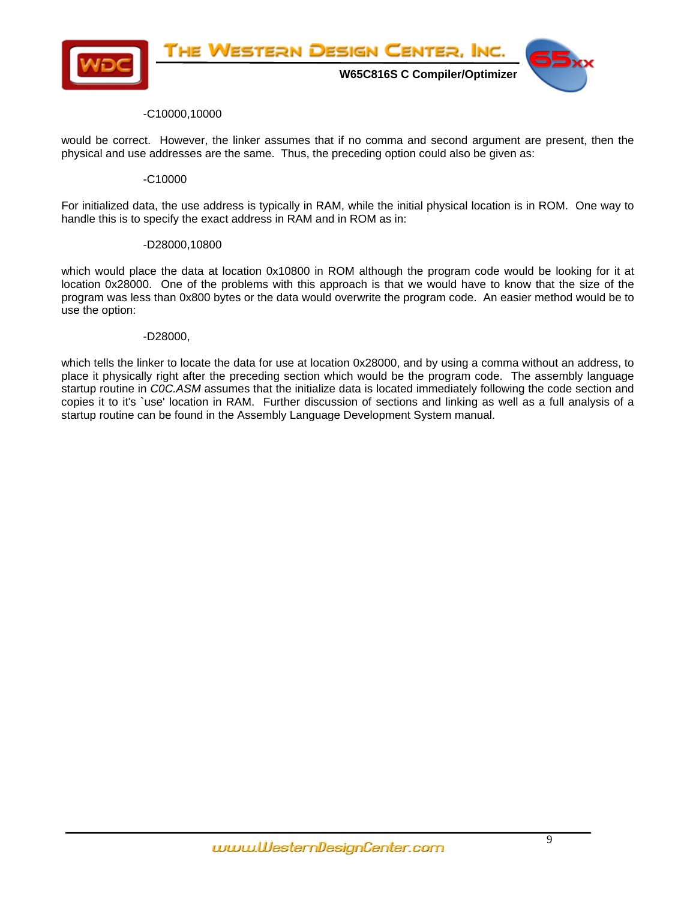```
-C10000,10000
```

would be correct. However, the linker assumes that if no comma and second argument are present, then the physical and use addresses are the same. Thus, the preceding option could also be given as:

```
-C10000
```

For initialized data, the use address is typically in RAM, while the initial physical location is in ROM. One way to handle this is to specify the exact address in RAM and in ROM as in:

```
-D28000,10800
```

which would place the data at location 0x10800 in ROM although the program code would be looking for it at location 0x28000. One of the problems with this approach is that we would have to know that the size of the program was less than 0x800 bytes or the data would overwrite the program code. An easier method would be to use the option:

```
-D28000,
```

which tells the linker to locate the data for use at location 0x28000, and by using a comma without an address, to place it physically right after the preceding section which would be the program code. The assembly language startup routine in *C0C.ASM* assumes that the initialize data is located immediately following the code section and copies it to it's `use' location in RAM. Further discussion of sections and linking as well as a full analysis of a startup routine can be found in the Assembly Language Development System manual.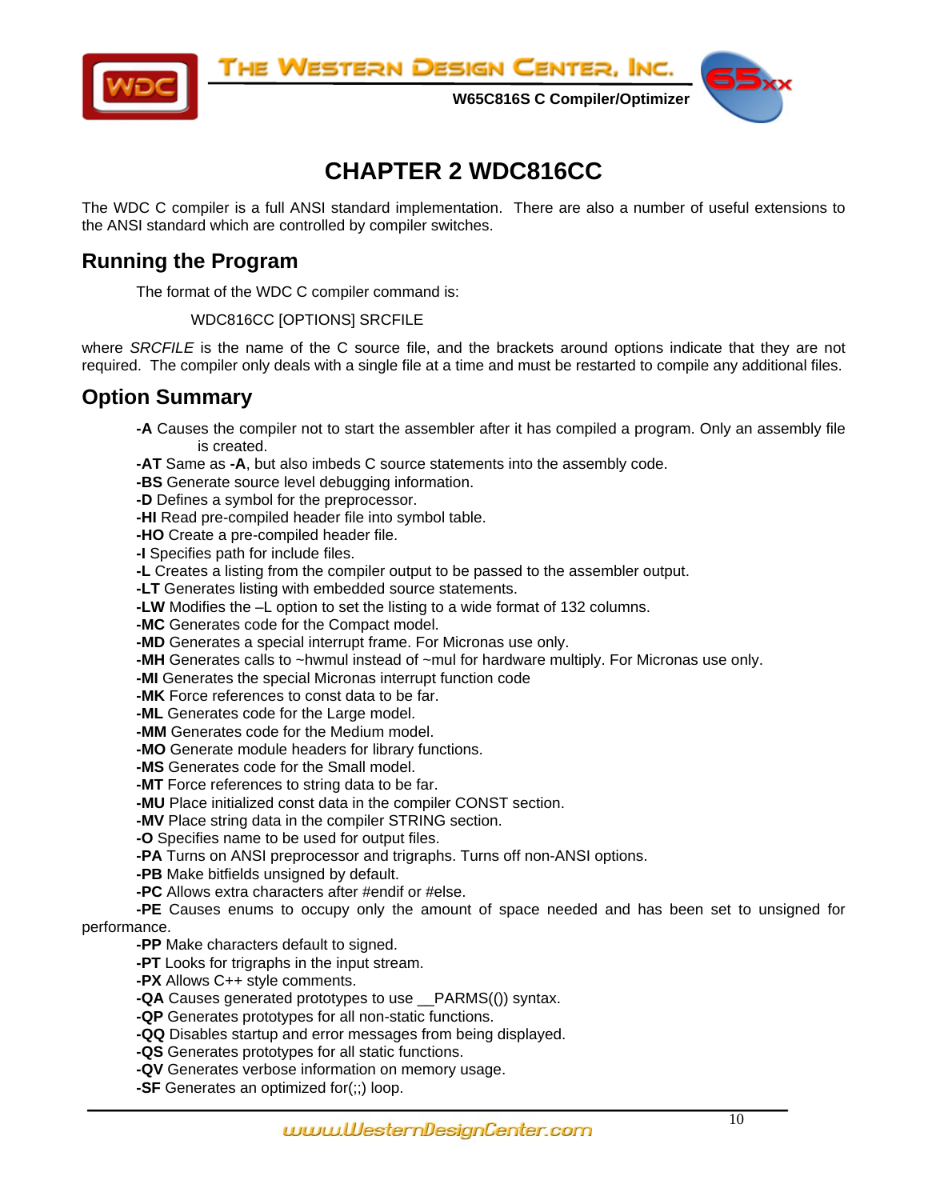# CHAPTER 2 WDC816CC

The WDC C compiler is a full ANSI standard implementation. There are also a number of useful extensions to the ANSI standard which are controlled by compiler switches.

## Running the Program

The format of the WDC C compiler command is:

WDC816CC [OPTIONS] SRCFILE

where *SRCFILE* is the name of the C source file, and the brackets around options indicate that they are not required. The compiler only deals with a single file at a time and must be restarted to compile any additional files.

## Option Summary

**-A** Causes the compiler not to start the assembler after it has compiled a program. Only an assembly file is created.
**-AT** Same as **-A**, but also imbeds C source statements into the assembly code.
**-BS** Generate source level debugging information.
**-D** Defines a symbol for the preprocessor.
**-HI** Read pre-compiled header file into symbol table.
**-HO** Create a pre-compiled header file.
**-I** Specifies path for include files.
**-L** Creates a listing from the compiler output to be passed to the assembler output.
**-LT** Generates listing with embedded source statements.
**-LW** Modifies the –L option to set the listing to a wide format of 132 columns.
**-MC** Generates code for the Compact model.
**-MD** Generates a special interrupt frame. For Micronas use only.
**-MH** Generates calls to ~hwmul instead of ~mul for hardware multiply. For Micronas use only.
**-MI** Generates the special Micronas interrupt function code
**-MK** Force references to const data to be far.
**-ML** Generates code for the Large model.
**-MM** Generates code for the Medium model.
**-MO** Generate module headers for library functions.
**-MS** Generates code for the Small model.
**-MT** Force references to string data to be far.
**-MU** Place initialized const data in the compiler CONST section.
**-MV** Place string data in the compiler STRING section.
**-O** Specifies name to be used for output files.
**-PA** Turns on ANSI preprocessor and trigraphs. Turns off non-ANSI options.
**-PB** Make bitfields unsigned by default.
**-PC** Allows extra characters after #endif or #else.
**-PE** Causes enums to occupy only the amount of space needed and has been set to unsigned for performance.
**-PP** Make characters default to signed.
**-PT** Looks for trigraphs in the input stream.
**-PX** Allows C++ style comments.
**-QA** Causes generated prototypes to use __PARMS(()) syntax.
**-QP** Generates prototypes for all non-static functions.
**-QQ** Disables startup and error messages from being displayed.
**-QS** Generates prototypes for all static functions.
**-QV** Generates verbose information on memory usage.
**-SF** Generates an optimized for(;;) loop.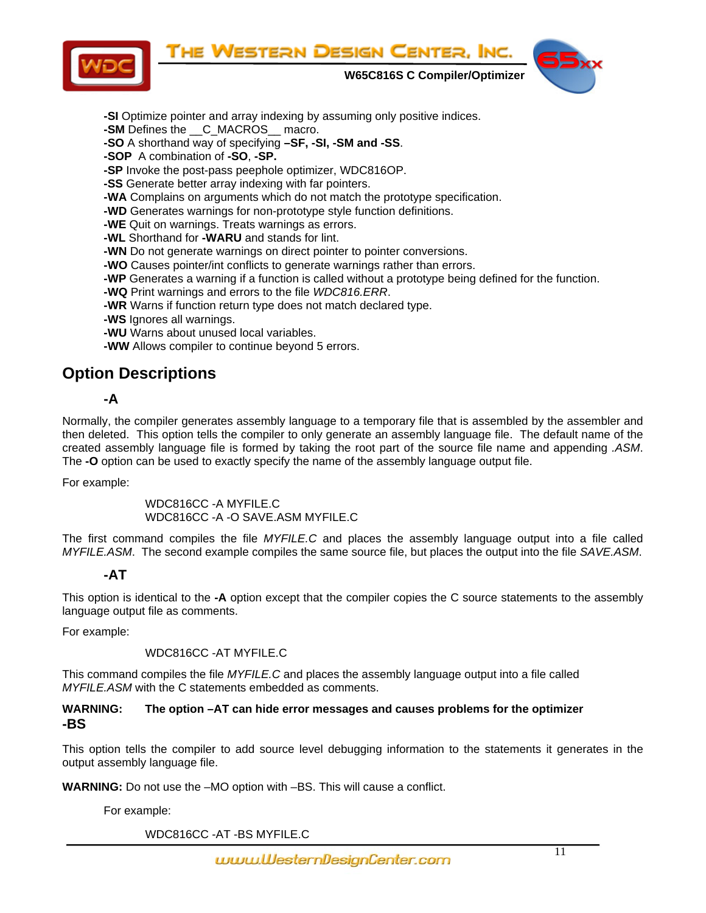**-SI** Optimize pointer and array indexing by assuming only positive indices.
**-SM** Defines the __C_MACROS__ macro.
**-SO** A shorthand way of specifying **–SF, -SI, -SM and -SS**.
**-SOP** A combination of **-SO**, **-SP.**
**-SP** Invoke the post-pass peephole optimizer, WDC816OP.
**-SS** Generate better array indexing with far pointers.
**-WA** Complains on arguments which do not match the prototype specification.
**-WD** Generates warnings for non-prototype style function definitions.
**-WE** Quit on warnings. Treats warnings as errors.
**-WL** Shorthand for **-WARU** and stands for lint.
**-WN** Do not generate warnings on direct pointer to pointer conversions.
**-WO** Causes pointer/int conflicts to generate warnings rather than errors.
**-WP** Generates a warning if a function is called without a prototype being defined for the function.
**-WQ** Print warnings and errors to the file *WDC816.ERR*.
**-WR** Warns if function return type does not match declared type.
**-WS** Ignores all warnings.
**-WU** Warns about unused local variables.
**-WW** Allows compiler to continue beyond 5 errors.

## Option Descriptions

### -A

Normally, the compiler generates assembly language to a temporary file that is assembled by the assembler and then deleted. This option tells the compiler to only generate an assembly language file. The default name of the created assembly language file is formed by taking the root part of the source file name and appending *.ASM*. The **-O** option can be used to exactly specify the name of the assembly language output file.

For example:

```
WDC816CC -A MYFILE.C
WDC816CC -A -O SAVE.ASM MYFILE.C
```

The first command compiles the file *MYFILE.C* and places the assembly language output into a file called *MYFILE.ASM*. The second example compiles the same source file, but places the output into the file *SAVE.ASM*.

### -AT

This option is identical to the **-A** option except that the compiler copies the C source statements to the assembly language output file as comments.

For example:

```
WDC816CC -AT MYFILE.C
```

This command compiles the file *MYFILE.C* and places the assembly language output into a file called *MYFILE.ASM* with the C statements embedded as comments.

**WARNING: The option –AT can hide error messages and causes problems for the optimizer**

### -BS

This option tells the compiler to add source level debugging information to the statements it generates in the output assembly language file.

**WARNING:** Do not use the –MO option with –BS. This will cause a conflict.

For example:

```
WDC816CC -AT -BS MYFILE.C
```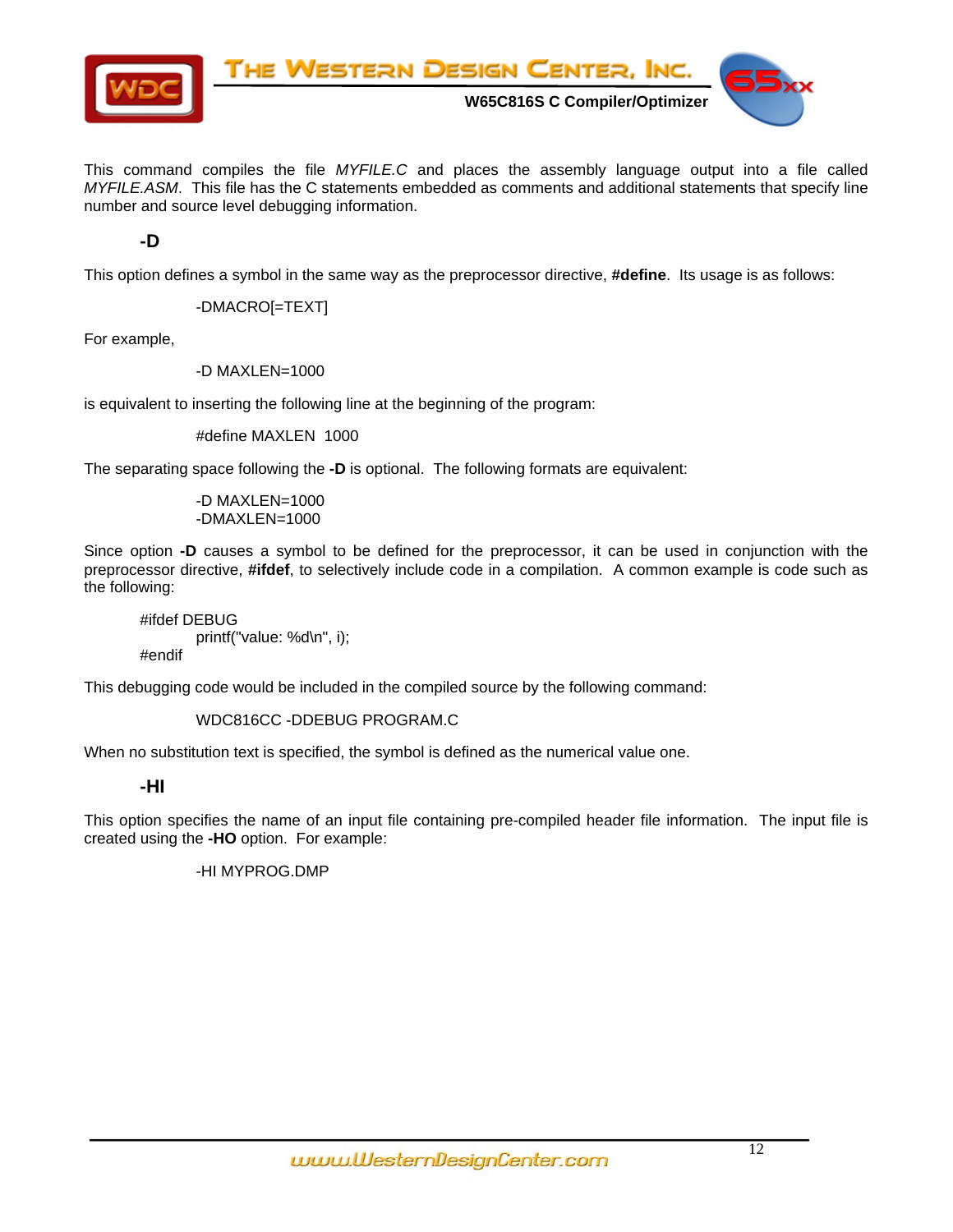This command compiles the file *MYFILE.C* and places the assembly language output into a file called *MYFILE.ASM*. This file has the C statements embedded as comments and additional statements that specify line number and source level debugging information.

### -D

This option defines a symbol in the same way as the preprocessor directive, **#define**. Its usage is as follows:

```
-DMACRO[=TEXT]
```

For example,

```
-D MAXLEN=1000
```

is equivalent to inserting the following line at the beginning of the program:

```
#define MAXLEN  1000
```

The separating space following the **-D** is optional. The following formats are equivalent:

```
-D MAXLEN=1000
-DMAXLEN=1000
```

Since option **-D** causes a symbol to be defined for the preprocessor, it can be used in conjunction with the preprocessor directive, **#ifdef**, to selectively include code in a compilation. A common example is code such as the following:

```
#ifdef DEBUG
        printf("value: %d\n", i);
#endif
```

This debugging code would be included in the compiled source by the following command:

```
WDC816CC -DDEBUG PROGRAM.C
```

When no substitution text is specified, the symbol is defined as the numerical value one.

### -HI

This option specifies the name of an input file containing pre-compiled header file information. The input file is created using the **-HO** option. For example:

```
-HI MYPROG.DMP
```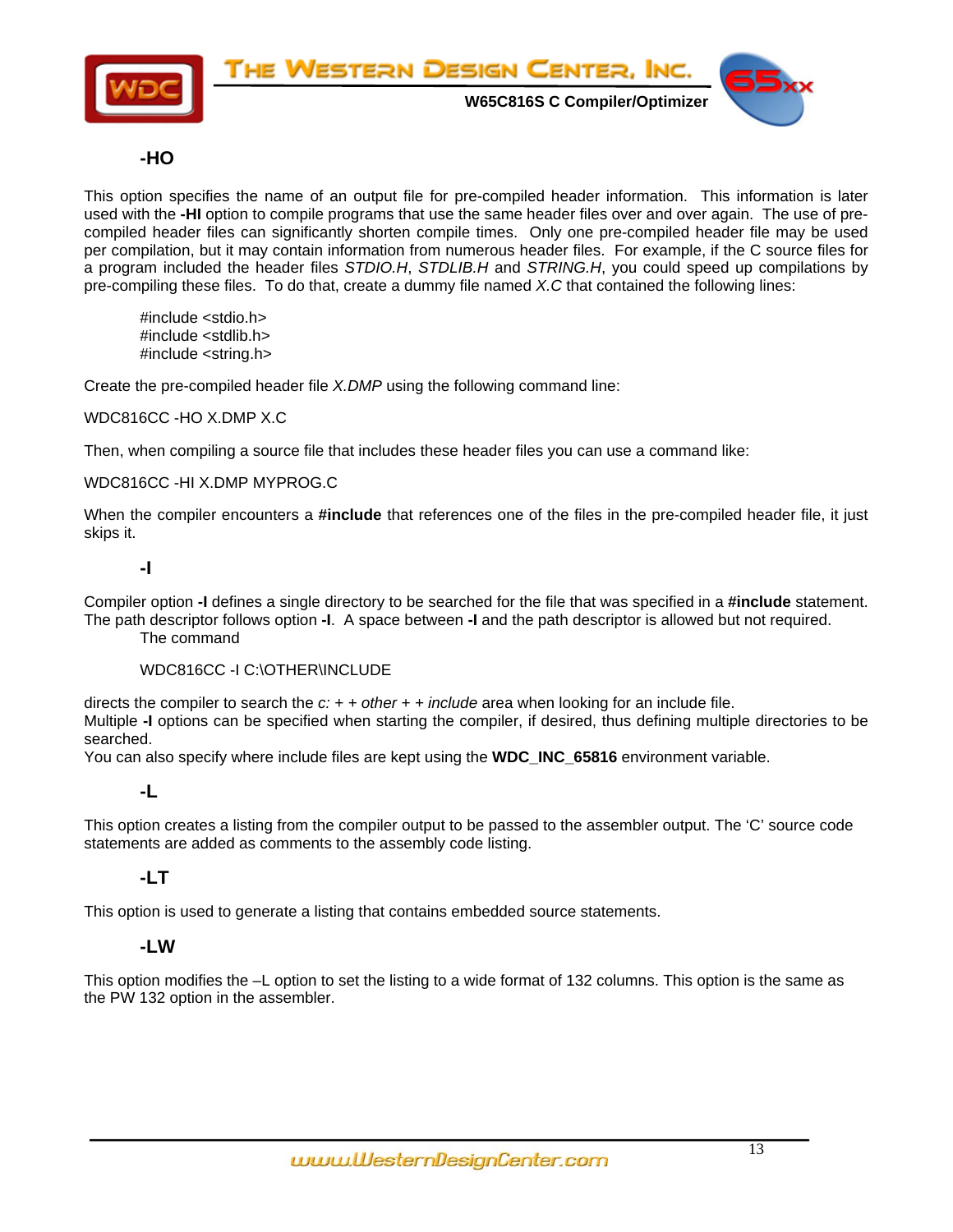### -HO

This option specifies the name of an output file for pre-compiled header information. This information is later used with the **-HI** option to compile programs that use the same header files over and over again. The use of pre-compiled header files can significantly shorten compile times. Only one pre-compiled header file may be used per compilation, but it may contain information from numerous header files. For example, if the C source files for a program included the header files *STDIO.H*, *STDLIB.H* and *STRING.H*, you could speed up compilations by pre-compiling these files. To do that, create a dummy file named *X.C* that contained the following lines:

```
#include <stdio.h>
#include <stdlib.h>
#include <string.h>
```

Create the pre-compiled header file *X.DMP* using the following command line:

WDC816CC -HO X.DMP X.C

Then, when compiling a source file that includes these header files you can use a command like:

WDC816CC -HI X.DMP MYPROG.C

When the compiler encounters a **#include** that references one of the files in the pre-compiled header file, it just skips it.

### -I

Compiler option **-I** defines a single directory to be searched for the file that was specified in a **#include** statement. The path descriptor follows option **-I**. A space between **-I** and the path descriptor is allowed but not required.

The command

WDC816CC -I C:\OTHER\INCLUDE

directs the compiler to search the *c: + + other + + include* area when looking for an include file.
Multiple **-I** options can be specified when starting the compiler, if desired, thus defining multiple directories to be searched.
You can also specify where include files are kept using the **WDC_INC_65816** environment variable.

### -L

This option creates a listing from the compiler output to be passed to the assembler output. The 'C' source code statements are added as comments to the assembly code listing.

### -LT

This option is used to generate a listing that contains embedded source statements.

### -LW

This option modifies the –L option to set the listing to a wide format of 132 columns. This option is the same as the PW 132 option in the assembler.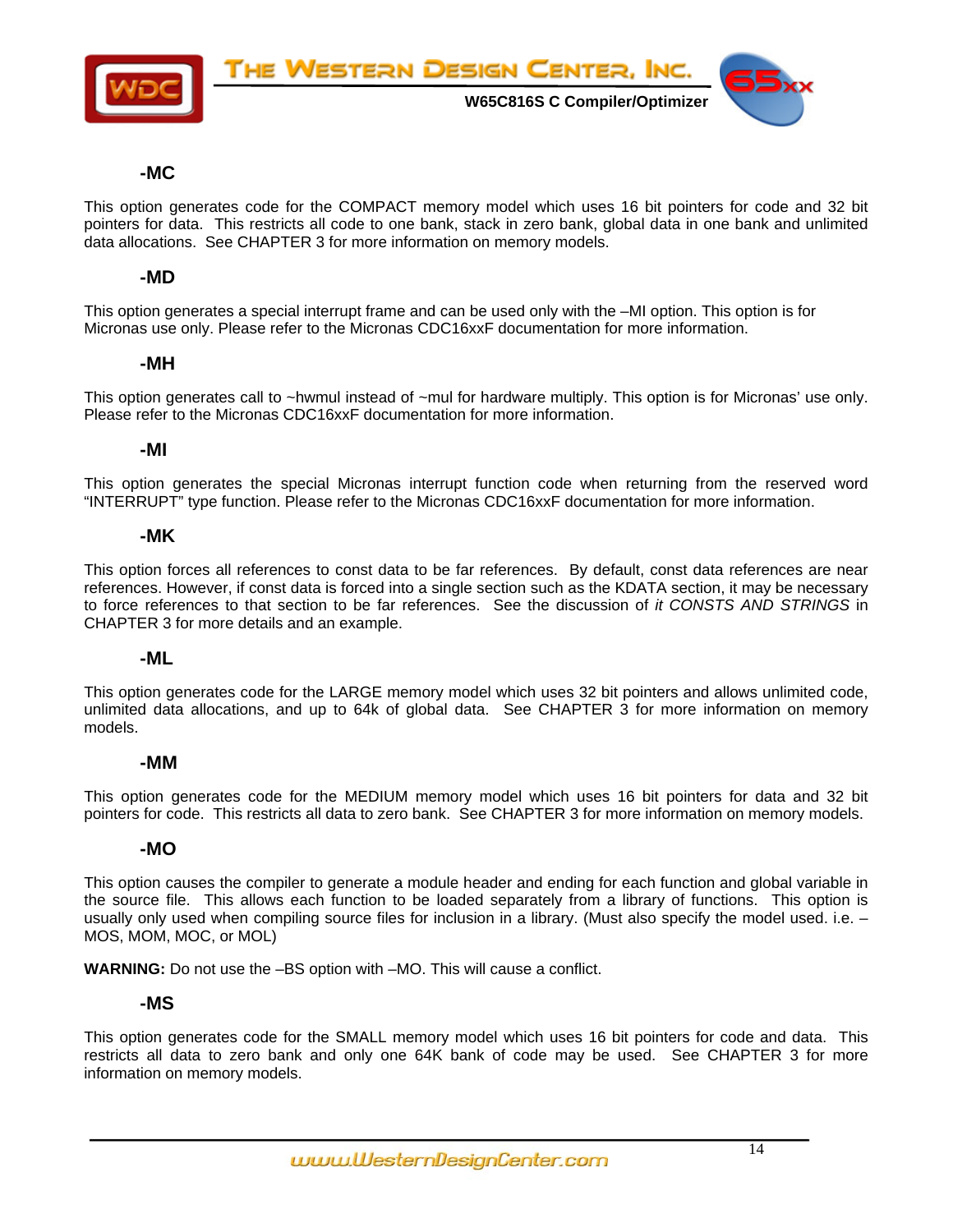### -MC

This option generates code for the COMPACT memory model which uses 16 bit pointers for code and 32 bit pointers for data. This restricts all code to one bank, stack in zero bank, global data in one bank and unlimited data allocations. See CHAPTER 3 for more information on memory models.

### -MD

This option generates a special interrupt frame and can be used only with the –MI option. This option is for Micronas use only. Please refer to the Micronas CDC16xxF documentation for more information.

### -MH

This option generates call to ~hwmul instead of ~mul for hardware multiply. This option is for Micronas' use only. Please refer to the Micronas CDC16xxF documentation for more information.

### -MI

This option generates the special Micronas interrupt function code when returning from the reserved word "INTERRUPT" type function. Please refer to the Micronas CDC16xxF documentation for more information.

### -MK

This option forces all references to const data to be far references. By default, const data references are near references. However, if const data is forced into a single section such as the KDATA section, it may be necessary to force references to that section to be far references. See the discussion of *it CONSTS AND STRINGS* in CHAPTER 3 for more details and an example.

### -ML

This option generates code for the LARGE memory model which uses 32 bit pointers and allows unlimited code, unlimited data allocations, and up to 64k of global data. See CHAPTER 3 for more information on memory models.

### -MM

This option generates code for the MEDIUM memory model which uses 16 bit pointers for data and 32 bit pointers for code. This restricts all data to zero bank. See CHAPTER 3 for more information on memory models.

### -MO

This option causes the compiler to generate a module header and ending for each function and global variable in the source file. This allows each function to be loaded separately from a library of functions. This option is usually only used when compiling source files for inclusion in a library. (Must also specify the model used. i.e. –MOS, MOM, MOC, or MOL)

**WARNING:** Do not use the –BS option with –MO. This will cause a conflict.

### -MS

This option generates code for the SMALL memory model which uses 16 bit pointers for code and data. This restricts all data to zero bank and only one 64K bank of code may be used. See CHAPTER 3 for more information on memory models.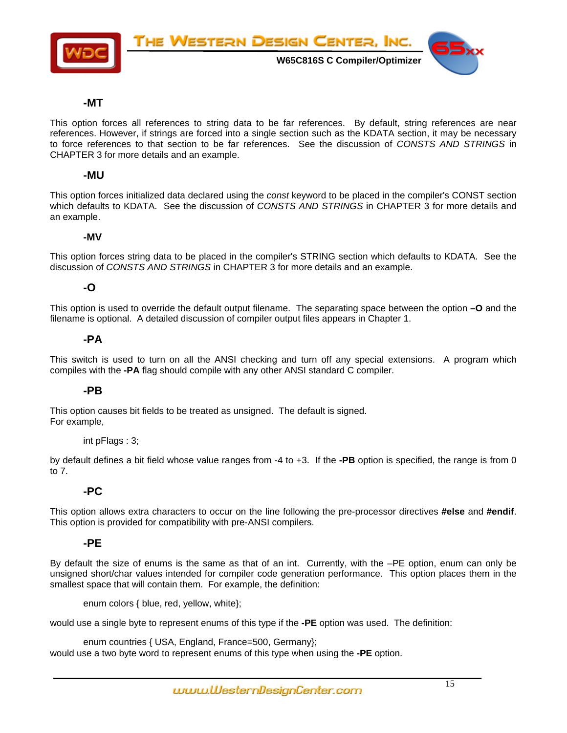### -MT

This option forces all references to string data to be far references. By default, string references are near references. However, if strings are forced into a single section such as the KDATA section, it may be necessary to force references to that section to be far references. See the discussion of *CONSTS AND STRINGS* in CHAPTER 3 for more details and an example.

### -MU

This option forces initialized data declared using the *const* keyword to be placed in the compiler's CONST section which defaults to KDATA. See the discussion of *CONSTS AND STRINGS* in CHAPTER 3 for more details and an example.

### -MV

This option forces string data to be placed in the compiler's STRING section which defaults to KDATA. See the discussion of *CONSTS AND STRINGS* in CHAPTER 3 for more details and an example.

### -O

This option is used to override the default output filename. The separating space between the option **–O** and the filename is optional. A detailed discussion of compiler output files appears in Chapter 1.

### -PA

This switch is used to turn on all the ANSI checking and turn off any special extensions. A program which compiles with the **-PA** flag should compile with any other ANSI standard C compiler.

### -PB

This option causes bit fields to be treated as unsigned. The default is signed.
For example,

```
int pFlags : 3;
```

by default defines a bit field whose value ranges from -4 to +3. If the **-PB** option is specified, the range is from 0 to 7.

### -PC

This option allows extra characters to occur on the line following the pre-processor directives **#else** and **#endif**. This option is provided for compatibility with pre-ANSI compilers.

### -PE

By default the size of enums is the same as that of an int. Currently, with the –PE option, enum can only be unsigned short/char values intended for compiler code generation performance. This option places them in the smallest space that will contain them. For example, the definition:

```
enum colors { blue, red, yellow, white};
```

would use a single byte to represent enums of this type if the **-PE** option was used. The definition:

```
enum countries { USA, England, France=500, Germany};
```

would use a two byte word to represent enums of this type when using the **-PE** option.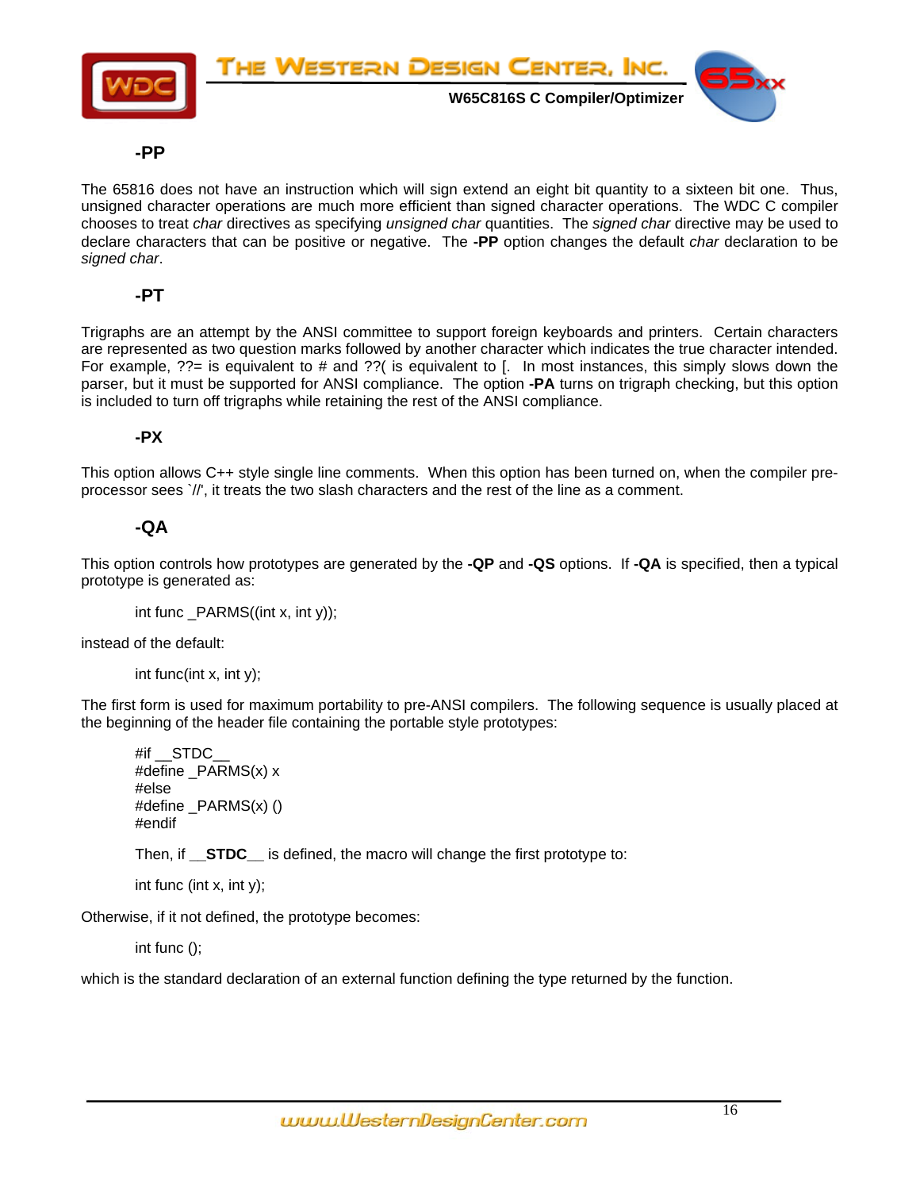### -PP

The 65816 does not have an instruction which will sign extend an eight bit quantity to a sixteen bit one. Thus, unsigned character operations are much more efficient than signed character operations. The WDC C compiler chooses to treat *char* directives as specifying *unsigned char* quantities. The *signed char* directive may be used to declare characters that can be positive or negative. The **-PP** option changes the default *char* declaration to be *signed char*.

### -PT

Trigraphs are an attempt by the ANSI committee to support foreign keyboards and printers. Certain characters are represented as two question marks followed by another character which indicates the true character intended. For example, ??= is equivalent to # and ??( is equivalent to [. In most instances, this simply slows down the parser, but it must be supported for ANSI compliance. The option **-PA** turns on trigraph checking, but this option is included to turn off trigraphs while retaining the rest of the ANSI compliance.

### -PX

This option allows C++ style single line comments. When this option has been turned on, when the compiler pre-processor sees `//', it treats the two slash characters and the rest of the line as a comment.

### -QA

This option controls how prototypes are generated by the **-QP** and **-QS** options. If **-QA** is specified, then a typical prototype is generated as:

```
int func _PARMS((int x, int y));
```

instead of the default:

```
int func(int x, int y);
```

The first form is used for maximum portability to pre-ANSI compilers. The following sequence is usually placed at the beginning of the header file containing the portable style prototypes:

```
#if __STDC__
#define _PARMS(x) x
#else
#define _PARMS(x) ()
#endif
```

Then, if **__STDC__** is defined, the macro will change the first prototype to:

```
int func (int x, int y);
```

Otherwise, if it not defined, the prototype becomes:

```
int func ();
```

which is the standard declaration of an external function defining the type returned by the function.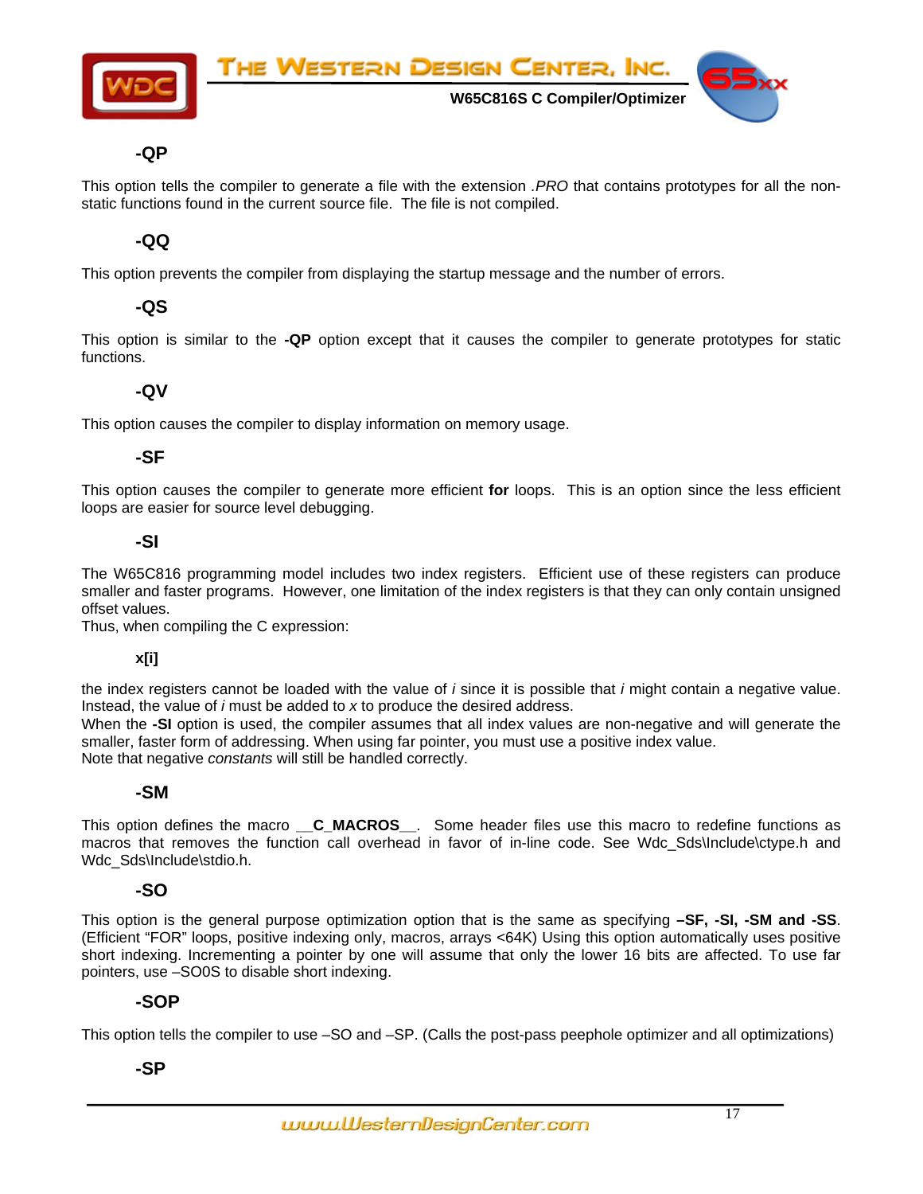### -QP

This option tells the compiler to generate a file with the extension *.PRO* that contains prototypes for all the non-static functions found in the current source file. The file is not compiled.

### -QQ

This option prevents the compiler from displaying the startup message and the number of errors.

### -QS

This option is similar to the **-QP** option except that it causes the compiler to generate prototypes for static functions.

### -QV

This option causes the compiler to display information on memory usage.

### -SF

This option causes the compiler to generate more efficient **for** loops. This is an option since the less efficient loops are easier for source level debugging.

### -SI

The W65C816 programming model includes two index registers. Efficient use of these registers can produce smaller and faster programs. However, one limitation of the index registers is that they can only contain unsigned offset values.

Thus, when compiling the C expression:

**x[i]**

the index registers cannot be loaded with the value of *i* since it is possible that *i* might contain a negative value. Instead, the value of *i* must be added to *x* to produce the desired address.

When the **-SI** option is used, the compiler assumes that all index values are non-negative and will generate the smaller, faster form of addressing. When using far pointer, you must use a positive index value.

Note that negative *constants* will still be handled correctly.

### -SM

This option defines the macro **__C_MACROS__**. Some header files use this macro to redefine functions as macros that removes the function call overhead in favor of in-line code. See Wdc_Sds\Include\ctype.h and Wdc_Sds\Include\stdio.h.

### -SO

This option is the general purpose optimization option that is the same as specifying **–SF, -SI, -SM and -SS**. (Efficient "FOR" loops, positive indexing only, macros, arrays <64K) Using this option automatically uses positive short indexing. Incrementing a pointer by one will assume that only the lower 16 bits are affected. To use far pointers, use –SO0S to disable short indexing.

### -SOP

This option tells the compiler to use –SO and –SP. (Calls the post-pass peephole optimizer and all optimizations)

### -SP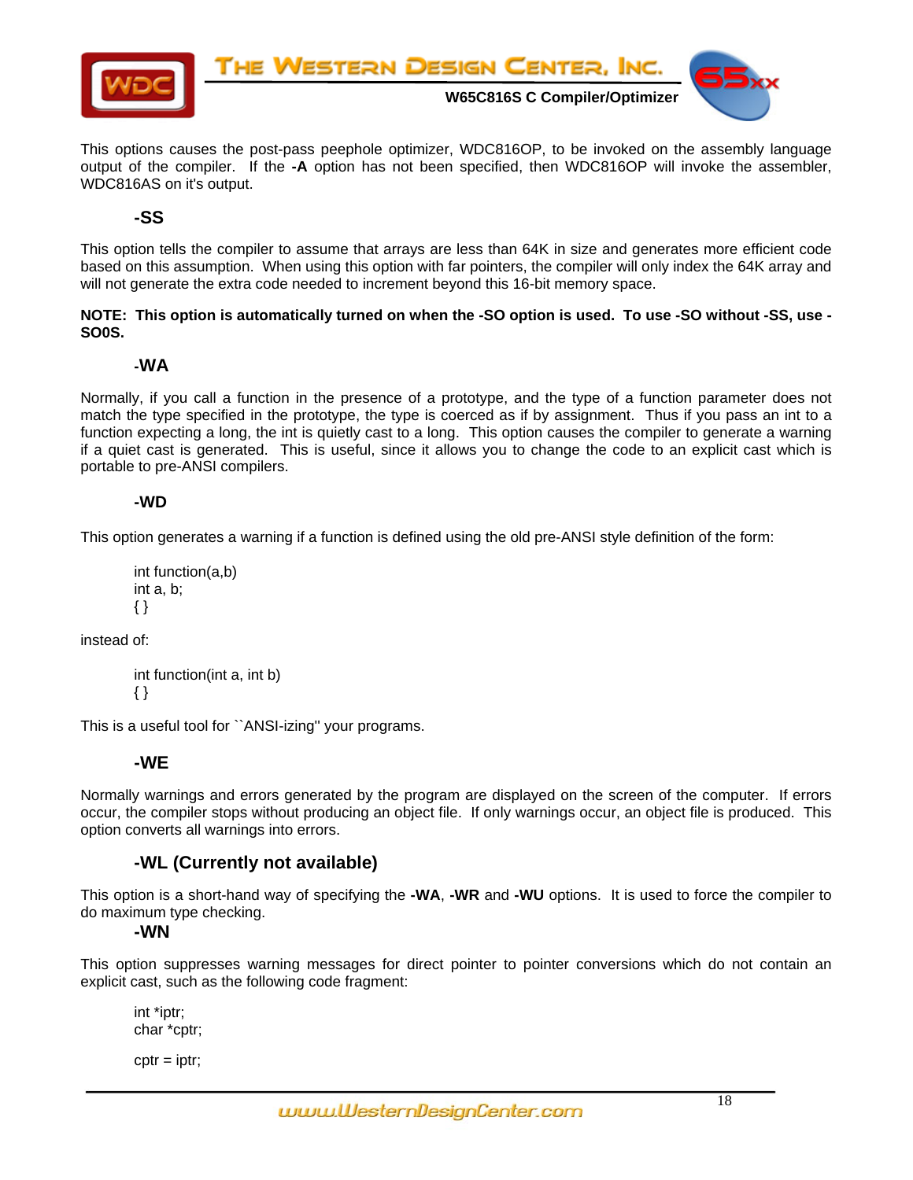This options causes the post-pass peephole optimizer, WDC816OP, to be invoked on the assembly language output of the compiler. If the **-A** option has not been specified, then WDC816OP will invoke the assembler, WDC816AS on it's output.

### -SS

This option tells the compiler to assume that arrays are less than 64K in size and generates more efficient code based on this assumption. When using this option with far pointers, the compiler will only index the 64K array and will not generate the extra code needed to increment beyond this 16-bit memory space.

**NOTE: This option is automatically turned on when the -SO option is used. To use -SO without -SS, use -SO0S.**

### -WA

Normally, if you call a function in the presence of a prototype, and the type of a function parameter does not match the type specified in the prototype, the type is coerced as if by assignment. Thus if you pass an int to a function expecting a long, the int is quietly cast to a long. This option causes the compiler to generate a warning if a quiet cast is generated. This is useful, since it allows you to change the code to an explicit cast which is portable to pre-ANSI compilers.

### -WD

This option generates a warning if a function is defined using the old pre-ANSI style definition of the form:

```
int function(a,b)
int a, b;
{ }
```

instead of:

```
int function(int a, int b)
{ }
```

This is a useful tool for ``ANSI-izing'' your programs.

### -WE

Normally warnings and errors generated by the program are displayed on the screen of the computer. If errors occur, the compiler stops without producing an object file. If only warnings occur, an object file is produced. This option converts all warnings into errors.

### -WL (Currently not available)

This option is a short-hand way of specifying the **-WA**, **-WR** and **-WU** options. It is used to force the compiler to do maximum type checking.

### -WN

This option suppresses warning messages for direct pointer to pointer conversions which do not contain an explicit cast, such as the following code fragment:

```
int *iptr;
char *cptr;

cptr = iptr;
```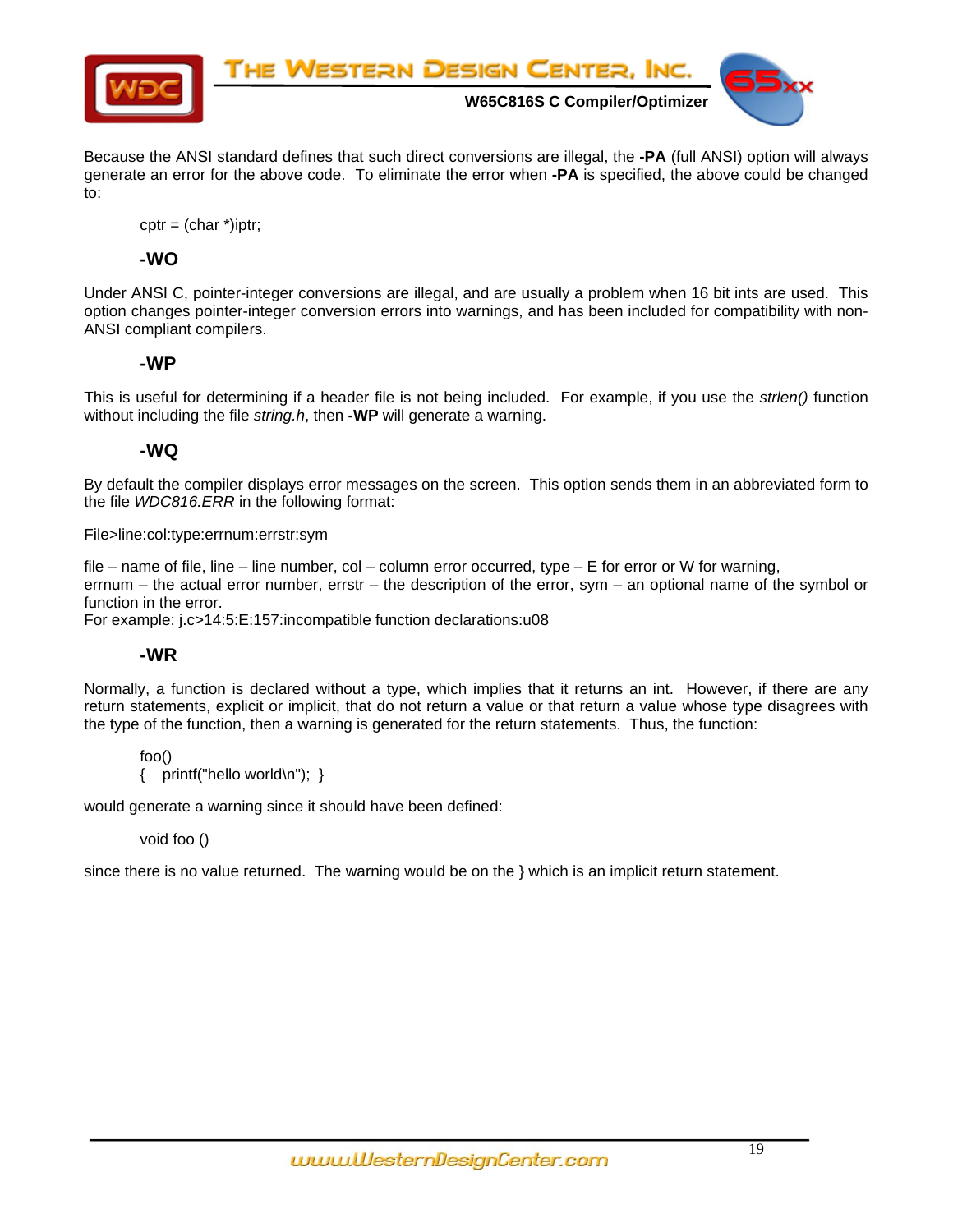Because the ANSI standard defines that such direct conversions are illegal, the **-PA** (full ANSI) option will always generate an error for the above code. To eliminate the error when **-PA** is specified, the above could be changed to:

```
cptr = (char *)iptr;
```

### -WO

Under ANSI C, pointer-integer conversions are illegal, and are usually a problem when 16 bit ints are used. This option changes pointer-integer conversion errors into warnings, and has been included for compatibility with non-ANSI compliant compilers.

### -WP

This is useful for determining if a header file is not being included. For example, if you use the *strlen()* function without including the file *string.h*, then **-WP** will generate a warning.

### -WQ

By default the compiler displays error messages on the screen. This option sends them in an abbreviated form to the file *WDC816.ERR* in the following format:

File>line:col:type:errnum:errstr:sym

file – name of file, line – line number, col – column error occurred, type – E for error or W for warning,
errnum – the actual error number, errstr – the description of the error, sym – an optional name of the symbol or function in the error.
For example: j.c>14:5:E:157:incompatible function declarations:u08

### -WR

Normally, a function is declared without a type, which implies that it returns an int. However, if there are any return statements, explicit or implicit, that do not return a value or that return a value whose type disagrees with the type of the function, then a warning is generated for the return statements. Thus, the function:

```
foo()
{    printf("hello world\n");  }
```

would generate a warning since it should have been defined:

```
void foo ()
```

since there is no value returned. The warning would be on the } which is an implicit return statement.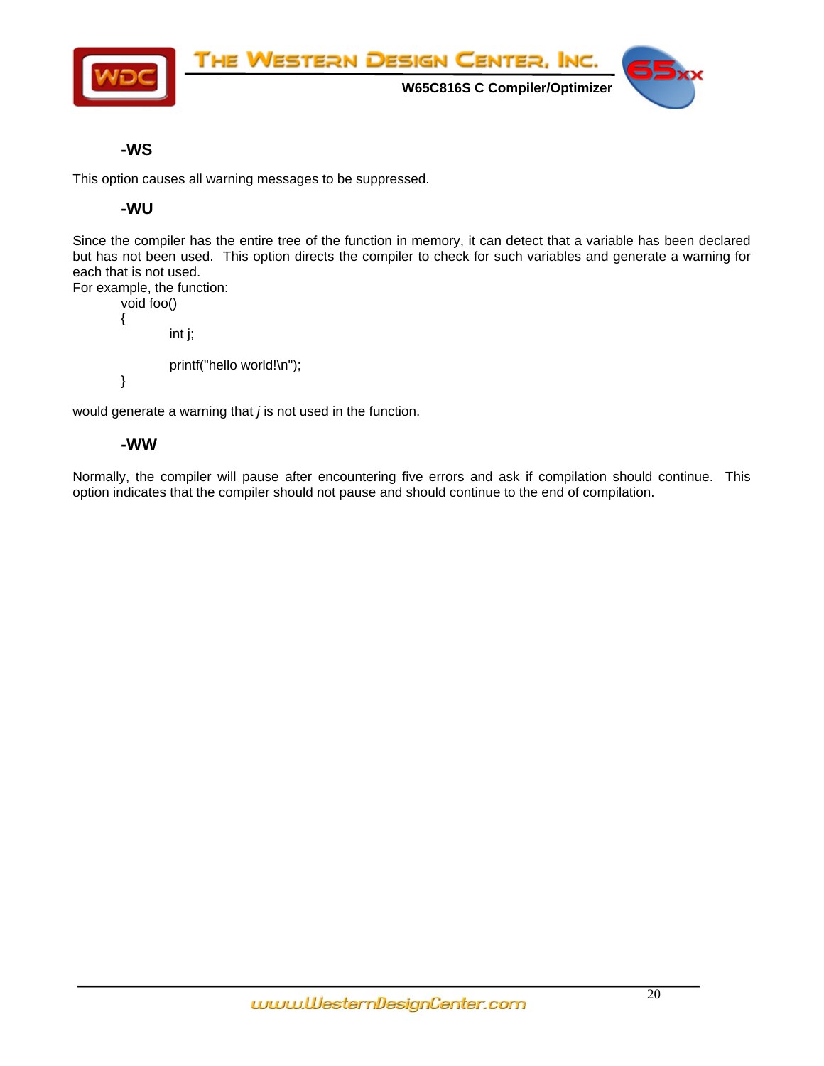### -WS

This option causes all warning messages to be suppressed.

### -WU

Since the compiler has the entire tree of the function in memory, it can detect that a variable has been declared but has not been used. This option directs the compiler to check for such variables and generate a warning for each that is not used.
For example, the function:

```
void foo()
{
        int j;

        printf("hello world!\n");
}
```

would generate a warning that *j* is not used in the function.

### -WW

Normally, the compiler will pause after encountering five errors and ask if compilation should continue. This option indicates that the compiler should not pause and should continue to the end of compilation.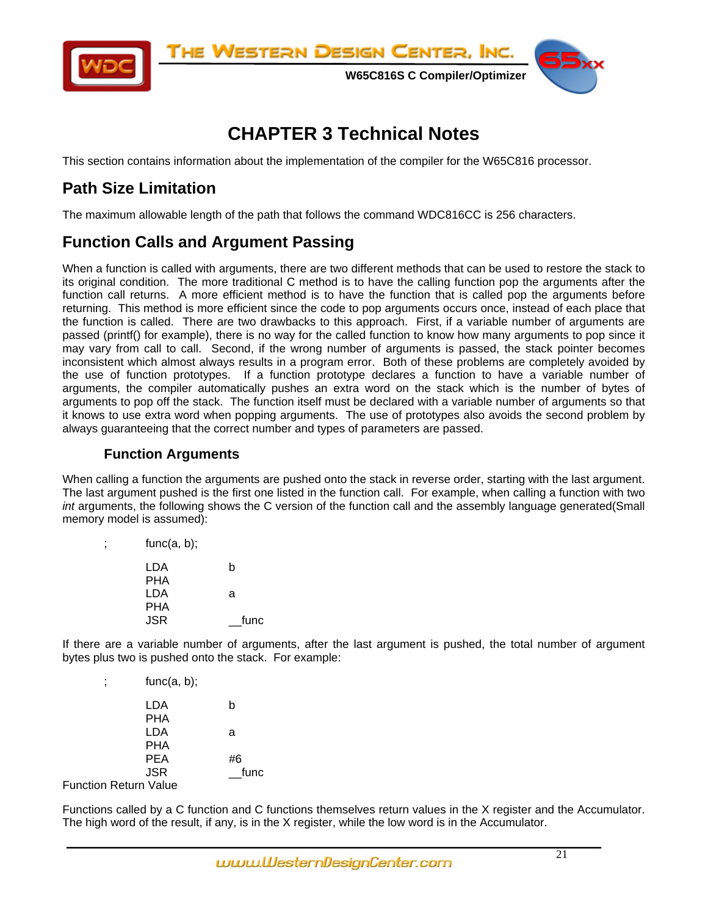# CHAPTER 3 Technical Notes

This section contains information about the implementation of the compiler for the W65C816 processor.

## Path Size Limitation

The maximum allowable length of the path that follows the command WDC816CC is 256 characters.

## Function Calls and Argument Passing

When a function is called with arguments, there are two different methods that can be used to restore the stack to its original condition. The more traditional C method is to have the calling function pop the arguments after the function call returns. A more efficient method is to have the function that is called pop the arguments before returning. This method is more efficient since the code to pop arguments occurs once, instead of each place that the function is called. There are two drawbacks to this approach. First, if a variable number of arguments are passed (printf() for example), there is no way for the called function to know how many arguments to pop since it may vary from call to call. Second, if the wrong number of arguments is passed, the stack pointer becomes inconsistent which almost always results in a program error. Both of these problems are completely avoided by the use of function prototypes. If a function prototype declares a function to have a variable number of arguments, the compiler automatically pushes an extra word on the stack which is the number of bytes of arguments to pop off the stack. The function itself must be declared with a variable number of arguments so that it knows to use extra word when popping arguments. The use of prototypes also avoids the second problem by always guaranteeing that the correct number and types of parameters are passed.

### Function Arguments

When calling a function the arguments are pushed onto the stack in reverse order, starting with the last argument. The last argument pushed is the first one listed in the function call. For example, when calling a function with two *int* arguments, the following shows the C version of the function call and the assembly language generated(Small memory model is assumed):

```
;       func(a, b);

        LDA     b
        PHA
        LDA     a
        PHA
        JSR     __func
```

If there are a variable number of arguments, after the last argument is pushed, the total number of argument bytes plus two is pushed onto the stack. For example:

```
;       func(a, b);

        LDA     b
        PHA
        LDA     a
        PHA
        PEA     #6
        JSR     __func
```

Function Return Value

Functions called by a C function and C functions themselves return values in the X register and the Accumulator. The high word of the result, if any, is in the X register, while the low word is in the Accumulator.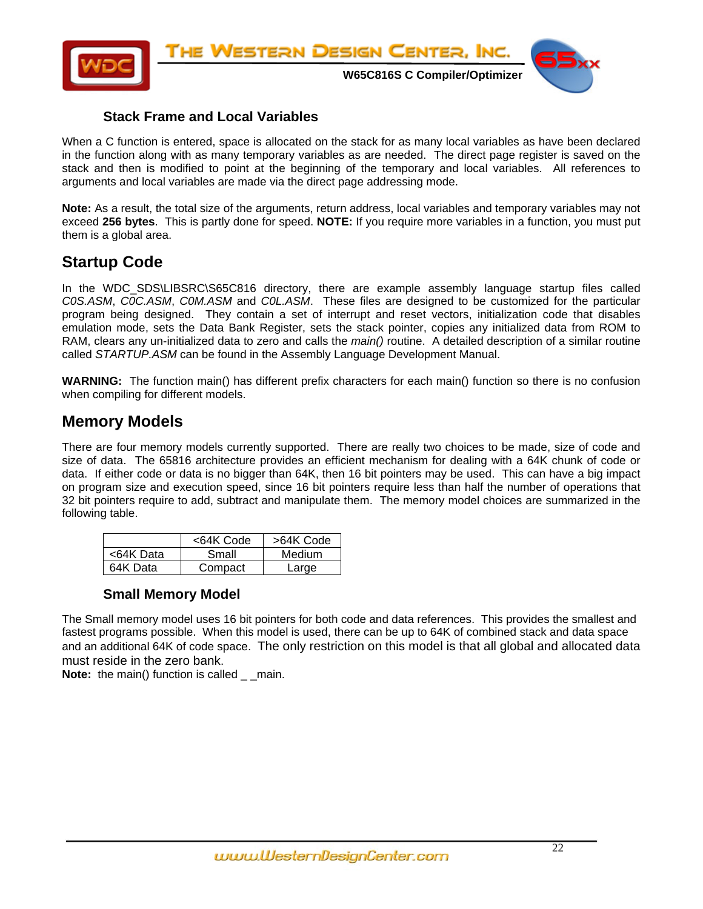### Stack Frame and Local Variables

When a C function is entered, space is allocated on the stack for as many local variables as have been declared in the function along with as many temporary variables as are needed. The direct page register is saved on the stack and then is modified to point at the beginning of the temporary and local variables. All references to arguments and local variables are made via the direct page addressing mode.

**Note:** As a result, the total size of the arguments, return address, local variables and temporary variables may not exceed **256 bytes**. This is partly done for speed. **NOTE:** If you require more variables in a function, you must put them is a global area.

## Startup Code

In the WDC_SDS\LIBSRC\S65C816 directory, there are example assembly language startup files called *C0S.ASM*, *C0C.ASM*, *C0M.ASM* and *C0L.ASM*. These files are designed to be customized for the particular program being designed. They contain a set of interrupt and reset vectors, initialization code that disables emulation mode, sets the Data Bank Register, sets the stack pointer, copies any initialized data from ROM to RAM, clears any un-initialized data to zero and calls the *main()* routine. A detailed description of a similar routine called *STARTUP.ASM* can be found in the Assembly Language Development Manual.

**WARNING:** The function main() has different prefix characters for each main() function so there is no confusion when compiling for different models.

## Memory Models

There are four memory models currently supported. There are really two choices to be made, size of code and size of data. The 65816 architecture provides an efficient mechanism for dealing with a 64K chunk of code or data. If either code or data is no bigger than 64K, then 16 bit pointers may be used. This can have a big impact on program size and execution speed, since 16 bit pointers require less than half the number of operations that 32 bit pointers require to add, subtract and manipulate them. The memory model choices are summarized in the following table.

| | <64K Code | >64K Code |
|---|---|---|
| <64K Data | Small | Medium |
| 64K Data | Compact | Large |

### Small Memory Model

The Small memory model uses 16 bit pointers for both code and data references. This provides the smallest and fastest programs possible. When this model is used, there can be up to 64K of combined stack and data space and an additional 64K of code space. The only restriction on this model is that all global and allocated data must reside in the zero bank.

**Note:** the main() function is called _ _main.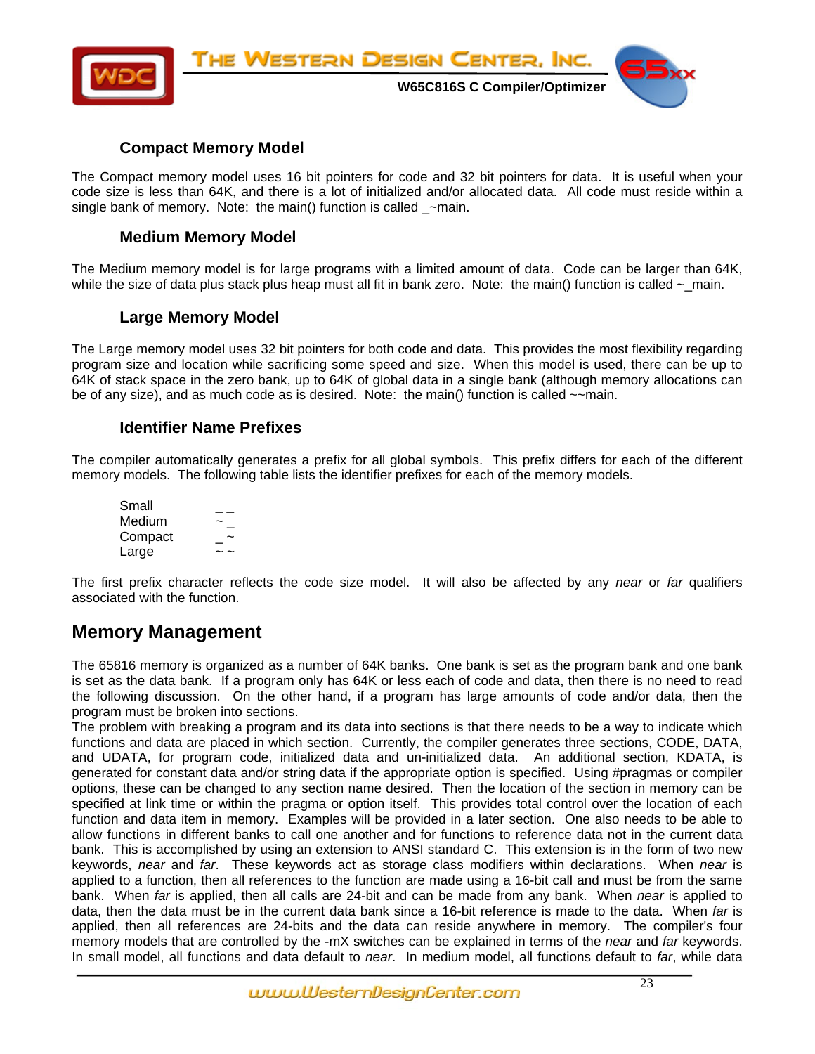### Compact Memory Model

The Compact memory model uses 16 bit pointers for code and 32 bit pointers for data. It is useful when your code size is less than 64K, and there is a lot of initialized and/or allocated data. All code must reside within a single bank of memory. Note: the main() function is called _~main.

### Medium Memory Model

The Medium memory model is for large programs with a limited amount of data. Code can be larger than 64K, while the size of data plus stack plus heap must all fit in bank zero. Note: the main() function is called ~_main.

### Large Memory Model

The Large memory model uses 32 bit pointers for both code and data. This provides the most flexibility regarding program size and location while sacrificing some speed and size. When this model is used, there can be up to 64K of stack space in the zero bank, up to 64K of global data in a single bank (although memory allocations can be of any size), and as much code as is desired. Note: the main() function is called ~~main.

### Identifier Name Prefixes

The compiler automatically generates a prefix for all global symbols. This prefix differs for each of the different memory models. The following table lists the identifier prefixes for each of the memory models.

| | |
|---|---|
| Small | _ _ |
| Medium | ~ _ |
| Compact | _ ~ |
| Large | ~ ~ |

The first prefix character reflects the code size model. It will also be affected by any *near* or *far* qualifiers associated with the function.

## Memory Management

The 65816 memory is organized as a number of 64K banks. One bank is set as the program bank and one bank is set as the data bank. If a program only has 64K or less each of code and data, then there is no need to read the following discussion. On the other hand, if a program has large amounts of code and/or data, then the program must be broken into sections.

The problem with breaking a program and its data into sections is that there needs to be a way to indicate which functions and data are placed in which section. Currently, the compiler generates three sections, CODE, DATA, and UDATA, for program code, initialized data and un-initialized data. An additional section, KDATA, is generated for constant data and/or string data if the appropriate option is specified. Using #pragmas or compiler options, these can be changed to any section name desired. Then the location of the section in memory can be specified at link time or within the pragma or option itself. This provides total control over the location of each function and data item in memory. Examples will be provided in a later section. One also needs to be able to allow functions in different banks to call one another and for functions to reference data not in the current data bank. This is accomplished by using an extension to ANSI standard C. This extension is in the form of two new keywords, *near* and *far*. These keywords act as storage class modifiers within declarations. When *near* is applied to a function, then all references to the function are made using a 16-bit call and must be from the same bank. When *far* is applied, then all calls are 24-bit and can be made from any bank. When *near* is applied to data, then the data must be in the current data bank since a 16-bit reference is made to the data. When *far* is applied, then all references are 24-bits and the data can reside anywhere in memory. The compiler's four memory models that are controlled by the -mX switches can be explained in terms of the *near* and *far* keywords. In small model, all functions and data default to *near*. In medium model, all functions default to *far*, while data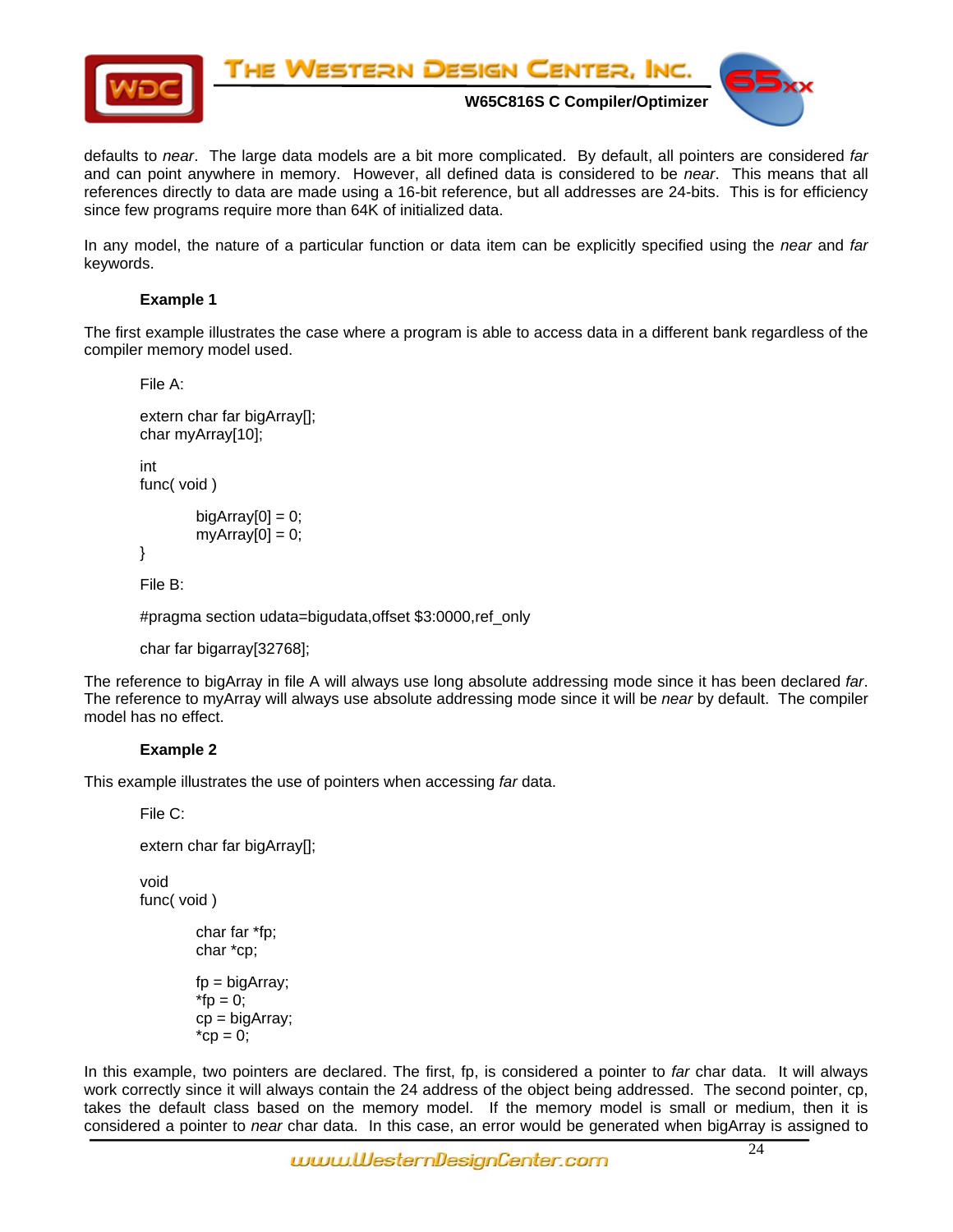defaults to *near*. The large data models are a bit more complicated. By default, all pointers are considered *far* and can point anywhere in memory. However, all defined data is considered to be *near*. This means that all references directly to data are made using a 16-bit reference, but all addresses are 24-bits. This is for efficiency since few programs require more than 64K of initialized data.

In any model, the nature of a particular function or data item can be explicitly specified using the *near* and *far* keywords.

**Example 1**

The first example illustrates the case where a program is able to access data in a different bank regardless of the compiler memory model used.

File A:

```
extern char far bigArray[];
char myArray[10];

int
func( void )

        bigArray[0] = 0;
        myArray[0] = 0;
}
```

File B:

```
#pragma section udata=bigudata,offset $3:0000,ref_only

char far bigarray[32768];
```

The reference to bigArray in file A will always use long absolute addressing mode since it has been declared *far*. The reference to myArray will always use absolute addressing mode since it will be *near* by default. The compiler model has no effect.

**Example 2**

This example illustrates the use of pointers when accessing *far* data.

File C:

```
extern char far bigArray[];

void
func( void )

        char far *fp;
        char *cp;

        fp = bigArray;
        *fp = 0;
        cp = bigArray;
        *cp = 0;
```

In this example, two pointers are declared. The first, fp, is considered a pointer to *far* char data. It will always work correctly since it will always contain the 24 address of the object being addressed. The second pointer, cp, takes the default class based on the memory model. If the memory model is small or medium, then it is considered a pointer to *near* char data. In this case, an error would be generated when bigArray is assigned to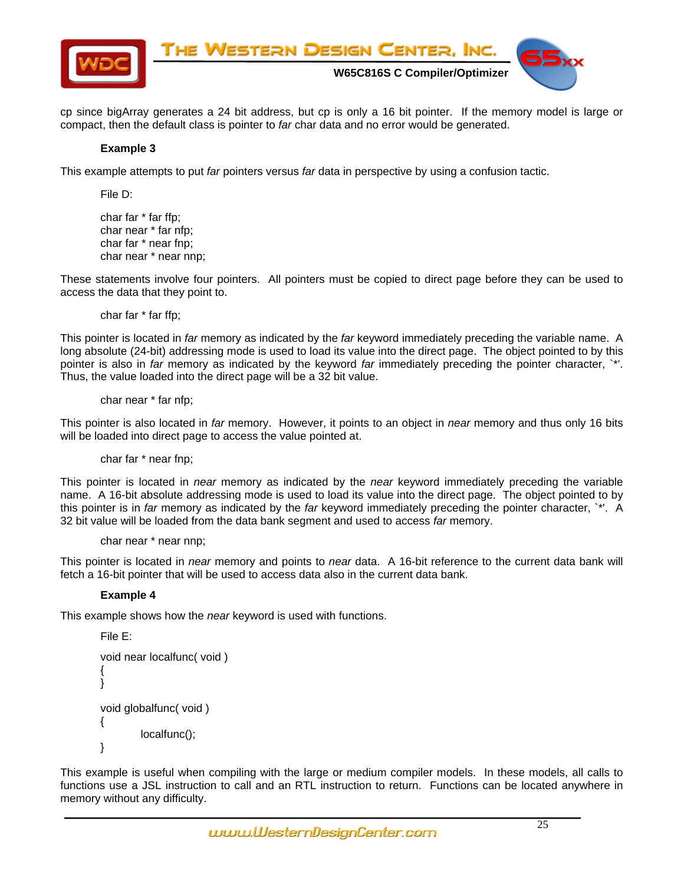cp since bigArray generates a 24 bit address, but cp is only a 16 bit pointer. If the memory model is large or compact, then the default class is pointer to *far* char data and no error would be generated.

**Example 3**

This example attempts to put *far* pointers versus *far* data in perspective by using a confusion tactic.

File D:

```
char far * far ffp;
char near * far nfp;
char far * near fnp;
char near * near nnp;
```

These statements involve four pointers. All pointers must be copied to direct page before they can be used to access the data that they point to.

```
char far * far ffp;
```

This pointer is located in *far* memory as indicated by the *far* keyword immediately preceding the variable name. A long absolute (24-bit) addressing mode is used to load its value into the direct page. The object pointed to by this pointer is also in *far* memory as indicated by the keyword *far* immediately preceding the pointer character, `*'. Thus, the value loaded into the direct page will be a 32 bit value.

```
char near * far nfp;
```

This pointer is also located in *far* memory. However, it points to an object in *near* memory and thus only 16 bits will be loaded into direct page to access the value pointed at.

```
char far * near fnp;
```

This pointer is located in *near* memory as indicated by the *near* keyword immediately preceding the variable name. A 16-bit absolute addressing mode is used to load its value into the direct page. The object pointed to by this pointer is in *far* memory as indicated by the *far* keyword immediately preceding the pointer character, `*'. A 32 bit value will be loaded from the data bank segment and used to access *far* memory.

```
char near * near nnp;
```

This pointer is located in *near* memory and points to *near* data. A 16-bit reference to the current data bank will fetch a 16-bit pointer that will be used to access data also in the current data bank.

**Example 4**

This example shows how the *near* keyword is used with functions.

File E:

```
void near localfunc( void )
{
}

void globalfunc( void )
{
        localfunc();
}
```

This example is useful when compiling with the large or medium compiler models. In these models, all calls to functions use a JSL instruction to call and an RTL instruction to return. Functions can be located anywhere in memory without any difficulty.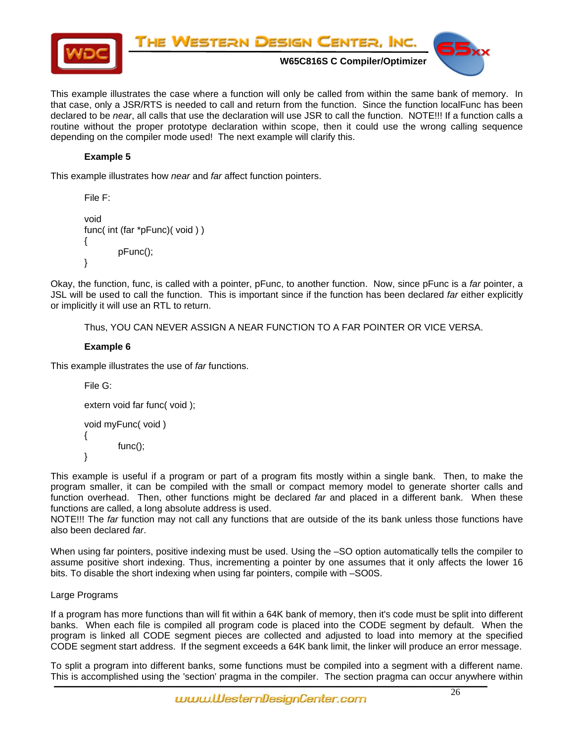This example illustrates the case where a function will only be called from within the same bank of memory. In that case, only a JSR/RTS is needed to call and return from the function. Since the function localFunc has been declared to be *near*, all calls that use the declaration will use JSR to call the function. NOTE!!! If a function calls a routine without the proper prototype declaration within scope, then it could use the wrong calling sequence depending on the compiler mode used! The next example will clarify this.

**Example 5**

This example illustrates how *near* and *far* affect function pointers.

File F:

```
void
func( int (far *pFunc)( void ) )
{
        pFunc();
}
```

Okay, the function, func, is called with a pointer, pFunc, to another function. Now, since pFunc is a *far* pointer, a JSL will be used to call the function. This is important since if the function has been declared *far* either explicitly or implicitly it will use an RTL to return.

Thus, YOU CAN NEVER ASSIGN A NEAR FUNCTION TO A FAR POINTER OR VICE VERSA.

**Example 6**

This example illustrates the use of *far* functions.

File G:

```
extern void far func( void );

void myFunc( void )
{
        func();
}
```

This example is useful if a program or part of a program fits mostly within a single bank. Then, to make the program smaller, it can be compiled with the small or compact memory model to generate shorter calls and function overhead. Then, other functions might be declared *far* and placed in a different bank. When these functions are called, a long absolute address is used.
NOTE!!! The *far* function may not call any functions that are outside of the its bank unless those functions have also been declared *far*.

When using far pointers, positive indexing must be used. Using the –SO option automatically tells the compiler to assume positive short indexing. Thus, incrementing a pointer by one assumes that it only affects the lower 16 bits. To disable the short indexing when using far pointers, compile with –SO0S.

Large Programs

If a program has more functions than will fit within a 64K bank of memory, then it's code must be split into different banks. When each file is compiled all program code is placed into the CODE segment by default. When the program is linked all CODE segment pieces are collected and adjusted to load into memory at the specified CODE segment start address. If the segment exceeds a 64K bank limit, the linker will produce an error message.

To split a program into different banks, some functions must be compiled into a segment with a different name. This is accomplished using the 'section' pragma in the compiler. The section pragma can occur anywhere within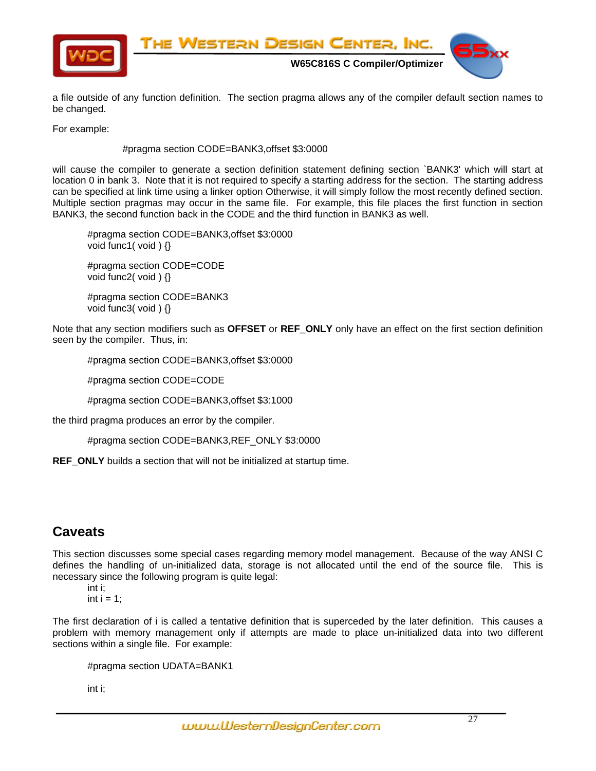a file outside of any function definition. The section pragma allows any of the compiler default section names to be changed.

For example:

```
#pragma section CODE=BANK3,offset $3:0000
```

will cause the compiler to generate a section definition statement defining section `BANK3' which will start at location 0 in bank 3. Note that it is not required to specify a starting address for the section. The starting address can be specified at link time using a linker option Otherwise, it will simply follow the most recently defined section. Multiple section pragmas may occur in the same file. For example, this file places the first function in section BANK3, the second function back in the CODE and the third function in BANK3 as well.

```
#pragma section CODE=BANK3,offset $3:0000
void func1( void ) {}

#pragma section CODE=CODE
void func2( void ) {}

#pragma section CODE=BANK3
void func3( void ) {}
```

Note that any section modifiers such as **OFFSET** or **REF_ONLY** only have an effect on the first section definition seen by the compiler. Thus, in:

```
#pragma section CODE=BANK3,offset $3:0000

#pragma section CODE=CODE

#pragma section CODE=BANK3,offset $3:1000
```

the third pragma produces an error by the compiler.

```
#pragma section CODE=BANK3,REF_ONLY $3:0000
```

**REF_ONLY** builds a section that will not be initialized at startup time.

## Caveats

This section discusses some special cases regarding memory model management. Because of the way ANSI C defines the handling of un-initialized data, storage is not allocated until the end of the source file. This is necessary since the following program is quite legal:

```
int i;
int i = 1;
```

The first declaration of i is called a tentative definition that is superceded by the later definition. This causes a problem with memory management only if attempts are made to place un-initialized data into two different sections within a single file. For example:

```
#pragma section UDATA=BANK1

int i;
```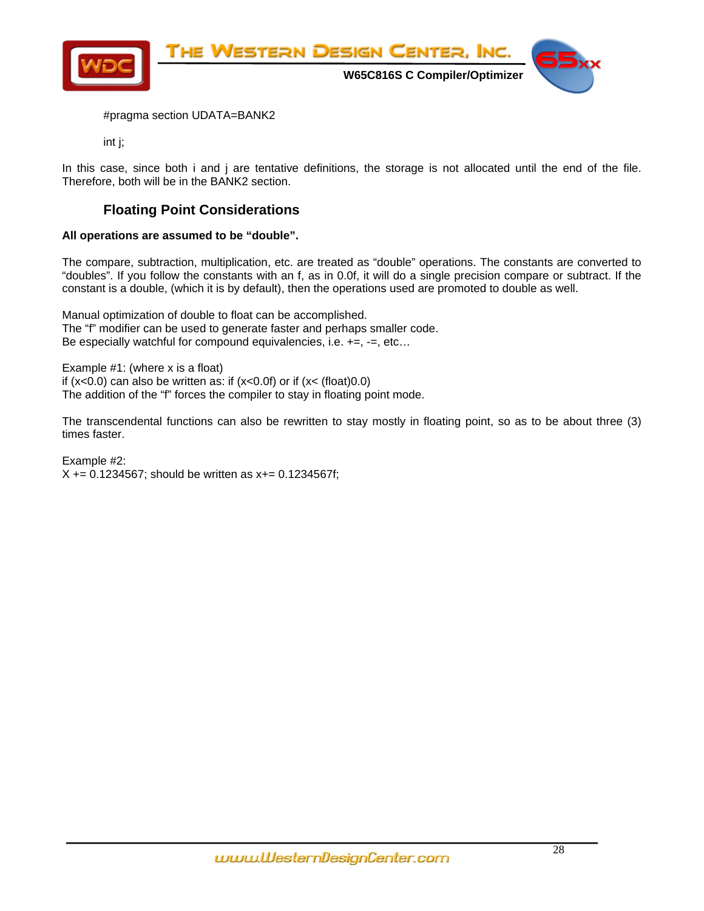```
#pragma section UDATA=BANK2

int j;
```

In this case, since both i and j are tentative definitions, the storage is not allocated until the end of the file. Therefore, both will be in the BANK2 section.

## Floating Point Considerations

**All operations are assumed to be “double”.**

The compare, subtraction, multiplication, etc. are treated as “double” operations. The constants are converted to “doubles”. If you follow the constants with an f, as in 0.0f, it will do a single precision compare or subtract. If the constant is a double, (which it is by default), then the operations used are promoted to double as well.

Manual optimization of double to float can be accomplished.
The “f” modifier can be used to generate faster and perhaps smaller code.
Be especially watchful for compound equivalencies, i.e. +=, -=, etc…

Example #1: (where x is a float)
if (x<0.0) can also be written as: if (x<0.0f) or if (x< (float)0.0)
The addition of the “f” forces the compiler to stay in floating point mode.

The transcendental functions can also be rewritten to stay mostly in floating point, so as to be about three (3) times faster.

Example #2:
X += 0.1234567; should be written as x+= 0.1234567f;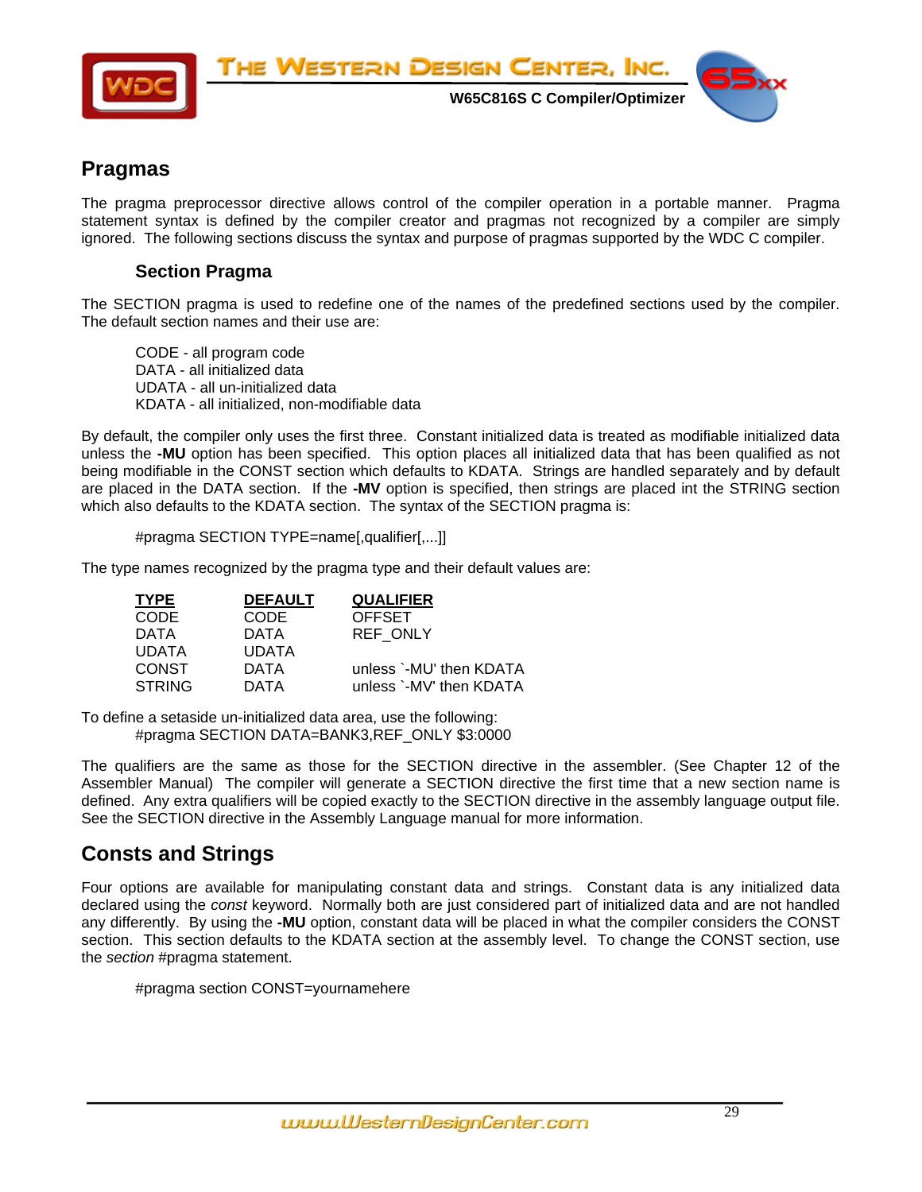## Pragmas

The pragma preprocessor directive allows control of the compiler operation in a portable manner. Pragma statement syntax is defined by the compiler creator and pragmas not recognized by a compiler are simply ignored. The following sections discuss the syntax and purpose of pragmas supported by the WDC C compiler.

### Section Pragma

The SECTION pragma is used to redefine one of the names of the predefined sections used by the compiler. The default section names and their use are:

CODE - all program code
DATA - all initialized data
UDATA - all un-initialized data
KDATA - all initialized, non-modifiable data

By default, the compiler only uses the first three. Constant initialized data is treated as modifiable initialized data unless the **-MU** option has been specified. This option places all initialized data that has been qualified as not being modifiable in the CONST section which defaults to KDATA. Strings are handled separately and by default are placed in the DATA section. If the **-MV** option is specified, then strings are placed int the STRING section which also defaults to the KDATA section. The syntax of the SECTION pragma is:

```
#pragma SECTION TYPE=name[,qualifier[,...]]
```

The type names recognized by the pragma type and their default values are:

| TYPE | DEFAULT | QUALIFIER |
|---|---|---|
| CODE | CODE | OFFSET |
| DATA | DATA | REF_ONLY |
| UDATA | UDATA | |
| CONST | DATA | unless `-MU' then KDATA |
| STRING | DATA | unless `-MV' then KDATA |

To define a setaside un-initialized data area, use the following:

```
#pragma SECTION DATA=BANK3,REF_ONLY $3:0000
```

The qualifiers are the same as those for the SECTION directive in the assembler. (See Chapter 12 of the Assembler Manual) The compiler will generate a SECTION directive the first time that a new section name is defined. Any extra qualifiers will be copied exactly to the SECTION directive in the assembly language output file. See the SECTION directive in the Assembly Language manual for more information.

## Consts and Strings

Four options are available for manipulating constant data and strings. Constant data is any initialized data declared using the *const* keyword. Normally both are just considered part of initialized data and are not handled any differently. By using the **-MU** option, constant data will be placed in what the compiler considers the CONST section. This section defaults to the KDATA section at the assembly level. To change the CONST section, use the *section* #pragma statement.

```
#pragma section CONST=yournamehere
```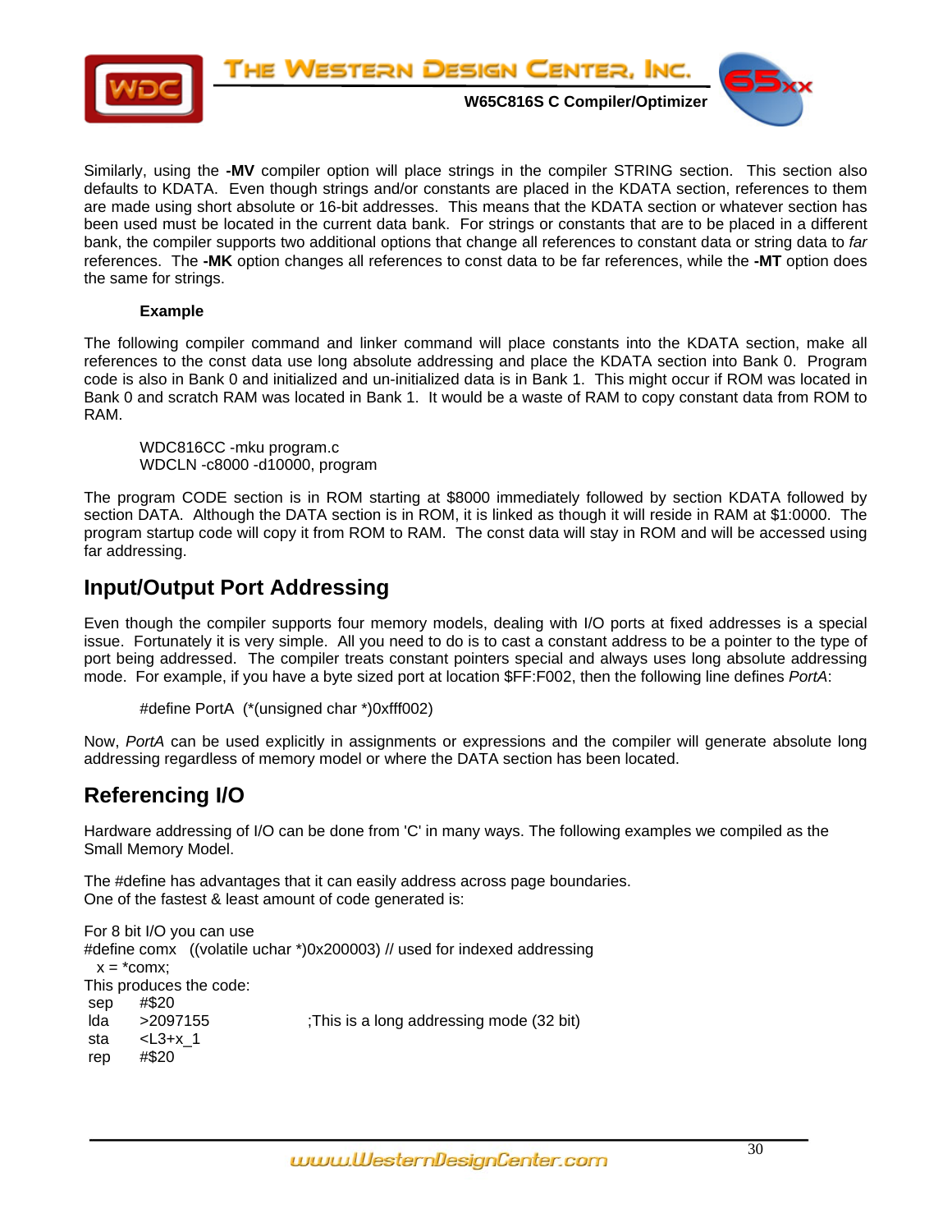Similarly, using the **-MV** compiler option will place strings in the compiler STRING section. This section also defaults to KDATA. Even though strings and/or constants are placed in the KDATA section, references to them are made using short absolute or 16-bit addresses. This means that the KDATA section or whatever section has been used must be located in the current data bank. For strings or constants that are to be placed in a different bank, the compiler supports two additional options that change all references to constant data or string data to *far* references. The **-MK** option changes all references to const data to be far references, while the **-MT** option does the same for strings.

**Example**

The following compiler command and linker command will place constants into the KDATA section, make all references to the const data use long absolute addressing and place the KDATA section into Bank 0. Program code is also in Bank 0 and initialized and un-initialized data is in Bank 1. This might occur if ROM was located in Bank 0 and scratch RAM was located in Bank 1. It would be a waste of RAM to copy constant data from ROM to RAM.

```
WDC816CC -mku program.c
WDCLN -c8000 -d10000, program
```

The program CODE section is in ROM starting at $8000 immediately followed by section KDATA followed by section DATA. Although the DATA section is in ROM, it is linked as though it will reside in RAM at $1:0000. The program startup code will copy it from ROM to RAM. The const data will stay in ROM and will be accessed using far addressing.

## Input/Output Port Addressing

Even though the compiler supports four memory models, dealing with I/O ports at fixed addresses is a special issue. Fortunately it is very simple. All you need to do is to cast a constant address to be a pointer to the type of port being addressed. The compiler treats constant pointers special and always uses long absolute addressing mode. For example, if you have a byte sized port at location $FF:F002, then the following line defines *PortA*:

```
#define PortA  (*(unsigned char *)0xfff002)
```

Now, *PortA* can be used explicitly in assignments or expressions and the compiler will generate absolute long addressing regardless of memory model or where the DATA section has been located.

## Referencing I/O

Hardware addressing of I/O can be done from 'C' in many ways. The following examples we compiled as the Small Memory Model.

The #define has advantages that it can easily address across page boundaries.
One of the fastest & least amount of code generated is:

For 8 bit I/O you can use

```
#define comx   ((volatile uchar *)0x200003) // used for indexed addressing
   x = *comx;
```

This produces the code:

```
 sep      #$20
 lda      >2097155                    ;This is a long addressing mode (32 bit)
 sta      <L3+x_1
 rep      #$20
```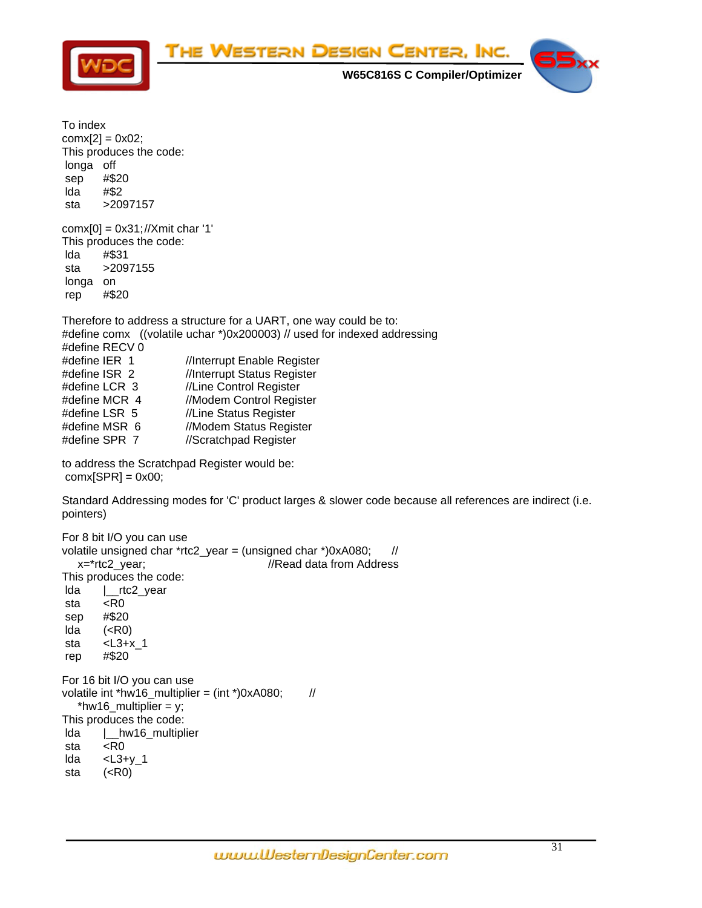To index
comx[2] = 0x02;
This produces the code:

```
 longa   off
 sep     #$20
 lda     #$2
 sta     >2097157
```

comx[0] = 0x31;//Xmit char '1'
This produces the code:

```
 lda     #$31
 sta     >2097155
 longa   on
 rep     #$20
```

Therefore to address a structure for a UART, one way could be to:

```
#define comx   ((volatile uchar *)0x200003) // used for indexed addressing
#define RECV 0
#define IER  1           //Interrupt Enable Register
#define ISR  2           //Interrupt Status Register
#define LCR  3           //Line Control Register
#define MCR  4           //Modem Control Register
#define LSR  5           //Line Status Register
#define MSR  6           //Modem Status Register
#define SPR  7           //Scratchpad Register
```

to address the Scratchpad Register would be:

```
 comx[SPR] = 0x00;
```

Standard Addressing modes for 'C' product larges & slower code because all references are indirect (i.e. pointers)

For 8 bit I/O you can use

```
volatile unsigned char *rtc2_year = (unsigned char *)0xA080;      //
    x=*rtc2_year;                              //Read data from Address
```

This produces the code:

```
 lda     |__rtc2_year
 sta     <R0
 sep     #$20
 lda     (<R0)
 sta     <L3+x_1
 rep     #$20
```

For 16 bit I/O you can use

```
volatile int *hw16_multiplier = (int *)0xA080;        //
    *hw16_multiplier = y;
```

This produces the code:

```
 lda     |__hw16_multiplier
 sta     <R0
 lda     <L3+y_1
 sta     (<R0)
```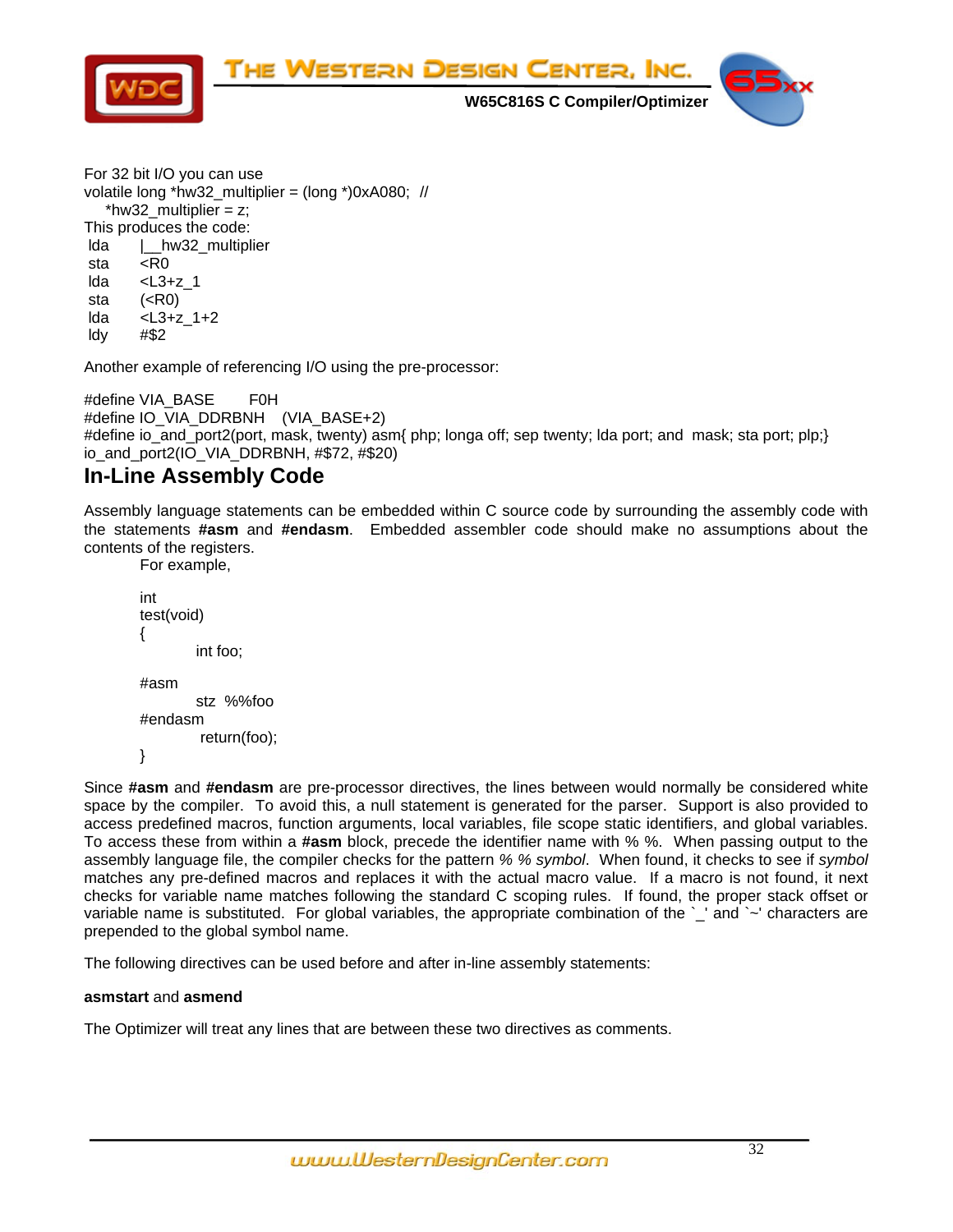For 32 bit I/O you can use

```
volatile long *hw32_multiplier = (long *)0xA080;  //
    *hw32_multiplier = z;
```

This produces the code:

```
 lda     |__hw32_multiplier
 sta     <R0
 lda     <L3+z_1
 sta     (<R0)
 lda     <L3+z_1+2
 ldy     #$2
```

Another example of referencing I/O using the pre-processor:

```
#define VIA_BASE        F0H
#define IO_VIA_DDRBNH    (VIA_BASE+2)
#define io_and_port2(port, mask, twenty) asm{ php; longa off; sep twenty; lda port; and  mask; sta port; plp;}
io_and_port2(IO_VIA_DDRBNH, #$72, #$20)
```

## In-Line Assembly Code

Assembly language statements can be embedded within C source code by surrounding the assembly code with the statements **#asm** and **#endasm**. Embedded assembler code should make no assumptions about the contents of the registers.

For example,

```
int
test(void)
{
        int foo;

#asm
        stz  %%foo
#endasm
         return(foo);
}
```

Since **#asm** and **#endasm** are pre-processor directives, the lines between would normally be considered white space by the compiler. To avoid this, a null statement is generated for the parser. Support is also provided to access predefined macros, function arguments, local variables, file scope static identifiers, and global variables. To access these from within a **#asm** block, precede the identifier name with % %. When passing output to the assembly language file, the compiler checks for the pattern *% % symbol*. When found, it checks to see if *symbol* matches any pre-defined macros and replaces it with the actual macro value. If a macro is not found, it next checks for variable name matches following the standard C scoping rules. If found, the proper stack offset or variable name is substituted. For global variables, the appropriate combination of the `_' and `~' characters are prepended to the global symbol name.

The following directives can be used before and after in-line assembly statements:

**asmstart** and **asmend**

The Optimizer will treat any lines that are between these two directives as comments.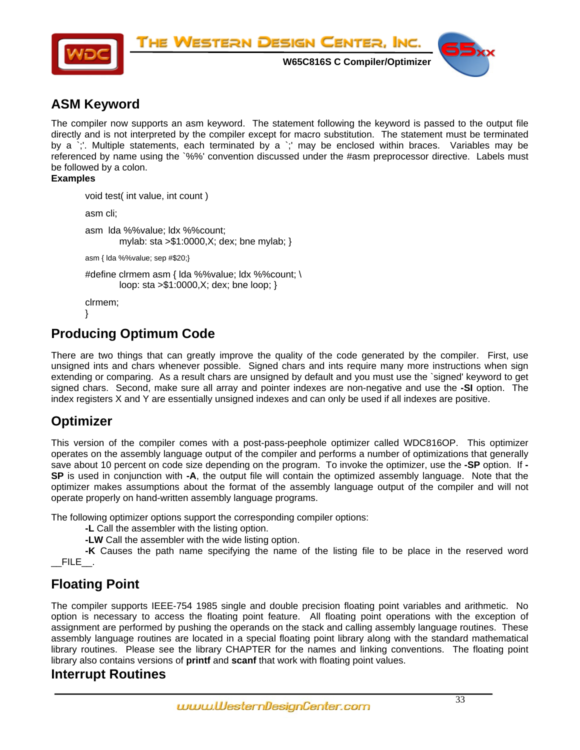## ASM Keyword

The compiler now supports an asm keyword. The statement following the keyword is passed to the output file directly and is not interpreted by the compiler except for macro substitution. The statement must be terminated by a `;'. Multiple statements, each terminated by a `;' may be enclosed within braces. Variables may be referenced by name using the `%%' convention discussed under the #asm preprocessor directive. Labels must be followed by a colon.

**Examples**

```
void test( int value, int count )

asm cli;

asm  lda %%value; ldx %%count;
        mylab: sta >$1:0000,X; dex; bne mylab; }

asm { lda %%value; sep #$20;}

#define clrmem asm { lda %%value; ldx %%count; \
        loop: sta >$1:0000,X; dex; bne loop; }

clrmem;
}
```

## Producing Optimum Code

There are two things that can greatly improve the quality of the code generated by the compiler. First, use unsigned ints and chars whenever possible. Signed chars and ints require many more instructions when sign extending or comparing. As a result chars are unsigned by default and you must use the `signed' keyword to get signed chars. Second, make sure all array and pointer indexes are non-negative and use the **-SI** option. The index registers X and Y are essentially unsigned indexes and can only be used if all indexes are positive.

## Optimizer

This version of the compiler comes with a post-pass-peephole optimizer called WDC816OP. This optimizer operates on the assembly language output of the compiler and performs a number of optimizations that generally save about 10 percent on code size depending on the program. To invoke the optimizer, use the **-SP** option. If **-SP** is used in conjunction with **-A**, the output file will contain the optimized assembly language. Note that the optimizer makes assumptions about the format of the assembly language output of the compiler and will not operate properly on hand-written assembly language programs.

The following optimizer options support the corresponding compiler options:

**-L** Call the assembler with the listing option.

**-LW** Call the assembler with the wide listing option.

**-K** Causes the path name specifying the name of the listing file to be place in the reserved word __FILE__.

## Floating Point

The compiler supports IEEE-754 1985 single and double precision floating point variables and arithmetic. No option is necessary to access the floating point feature. All floating point operations with the exception of assignment are performed by pushing the operands on the stack and calling assembly language routines. These assembly language routines are located in a special floating point library along with the standard mathematical library routines. Please see the library CHAPTER for the names and linking conventions. The floating point library also contains versions of **printf** and **scanf** that work with floating point values.

## Interrupt Routines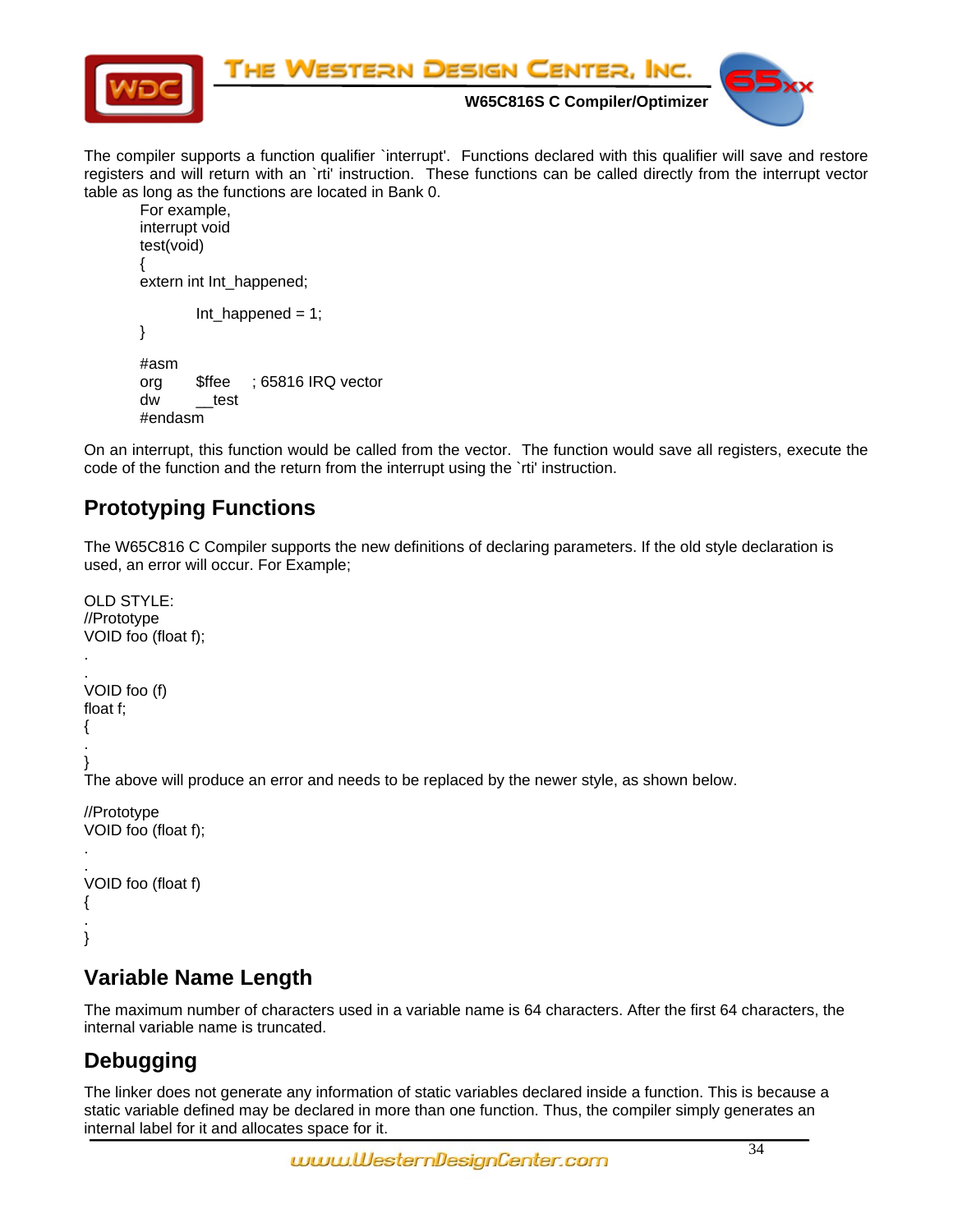The compiler supports a function qualifier `interrupt'. Functions declared with this qualifier will save and restore registers and will return with an `rti' instruction. These functions can be called directly from the interrupt vector table as long as the functions are located in Bank 0.

```
For example,
interrupt void
test(void)
{
extern int Int_happened;

          Int_happened = 1;
}

#asm
org       $ffee     ; 65816 IRQ vector
dw        __test
#endasm
```

On an interrupt, this function would be called from the vector. The function would save all registers, execute the code of the function and the return from the interrupt using the `rti' instruction.

## Prototyping Functions

The W65C816 C Compiler supports the new definitions of declaring parameters. If the old style declaration is used, an error will occur. For Example;

```
OLD STYLE:
//Prototype
VOID foo (float f);
.
.
VOID foo (f)
float f;
{
.
}
```

The above will produce an error and needs to be replaced by the newer style, as shown below.

```
//Prototype
VOID foo (float f);
.
.
VOID foo (float f)
{
.
}
```

## Variable Name Length

The maximum number of characters used in a variable name is 64 characters. After the first 64 characters, the internal variable name is truncated.

## Debugging

The linker does not generate any information of static variables declared inside a function. This is because a static variable defined may be declared in more than one function. Thus, the compiler simply generates an internal label for it and allocates space for it.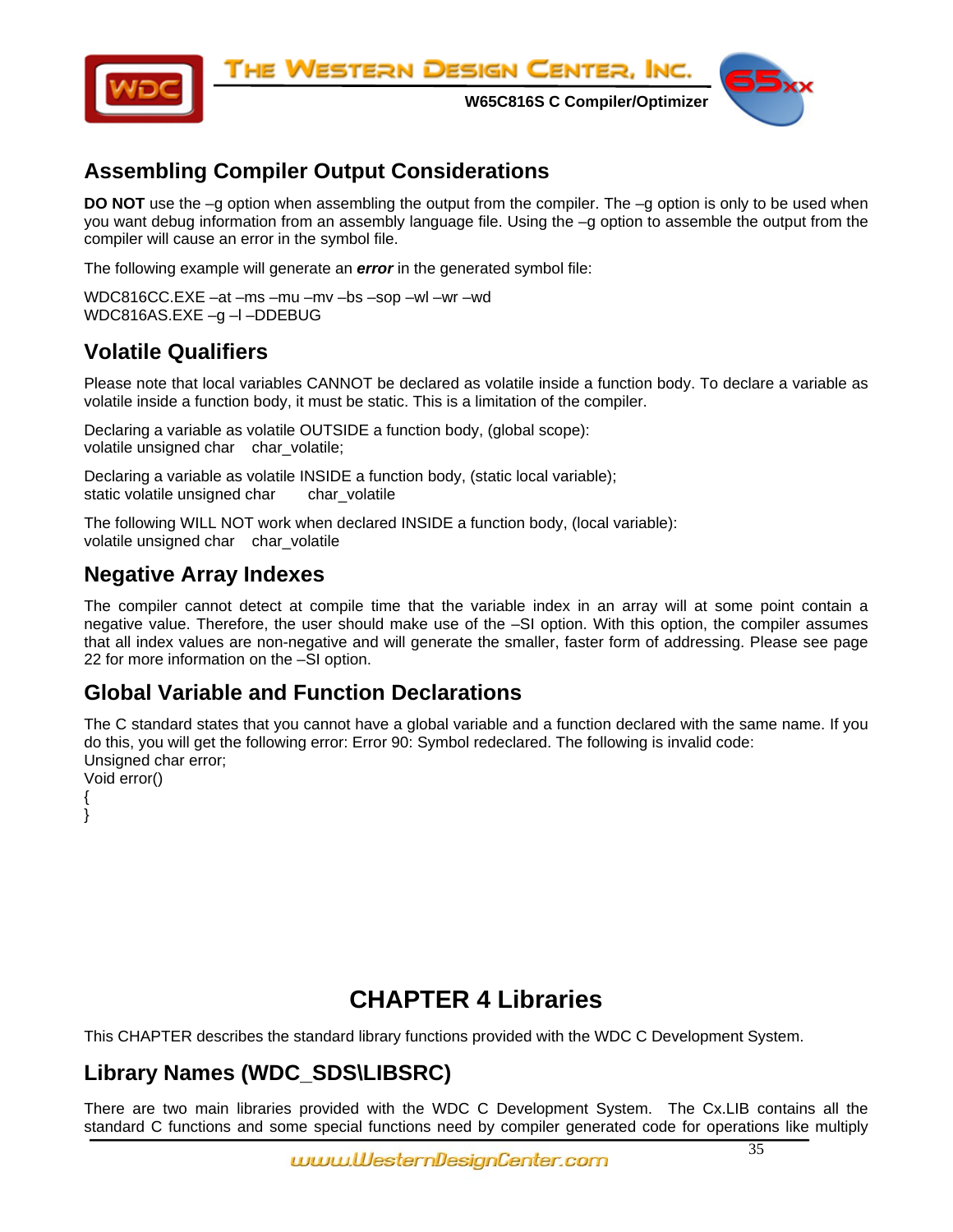## Assembling Compiler Output Considerations

**DO NOT** use the –g option when assembling the output from the compiler. The –g option is only to be used when you want debug information from an assembly language file. Using the –g option to assemble the output from the compiler will cause an error in the symbol file.

The following example will generate an ***error*** in the generated symbol file:

WDC816CC.EXE –at –ms –mu –mv –bs –sop –wl –wr –wd
WDC816AS.EXE –g –l –DDEBUG

## Volatile Qualifiers

Please note that local variables CANNOT be declared as volatile inside a function body. To declare a variable as volatile inside a function body, it must be static. This is a limitation of the compiler.

Declaring a variable as volatile OUTSIDE a function body, (global scope):
volatile unsigned char    char_volatile;

Declaring a variable as volatile INSIDE a function body, (static local variable);
static volatile unsigned char       char_volatile

The following WILL NOT work when declared INSIDE a function body, (local variable):
volatile unsigned char    char_volatile

## Negative Array Indexes

The compiler cannot detect at compile time that the variable index in an array will at some point contain a negative value. Therefore, the user should make use of the –SI option. With this option, the compiler assumes that all index values are non-negative and will generate the smaller, faster form of addressing. Please see page 22 for more information on the –SI option.

## Global Variable and Function Declarations

The C standard states that you cannot have a global variable and a function declared with the same name. If you do this, you will get the following error: Error 90: Symbol redeclared. The following is invalid code:

```
Unsigned char error;
Void error()
{
}
```

# CHAPTER 4 Libraries

This CHAPTER describes the standard library functions provided with the WDC C Development System.

## Library Names (WDC_SDS\LIBSRC)

There are two main libraries provided with the WDC C Development System. The Cx.LIB contains all the standard C functions and some special functions need by compiler generated code for operations like multiply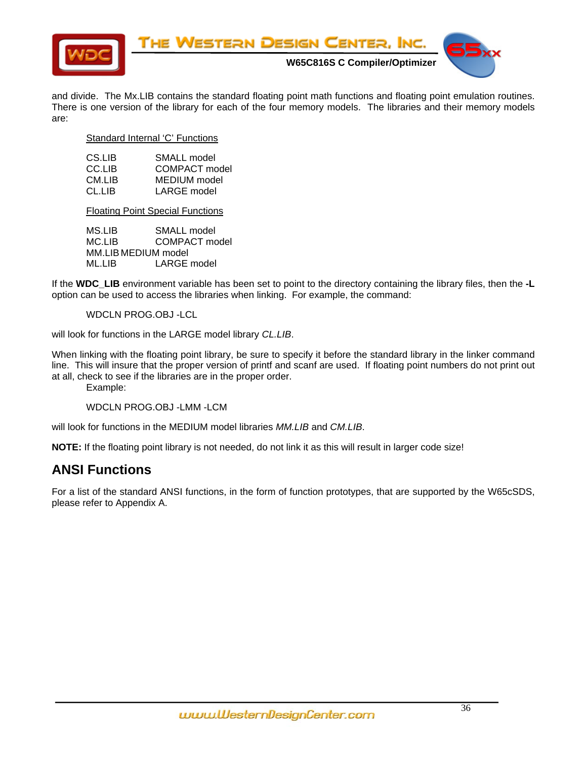and divide. The Mx.LIB contains the standard floating point math functions and floating point emulation routines. There is one version of the library for each of the four memory models. The libraries and their memory models are:

Standard Internal 'C' Functions

| | |
|---|---|
| CS.LIB | SMALL model |
| CC.LIB | COMPACT model |
| CM.LIB | MEDIUM model |
| CL.LIB | LARGE model |

Floating Point Special Functions

| | |
|---|---|
| MS.LIB | SMALL model |
| MC.LIB | COMPACT model |
| MM.LIB | MEDIUM model |
| ML.LIB | LARGE model |

If the **WDC_LIB** environment variable has been set to point to the directory containing the library files, then the **-L** option can be used to access the libraries when linking. For example, the command:

```
WDCLN PROG.OBJ -LCL
```

will look for functions in the LARGE model library *CL.LIB*.

When linking with the floating point library, be sure to specify it before the standard library in the linker command line. This will insure that the proper version of printf and scanf are used. If floating point numbers do not print out at all, check to see if the libraries are in the proper order.

Example:

```
WDCLN PROG.OBJ -LMM -LCM
```

will look for functions in the MEDIUM model libraries *MM.LIB* and *CM.LIB*.

**NOTE:** If the floating point library is not needed, do not link it as this will result in larger code size!

## ANSI Functions

For a list of the standard ANSI functions, in the form of function prototypes, that are supported by the W65cSDS, please refer to Appendix A.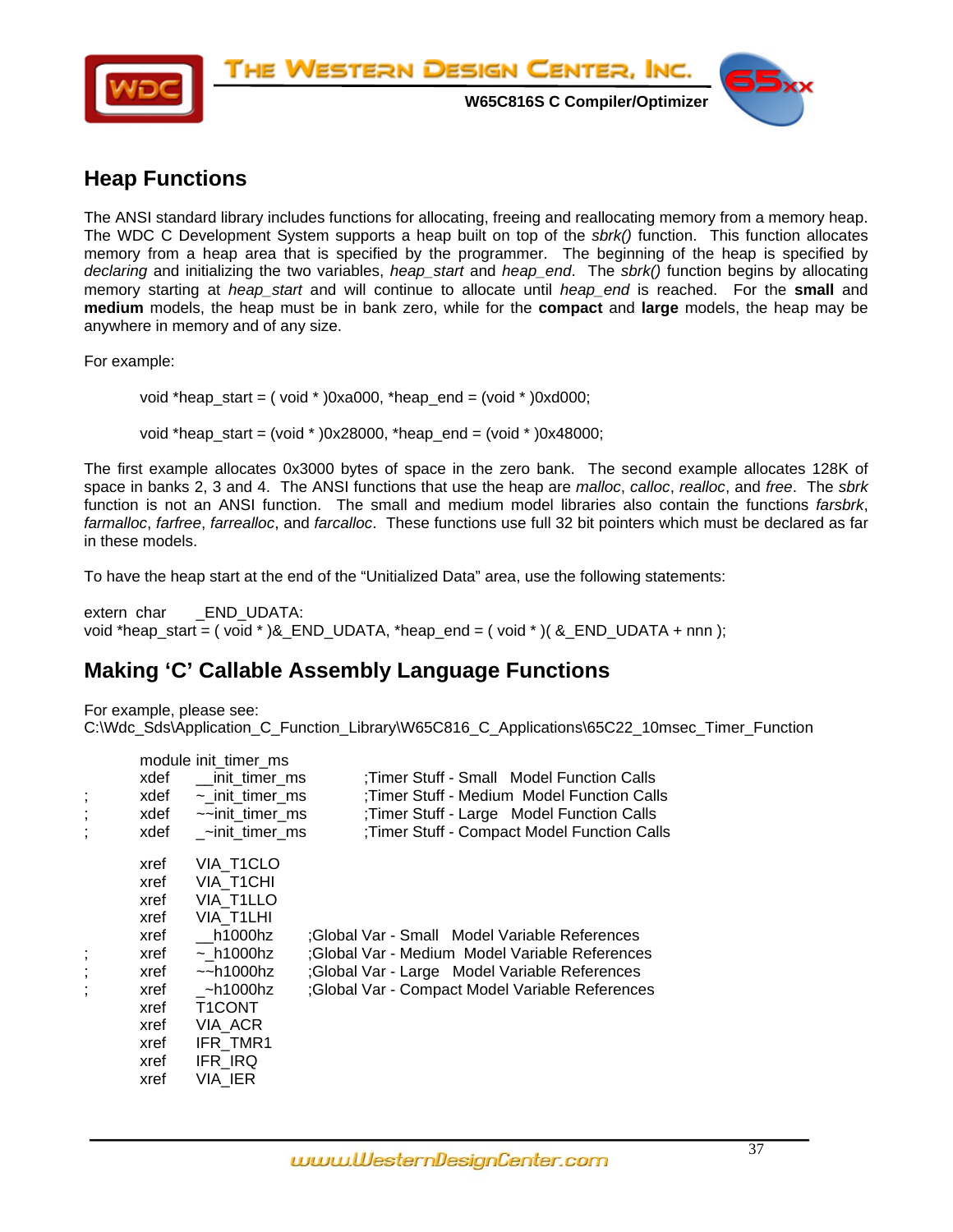## Heap Functions

The ANSI standard library includes functions for allocating, freeing and reallocating memory from a memory heap. The WDC C Development System supports a heap built on top of the *sbrk()* function. This function allocates memory from a heap area that is specified by the programmer. The beginning of the heap is specified by *declaring* and initializing the two variables, *heap_start* and *heap_end*. The *sbrk()* function begins by allocating memory starting at *heap_start* and will continue to allocate until *heap_end* is reached. For the **small** and **medium** models, the heap must be in bank zero, while for the **compact** and **large** models, the heap may be anywhere in memory and of any size.

For example:

```
void *heap_start = ( void * )0xa000, *heap_end = (void * )0xd000;

void *heap_start = (void * )0x28000, *heap_end = (void * )0x48000;
```

The first example allocates 0x3000 bytes of space in the zero bank. The second example allocates 128K of space in banks 2, 3 and 4. The ANSI functions that use the heap are *malloc*, *calloc*, *realloc*, and *free*. The *sbrk* function is not an ANSI function. The small and medium model libraries also contain the functions *farsbrk*, *farmalloc*, *farfree*, *farrealloc*, and *farcalloc*. These functions use full 32 bit pointers which must be declared as far in these models.

To have the heap start at the end of the "Unitialized Data" area, use the following statements:

```
extern  char      _END_UDATA:
void *heap_start = ( void * )&_END_UDATA, *heap_end = ( void * )( &_END_UDATA + nnn );
```

## Making 'C' Callable Assembly Language Functions

For example, please see:
C:\Wdc_Sds\Application_C_Function_Library\W65C816_C_Applications\65C22_10msec_Timer_Function

```
        module init_timer_ms
        xdef    __init_timer_ms         ;Timer Stuff - Small   Model Function Calls
;       xdef    ~_init_timer_ms         ;Timer Stuff - Medium  Model Function Calls
;       xdef    ~~init_timer_ms         ;Timer Stuff - Large   Model Function Calls
;       xdef    _~init_timer_ms         ;Timer Stuff - Compact Model Function Calls

        xref    VIA_T1CLO
        xref    VIA_T1CHI
        xref    VIA_T1LLO
        xref    VIA_T1LHI
        xref    __h1000hz       ;Global Var - Small   Model Variable References
;       xref    ~_h1000hz       ;Global Var - Medium  Model Variable References
;       xref    ~~h1000hz       ;Global Var - Large   Model Variable References
;       xref    _~h1000hz       ;Global Var - Compact Model Variable References
        xref    T1CONT
        xref    VIA_ACR
        xref    IFR_TMR1
        xref    IFR_IRQ
        xref    VIA_IER
```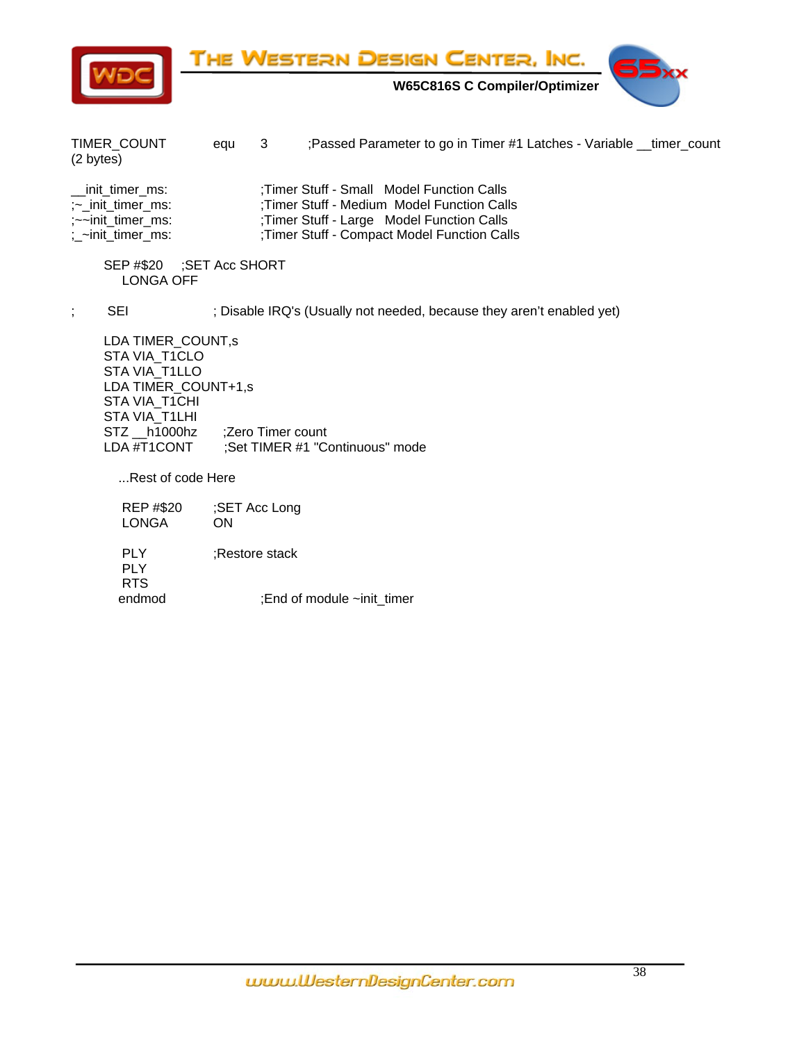```
TIMER_COUNT       equ    3        ;Passed Parameter to go in Timer #1 Latches - Variable __timer_count
(2 bytes)

__init_timer_ms:                 ;Timer Stuff - Small   Model Function Calls
;~_init_timer_ms:                ;Timer Stuff - Medium  Model Function Calls
;~~init_timer_ms:                ;Timer Stuff - Large   Model Function Calls
;_~init_timer_ms:                ;Timer Stuff - Compact Model Function Calls

      SEP #$20    ;SET Acc SHORT
         LONGA OFF

;       SEI             ; Disable IRQ's (Usually not needed, because they aren't enabled yet)

      LDA TIMER_COUNT,s
      STA VIA_T1CLO
      STA VIA_T1LLO
      LDA TIMER_COUNT+1,s
      STA VIA_T1CHI
      STA VIA_T1LHI
      STZ __h1000hz     ;Zero Timer count
      LDA #T1CONT       ;Set TIMER #1 "Continuous" mode

        ...Rest of code Here

         REP #$20       ;SET Acc Long
         LONGA          ON

         PLY            ;Restore stack
         PLY
         RTS
        endmod                   ;End of module ~init_timer
```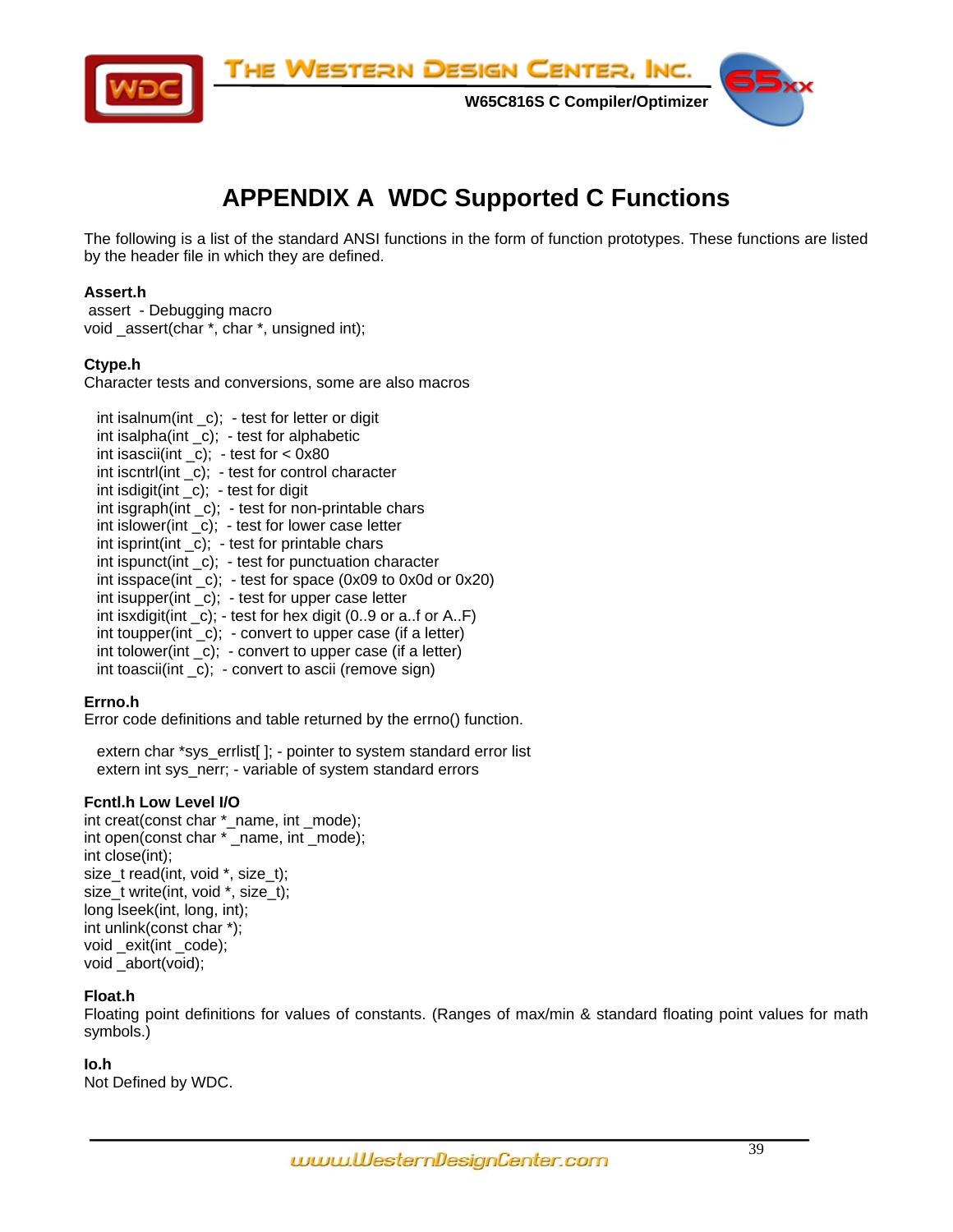# APPENDIX A WDC Supported C Functions

The following is a list of the standard ANSI functions in the form of function prototypes. These functions are listed by the header file in which they are defined.

**Assert.h**

assert - Debugging macro
void _assert(char *, char *, unsigned int);

**Ctype.h**

Character tests and conversions, some are also macros

int isalnum(int _c); - test for letter or digit
int isalpha(int _c); - test for alphabetic
int isascii(int _c); - test for < 0x80
int iscntrl(int _c); - test for control character
int isdigit(int _c); - test for digit
int isgraph(int _c); - test for non-printable chars
int islower(int _c); - test for lower case letter
int isprint(int _c); - test for printable chars
int ispunct(int _c); - test for punctuation character
int isspace(int _c); - test for space (0x09 to 0x0d or 0x20)
int isupper(int _c); - test for upper case letter
int isxdigit(int _c); - test for hex digit (0..9 or a..f or A..F)
int toupper(int _c); - convert to upper case (if a letter)
int tolower(int _c); - convert to upper case (if a letter)
int toascii(int _c); - convert to ascii (remove sign)

**Errno.h**

Error code definitions and table returned by the errno() function.

extern char *sys_errlist[ ]; - pointer to system standard error list
extern int sys_nerr; - variable of system standard errors

**Fcntl.h Low Level I/O**

int creat(const char *_name, int _mode);
int open(const char * _name, int _mode);
int close(int);
size_t read(int, void *, size_t);
size_t write(int, void *, size_t);
long lseek(int, long, int);
int unlink(const char *);
void _exit(int _code);
void _abort(void);

**Float.h**

Floating point definitions for values of constants. (Ranges of max/min & standard floating point values for math symbols.)

**Io.h**

Not Defined by WDC.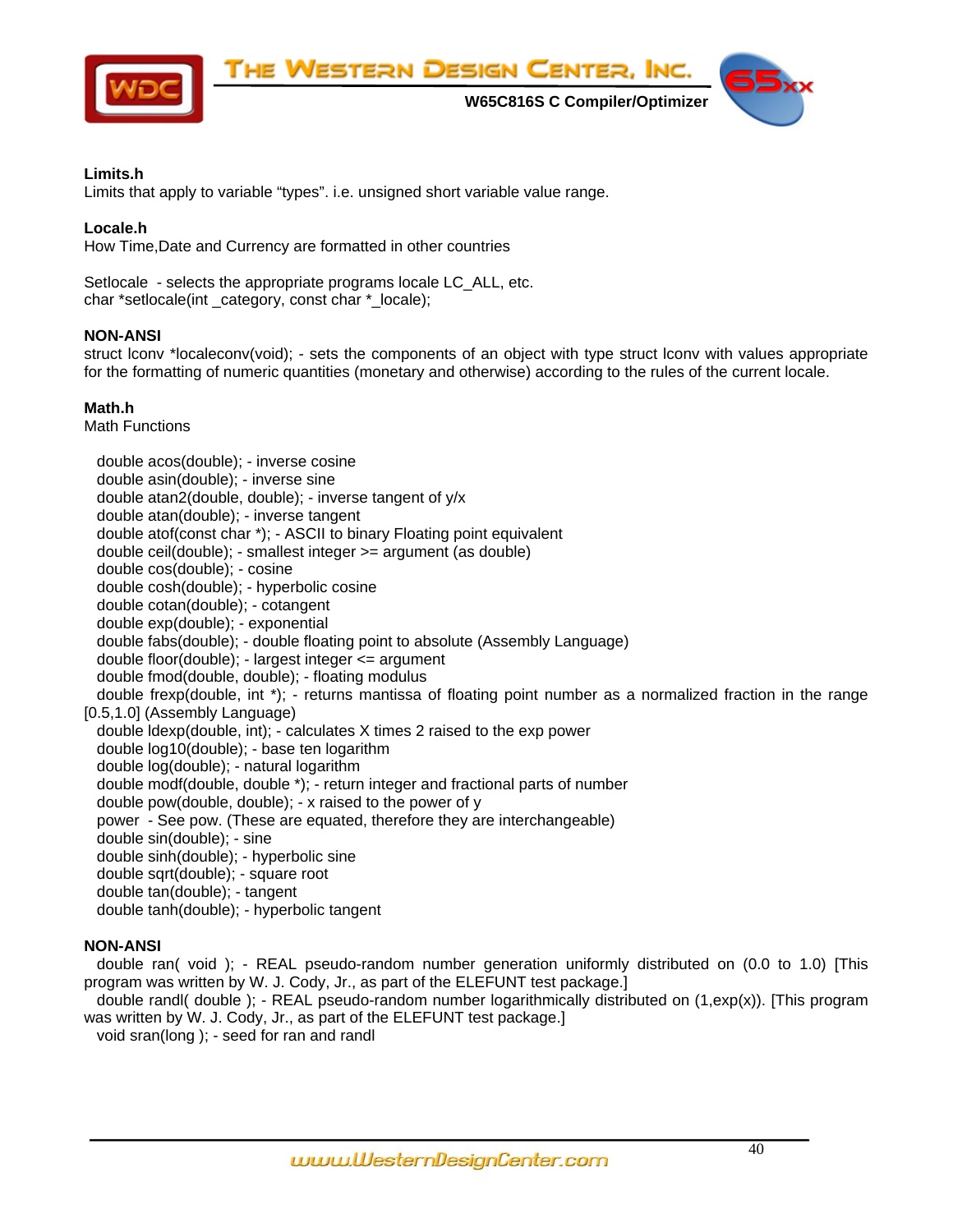**Limits.h**
Limits that apply to variable “types”. i.e. unsigned short variable value range.

**Locale.h**
How Time,Date and Currency are formatted in other countries

Setlocale - selects the appropriate programs locale LC_ALL, etc.
char *setlocale(int _category, const char *_locale);

**NON-ANSI**
struct lconv *localeconv(void); - sets the components of an object with type struct lconv with values appropriate for the formatting of numeric quantities (monetary and otherwise) according to the rules of the current locale.

**Math.h**
Math Functions

double acos(double); - inverse cosine
double asin(double); - inverse sine
double atan2(double, double); - inverse tangent of y/x
double atan(double); - inverse tangent
double atof(const char *); - ASCII to binary Floating point equivalent
double ceil(double); - smallest integer >= argument (as double)
double cos(double); - cosine
double cosh(double); - hyperbolic cosine
double cotan(double); - cotangent
double exp(double); - exponential
double fabs(double); - double floating point to absolute (Assembly Language)
double floor(double); - largest integer <= argument
double fmod(double, double); - floating modulus
double frexp(double, int *); - returns mantissa of floating point number as a normalized fraction in the range [0.5,1.0] (Assembly Language)
double ldexp(double, int); - calculates X times 2 raised to the exp power
double log10(double); - base ten logarithm
double log(double); - natural logarithm
double modf(double, double *); - return integer and fractional parts of number
double pow(double, double); - x raised to the power of y
power - See pow. (These are equated, therefore they are interchangeable)
double sin(double); - sine
double sinh(double); - hyperbolic sine
double sqrt(double); - square root
double tan(double); - tangent
double tanh(double); - hyperbolic tangent

**NON-ANSI**
double ran( void ); - REAL pseudo-random number generation uniformly distributed on (0.0 to 1.0) [This program was written by W. J. Cody, Jr., as part of the ELEFUNT test package.]
double randl( double ); - REAL pseudo-random number logarithmically distributed on (1,exp(x)). [This program was written by W. J. Cody, Jr., as part of the ELEFUNT test package.]
void sran(long ); - seed for ran and randl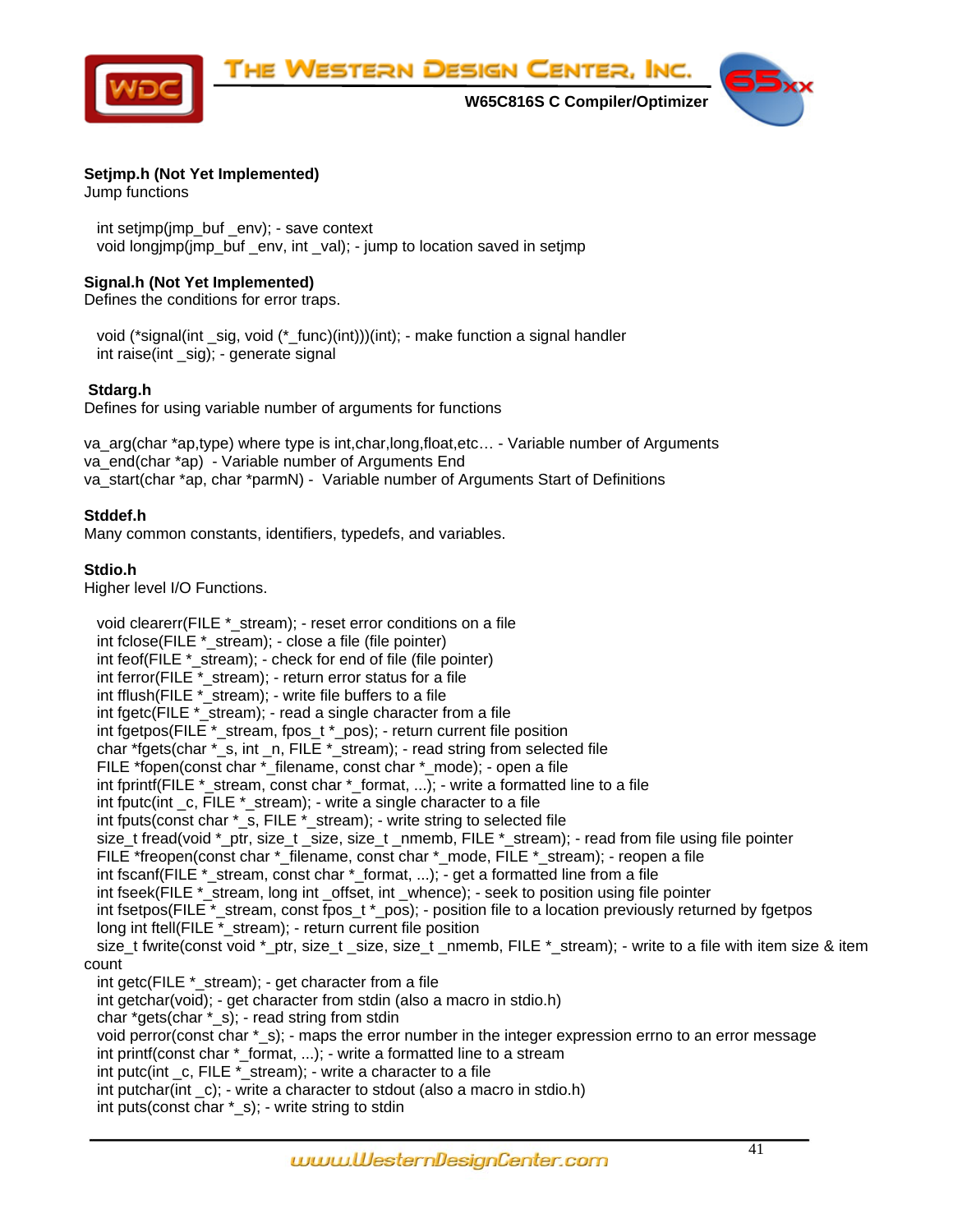**Setjmp.h (Not Yet Implemented)**
Jump functions

int setjmp(jmp_buf _env); - save context
void longjmp(jmp_buf _env, int _val); - jump to location saved in setjmp

**Signal.h (Not Yet Implemented)**
Defines the conditions for error traps.

void (*signal(int _sig, void (*_func)(int)))(int); - make function a signal handler
int raise(int _sig); - generate signal

**Stdarg.h**
Defines for using variable number of arguments for functions

va_arg(char *ap,type) where type is int,char,long,float,etc… - Variable number of Arguments
va_end(char *ap) - Variable number of Arguments End
va_start(char *ap, char *parmN) - Variable number of Arguments Start of Definitions

**Stddef.h**
Many common constants, identifiers, typedefs, and variables.

**Stdio.h**
Higher level I/O Functions.

void clearerr(FILE *_stream); - reset error conditions on a file
int fclose(FILE *_stream); - close a file (file pointer)
int feof(FILE *_stream); - check for end of file (file pointer)
int ferror(FILE *_stream); - return error status for a file
int fflush(FILE *_stream); - write file buffers to a file
int fgetc(FILE *_stream); - read a single character from a file
int fgetpos(FILE *_stream, fpos_t *_pos); - return current file position
char *fgets(char *_s, int _n, FILE *_stream); - read string from selected file
FILE *fopen(const char *_filename, const char *_mode); - open a file
int fprintf(FILE *_stream, const char *_format, ...); - write a formatted line to a file
int fputc(int _c, FILE *_stream); - write a single character to a file
int fputs(const char *_s, FILE *_stream); - write string to selected file
size_t fread(void *_ptr, size_t _size, size_t _nmemb, FILE *_stream); - read from file using file pointer
FILE *freopen(const char *_filename, const char *_mode, FILE *_stream); - reopen a file
int fscanf(FILE *_stream, const char *_format, ...); - get a formatted line from a file
int fseek(FILE *_stream, long int _offset, int _whence); - seek to position using file pointer
int fsetpos(FILE *_stream, const fpos_t *_pos); - position file to a location previously returned by fgetpos
long int ftell(FILE *_stream); - return current file position
size_t fwrite(const void *_ptr, size_t _size, size_t _nmemb, FILE *_stream); - write to a file with item size & item count
int getc(FILE *_stream); - get character from a file
int getchar(void); - get character from stdin (also a macro in stdio.h)
char *gets(char *_s); - read string from stdin
void perror(const char *_s); - maps the error number in the integer expression errno to an error message
int printf(const char *_format, ...); - write a formatted line to a stream
int putc(int _c, FILE *_stream); - write a character to a file
int putchar(int _c); - write a character to stdout (also a macro in stdio.h)
int puts(const char *_s); - write string to stdin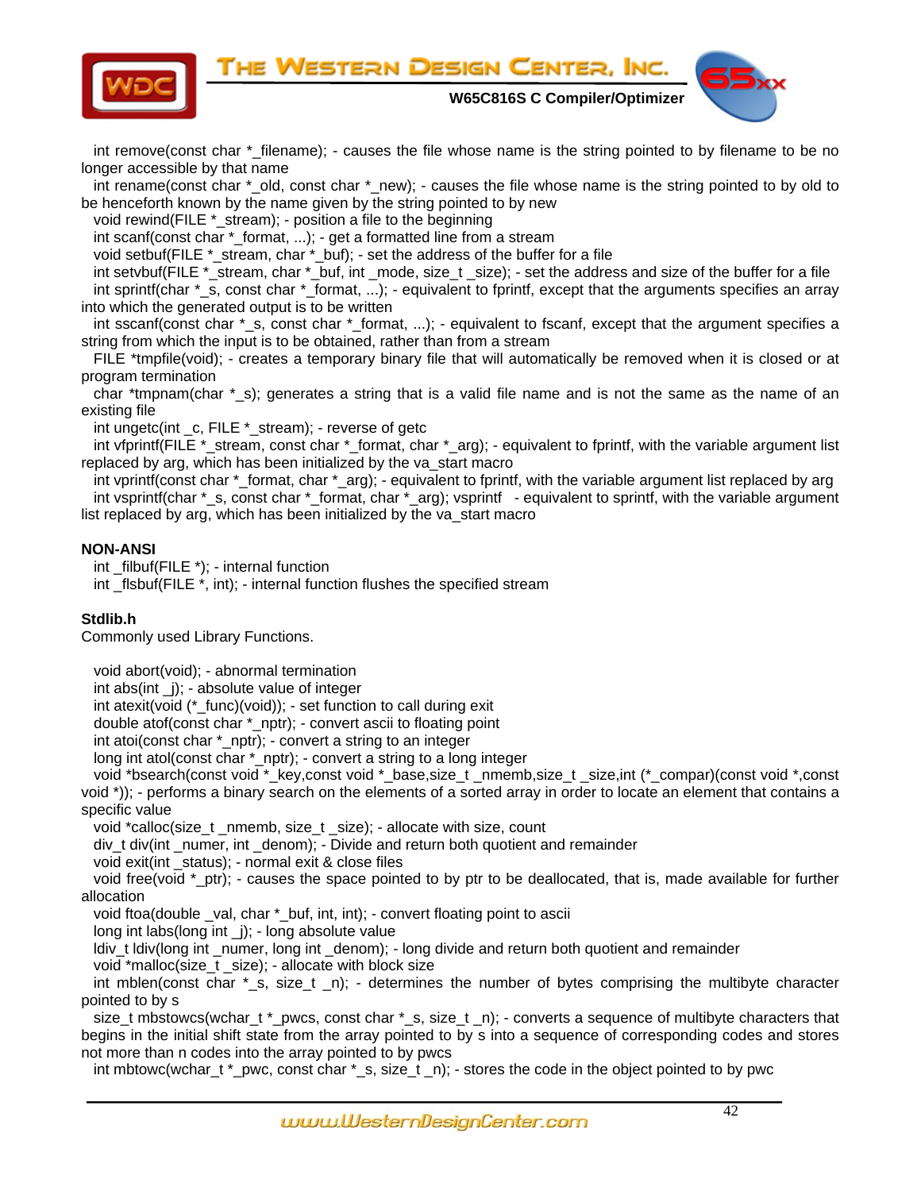int remove(const char *_filename); - causes the file whose name is the string pointed to by filename to be no longer accessible by that name

int rename(const char *_old, const char *_new); - causes the file whose name is the string pointed to by old to be henceforth known by the name given by the string pointed to by new

void rewind(FILE *_stream); - position a file to the beginning

int scanf(const char *_format, ...); - get a formatted line from a stream

void setbuf(FILE *_stream, char *_buf); - set the address of the buffer for a file

int setvbuf(FILE *_stream, char *_buf, int _mode, size_t _size); - set the address and size of the buffer for a file

int sprintf(char *_s, const char *_format, ...); - equivalent to fprintf, except that the arguments specifies an array into which the generated output is to be written

int sscanf(const char *_s, const char *_format, ...); - equivalent to fscanf, except that the argument specifies a string from which the input is to be obtained, rather than from a stream

FILE *tmpfile(void); - creates a temporary binary file that will automatically be removed when it is closed or at program termination

char *tmpnam(char *_s); generates a string that is a valid file name and is not the same as the name of an existing file

int ungetc(int _c, FILE *_stream); - reverse of getc

int vfprintf(FILE *_stream, const char *_format, char *_arg); - equivalent to fprintf, with the variable argument list replaced by arg, which has been initialized by the va_start macro

int vprintf(const char *_format, char *_arg); - equivalent to fprintf, with the variable argument list replaced by arg

int vsprintf(char *_s, const char *_format, char *_arg); vsprintf - equivalent to sprintf, with the variable argument list replaced by arg, which has been initialized by the va_start macro

**NON-ANSI**

int _filbuf(FILE *); - internal function

int _flsbuf(FILE *, int); - internal function flushes the specified stream

**Stdlib.h**

Commonly used Library Functions.

void abort(void); - abnormal termination

int abs(int _j); - absolute value of integer

int atexit(void (*_func)(void)); - set function to call during exit

double atof(const char *_nptr); - convert ascii to floating point

int atoi(const char *_nptr); - convert a string to an integer

long int atol(const char *_nptr); - convert a string to a long integer

void *bsearch(const void *_key,const void *_base,size_t _nmemb,size_t _size,int (*_compar)(const void *,const void *)); - performs a binary search on the elements of a sorted array in order to locate an element that contains a specific value

void *calloc(size_t _nmemb, size_t _size); - allocate with size, count

div_t div(int _numer, int _denom); - Divide and return both quotient and remainder

void exit(int _status); - normal exit & close files

void free(void *_ptr); - causes the space pointed to by ptr to be deallocated, that is, made available for further allocation

void ftoa(double _val, char *_buf, int, int); - convert floating point to ascii

long int labs(long int _j); - long absolute value

ldiv_t ldiv(long int _numer, long int _denom); - long divide and return both quotient and remainder

void *malloc(size_t _size); - allocate with block size

int mblen(const char *_s, size_t _n); - determines the number of bytes comprising the multibyte character pointed to by s

size_t mbstowcs(wchar_t *_pwcs, const char *_s, size_t _n); - converts a sequence of multibyte characters that begins in the initial shift state from the array pointed to by s into a sequence of corresponding codes and stores not more than n codes into the array pointed to by pwcs

int mbtowc(wchar_t *_pwc, const char *_s, size_t _n); - stores the code in the object pointed to by pwc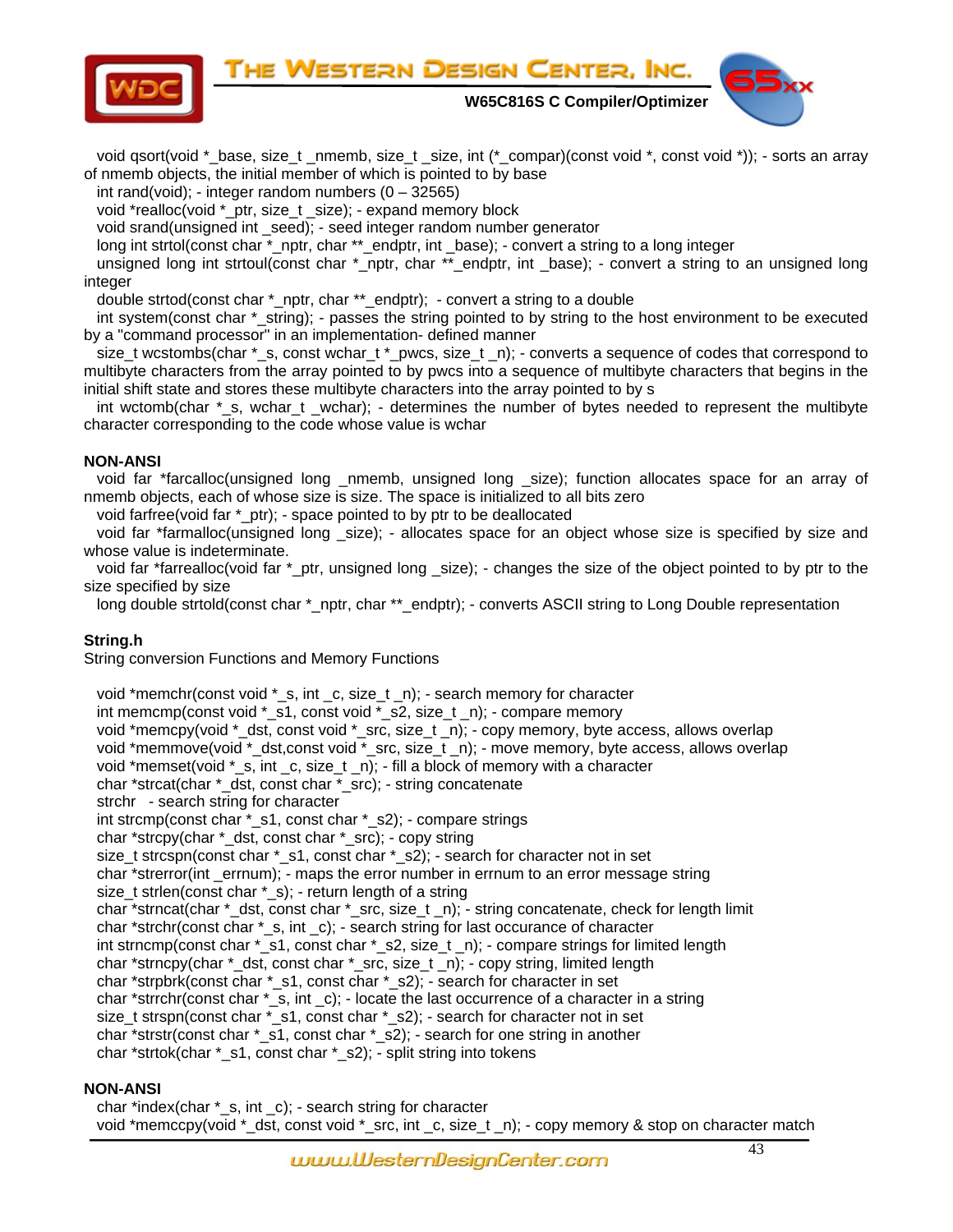void qsort(void *_base, size_t _nmemb, size_t _size, int (*_compar)(const void *, const void *)); - sorts an array of nmemb objects, the initial member of which is pointed to by base
int rand(void); - integer random numbers (0 – 32565)
void *realloc(void *_ptr, size_t _size); - expand memory block
void srand(unsigned int _seed); - seed integer random number generator
long int strtol(const char *_nptr, char **_endptr, int _base); - convert a string to a long integer
unsigned long int strtoul(const char *_nptr, char **_endptr, int _base); - convert a string to an unsigned long integer
double strtod(const char *_nptr, char **_endptr); - convert a string to a double
int system(const char *_string); - passes the string pointed to by string to the host environment to be executed by a "command processor" in an implementation- defined manner
size_t wcstombs(char *_s, const wchar_t *_pwcs, size_t _n); - converts a sequence of codes that correspond to multibyte characters from the array pointed to by pwcs into a sequence of multibyte characters that begins in the initial shift state and stores these multibyte characters into the array pointed to by s
int wctomb(char *_s, wchar_t _wchar); - determines the number of bytes needed to represent the multibyte character corresponding to the code whose value is wchar

**NON-ANSI**
void far *farcalloc(unsigned long _nmemb, unsigned long _size); function allocates space for an array of nmemb objects, each of whose size is size. The space is initialized to all bits zero
void farfree(void far *_ptr); - space pointed to by ptr to be deallocated
void far *farmalloc(unsigned long _size); - allocates space for an object whose size is specified by size and whose value is indeterminate.
void far *farrealloc(void far *_ptr, unsigned long _size); - changes the size of the object pointed to by ptr to the size specified by size
long double strtold(const char *_nptr, char **_endptr); - converts ASCII string to Long Double representation

**String.h**
String conversion Functions and Memory Functions

void *memchr(const void *_s, int _c, size_t _n); - search memory for character
int memcmp(const void *_s1, const void *_s2, size_t _n); - compare memory
void *memcpy(void *_dst, const void *_src, size_t _n); - copy memory, byte access, allows overlap
void *memmove(void *_dst,const void *_src, size_t _n); - move memory, byte access, allows overlap
void *memset(void *_s, int _c, size_t _n); - fill a block of memory with a character
char *strcat(char *_dst, const char *_src); - string concatenate
strchr - search string for character
int strcmp(const char *_s1, const char *_s2); - compare strings
char *strcpy(char *_dst, const char *_src); - copy string
size_t strcspn(const char *_s1, const char *_s2); - search for character not in set
char *strerror(int _errnum); - maps the error number in errnum to an error message string
size_t strlen(const char *_s); - return length of a string
char *strncat(char *_dst, const char *_src, size_t _n); - string concatenate, check for length limit
char *strchr(const char *_s, int _c); - search string for last occurance of a character
int strncmp(const char *_s1, const char *_s2, size_t _n); - compare strings for limited length
char *strncpy(char *_dst, const char *_src, size_t _n); - copy string, limited length
char *strpbrk(const char *_s1, const char *_s2); - search for character in set
char *strrchr(const char *_s, int _c); - locate the last occurrence of a character in a string
size_t strspn(const char *_s1, const char *_s2); - search for character not in set
char *strstr(const char *_s1, const char *_s2); - search for one string in another
char *strtok(char *_s1, const char *_s2); - split string into tokens

**NON-ANSI**
char *index(char *_s, int _c); - search string for character
void *memccpy(void *_dst, const void *_src, int _c, size_t _n); - copy memory & stop on character match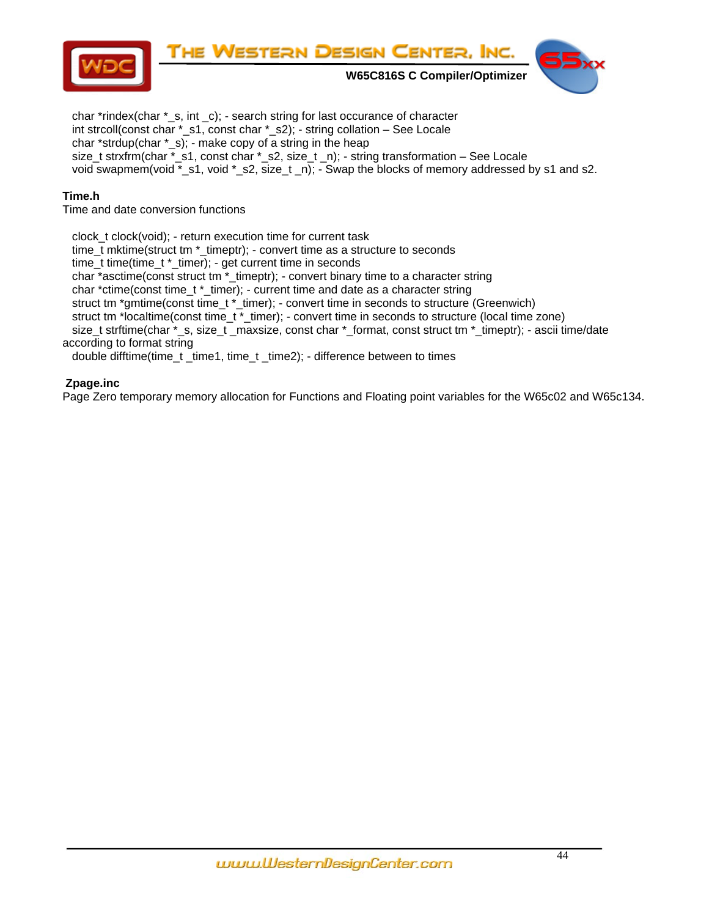char *rindex(char *_s, int _c); - search string for last occurance of character
int strcoll(const char *_s1, const char *_s2); - string collation – See Locale
char *strdup(char *_s); - make copy of a string in the heap
size_t strxfrm(char *_s1, const char *_s2, size_t _n); - string transformation – See Locale
void swapmem(void *_s1, void *_s2, size_t _n); - Swap the blocks of memory addressed by s1 and s2.

**Time.h**
Time and date conversion functions

clock_t clock(void); - return execution time for current task
time_t mktime(struct tm *_timeptr); - convert time as a structure to seconds
time_t time(time_t *_timer); - get current time in seconds
char *asctime(const struct tm *_timeptr); - convert binary time to a character string
char *ctime(const time_t *_timer); - current time and date as a character string
struct tm *gmtime(const time_t *_timer); - convert time in seconds to structure (Greenwich)
struct tm *localtime(const time_t *_timer); - convert time in seconds to structure (local time zone)
size_t strftime(char *_s, size_t _maxsize, const char *_format, const struct tm *_timeptr); - ascii time/date according to format string
double difftime(time_t _time1, time_t _time2); - difference between to times

**Zpage.inc**
Page Zero temporary memory allocation for Functions and Floating point variables for the W65c02 and W65c134.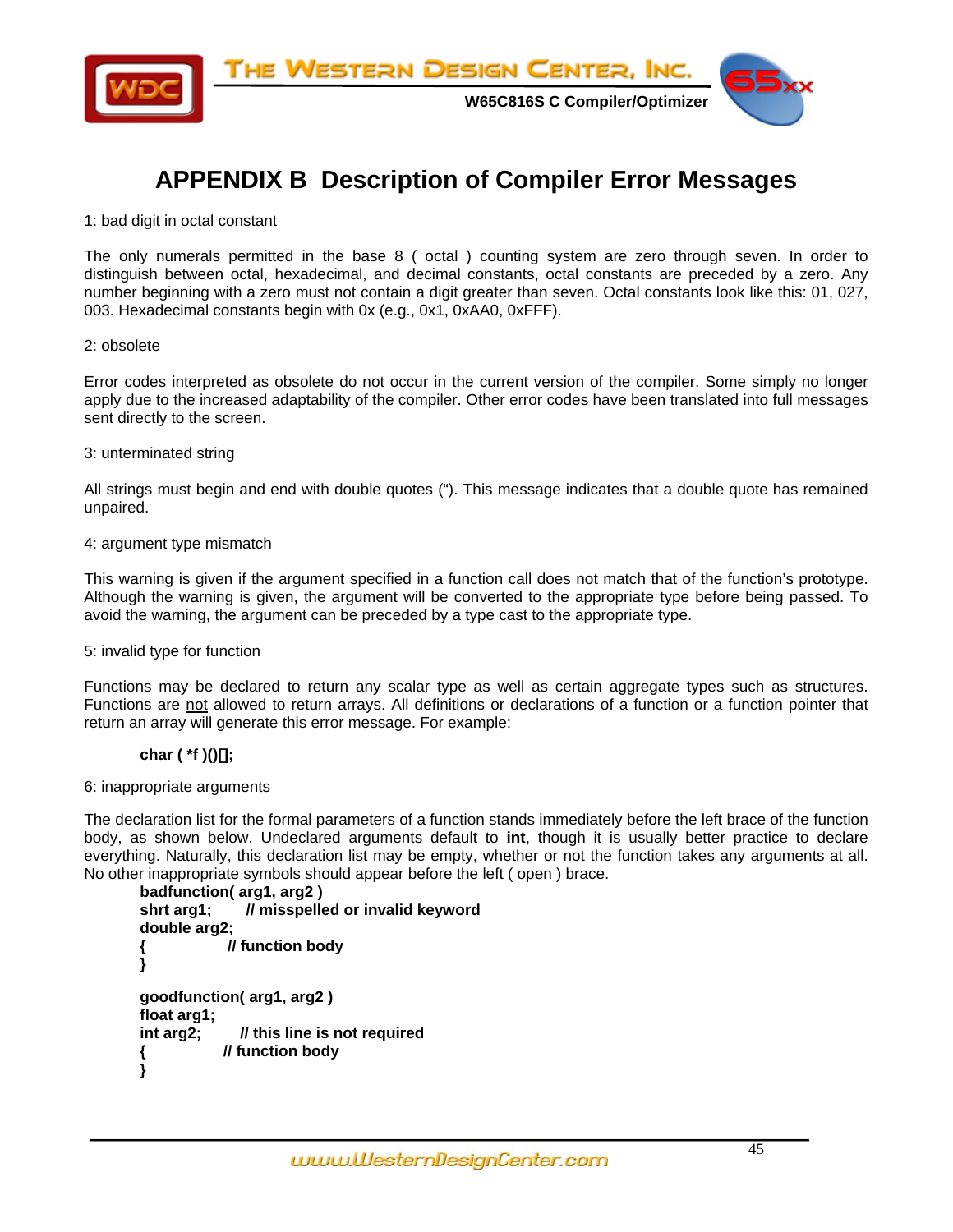# APPENDIX B  Description of Compiler Error Messages

1: bad digit in octal constant

The only numerals permitted in the base 8 ( octal ) counting system are zero through seven. In order to distinguish between octal, hexadecimal, and decimal constants, octal constants are preceded by a zero. Any number beginning with a zero must not contain a digit greater than seven. Octal constants look like this: 01, 027, 003. Hexadecimal constants begin with 0x (e.g., 0x1, 0xAA0, 0xFFF).

2: obsolete

Error codes interpreted as obsolete do not occur in the current version of the compiler. Some simply no longer apply due to the increased adaptability of the compiler. Other error codes have been translated into full messages sent directly to the screen.

3: unterminated string

All strings must begin and end with double quotes (“). This message indicates that a double quote has remained unpaired.

4: argument type mismatch

This warning is given if the argument specified in a function call does not match that of the function’s prototype. Although the warning is given, the argument will be converted to the appropriate type before being passed. To avoid the warning, the argument can be preceded by a type cast to the appropriate type.

5: invalid type for function

Functions may be declared to return any scalar type as well as certain aggregate types such as structures. Functions are not allowed to return arrays. All definitions or declarations of a function or a function pointer that return an array will generate this error message. For example:

```
char ( *f )()[];
```

6: inappropriate arguments

The declaration list for the formal parameters of a function stands immediately before the left brace of the function body, as shown below. Undeclared arguments default to **int**, though it is usually better practice to declare everything. Naturally, this declaration list may be empty, whether or not the function takes any arguments at all. No other inappropriate symbols should appear before the left ( open ) brace.

```
badfunction( arg1, arg2 )
shrt arg1;      // misspelled or invalid keyword
double arg2;
{               // function body
}

goodfunction( arg1, arg2 )
float arg1;
int arg2;       // this line is not required
{               // function body
}
```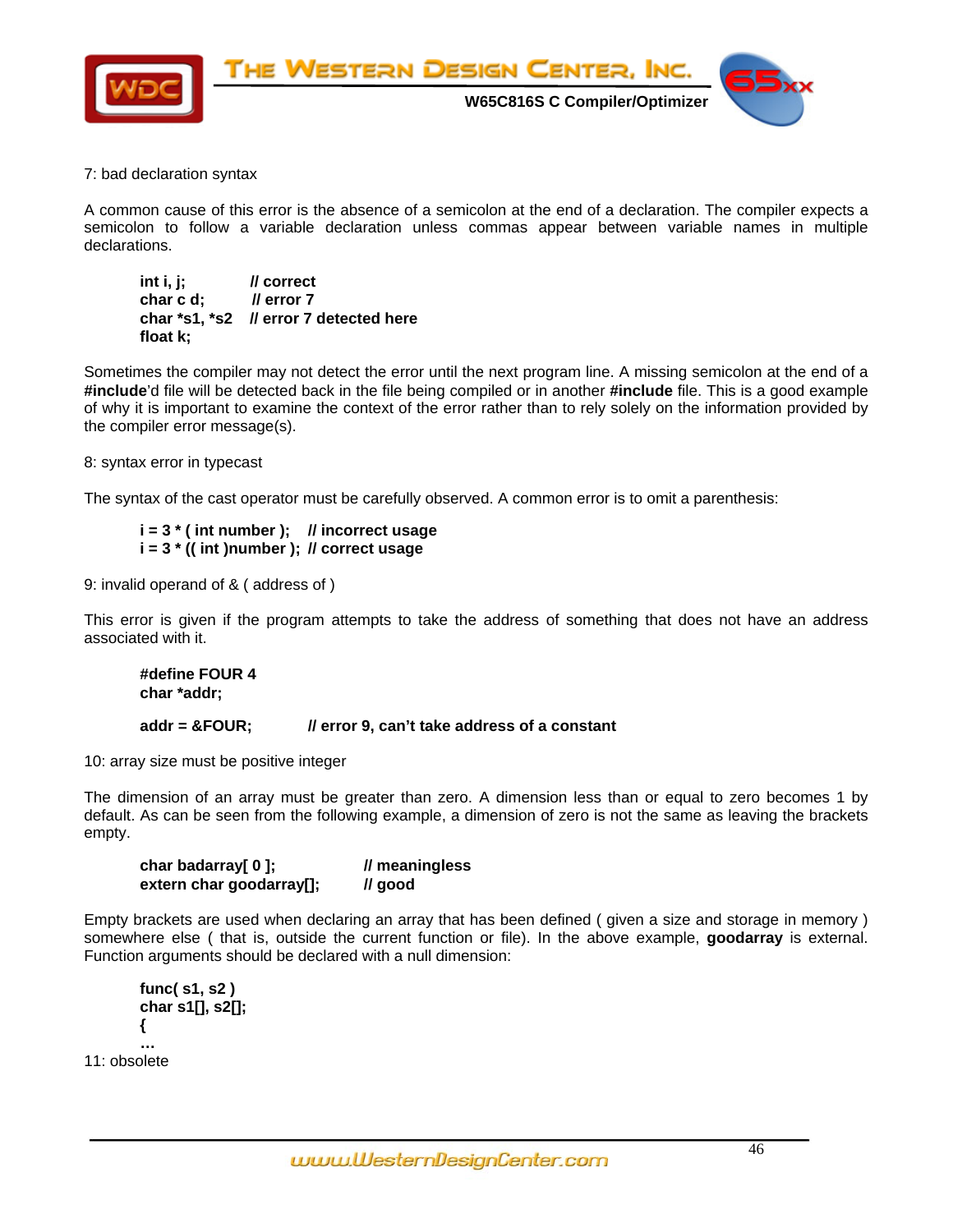7: bad declaration syntax

A common cause of this error is the absence of a semicolon at the end of a declaration. The compiler expects a semicolon to follow a variable declaration unless commas appear between variable names in multiple declarations.

```
int i, j;          // correct
char c d;          // error 7
char *s1, *s2   // error 7 detected here
float k;
```

Sometimes the compiler may not detect the error until the next program line. A missing semicolon at the end of a **#include**'d file will be detected back in the file being compiled or in another **#include** file. This is a good example of why it is important to examine the context of the error rather than to rely solely on the information provided by the compiler error message(s).

8: syntax error in typecast

The syntax of the cast operator must be carefully observed. A common error is to omit a parenthesis:

```
i = 3 * ( int number );    // incorrect usage
i = 3 * (( int )number );  // correct usage
```

9: invalid operand of & ( address of )

This error is given if the program attempts to take the address of something that does not have an address associated with it.

```
#define FOUR 4
char *addr;

addr = &FOUR;          // error 9, can't take address of a constant
```

10: array size must be positive integer

The dimension of an array must be greater than zero. A dimension less than or equal to zero becomes 1 by default. As can be seen from the following example, a dimension of zero is not the same as leaving the brackets empty.

```
char badarray[ 0 ];            // meaningless
extern char goodarray[];       // good
```

Empty brackets are used when declaring an array that has been defined ( given a size and storage in memory ) somewhere else ( that is, outside the current function or file). In the above example, **goodarray** is external. Function arguments should be declared with a null dimension:

```
func( s1, s2 )
char s1[], s2[];
{
…
```

11: obsolete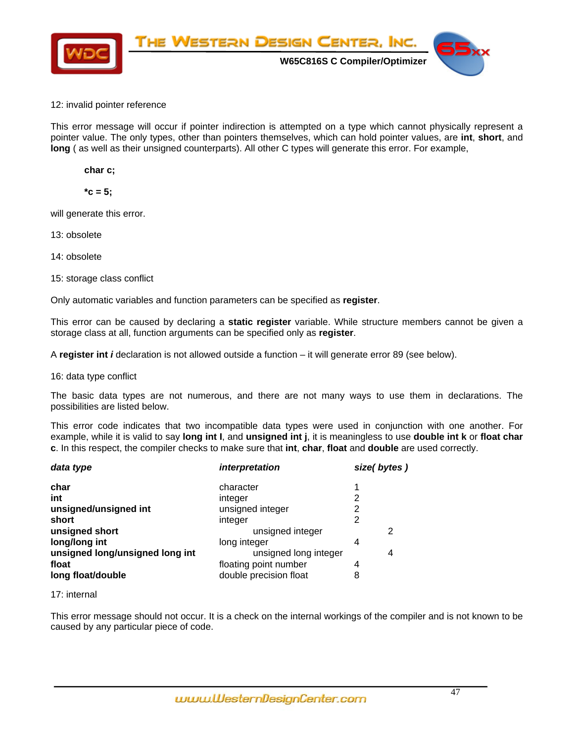12: invalid pointer reference

This error message will occur if pointer indirection is attempted on a type which cannot physically represent a pointer value. The only types, other than pointers themselves, which can hold pointer values, are **int**, **short**, and **long** ( as well as their unsigned counterparts). All other C types will generate this error. For example,

```
char c;

*c = 5;
```

will generate this error.

13: obsolete

14: obsolete

15: storage class conflict

Only automatic variables and function parameters can be specified as **register**.

This error can be caused by declaring a **static register** variable. While structure members cannot be given a storage class at all, function arguments can be specified only as **register**.

A **register int *i*** declaration is not allowed outside a function – it will generate error 89 (see below).

16: data type conflict

The basic data types are not numerous, and there are not many ways to use them in declarations. The possibilities are listed below.

This error code indicates that two incompatible data types were used in conjunction with one another. For example, while it is valid to say **long int l**, and **unsigned int j**, it is meaningless to use **double int k** or **float char c**. In this respect, the compiler checks to make sure that **int**, **char**, **float** and **double** are used correctly.

| ***data type*** | ***interpretation*** | ***size( bytes )*** |
|---|---|---|
| **char** | character | 1 |
| **int** | integer | 2 |
| **unsigned/unsigned int** | unsigned integer | 2 |
| **short** | integer | 2 |
| **unsigned short** | unsigned integer | 2 |
| **long/long int** | long integer | 4 |
| **unsigned long/unsigned long int** | unsigned long integer | 4 |
| **float** | floating point number | 4 |
| **long float/double** | double precision float | 8 |

17: internal

This error message should not occur. It is a check on the internal workings of the compiler and is not known to be caused by any particular piece of code.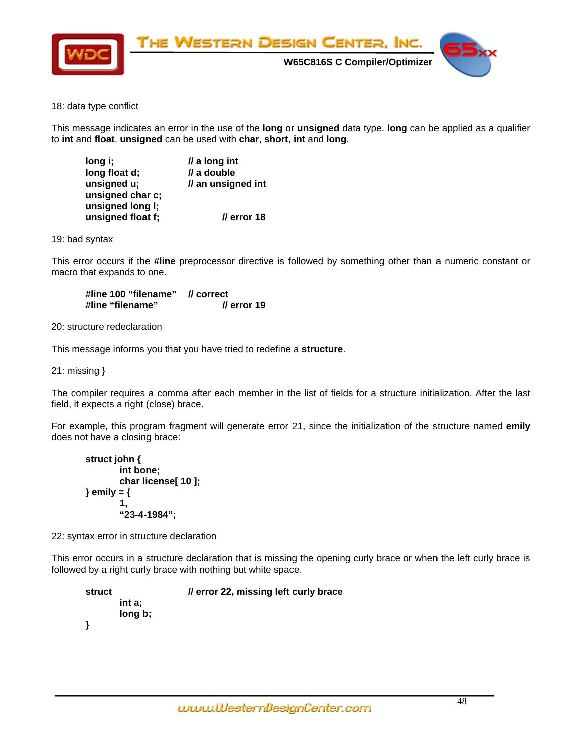18: data type conflict

This message indicates an error in the use of the **long** or **unsigned** data type. **long** can be applied as a qualifier to **int** and **float**. **unsigned** can be used with **char**, **short**, **int** and **long**.

```
long i;                 // a long int
long float d;           // a double
unsigned u;             // an unsigned int
unsigned char c;
unsigned long l;
unsigned float f;               // error 18
```

19: bad syntax

This error occurs if the **#line** preprocessor directive is followed by something other than a numeric constant or macro that expands to one.

```
#line 100 "filename"    // correct
#line "filename"                // error 19
```

20: structure redeclaration

This message informs you that you have tried to redefine a **structure**.

21: missing }

The compiler requires a comma after each member in the list of fields for a structure initialization. After the last field, it expects a right (close) brace.

For example, this program fragment will generate error 21, since the initialization of the structure named **emily** does not have a closing brace:

```
struct john {
        int bone;
        char license[ 10 ];
} emily = {
        1,
        "23-4-1984";
```

22: syntax error in structure declaration

This error occurs in a structure declaration that is missing the opening curly brace or when the left curly brace is followed by a right curly brace with nothing but white space.

```
struct                  // error 22, missing left curly brace
        int a;
        long b;
}
```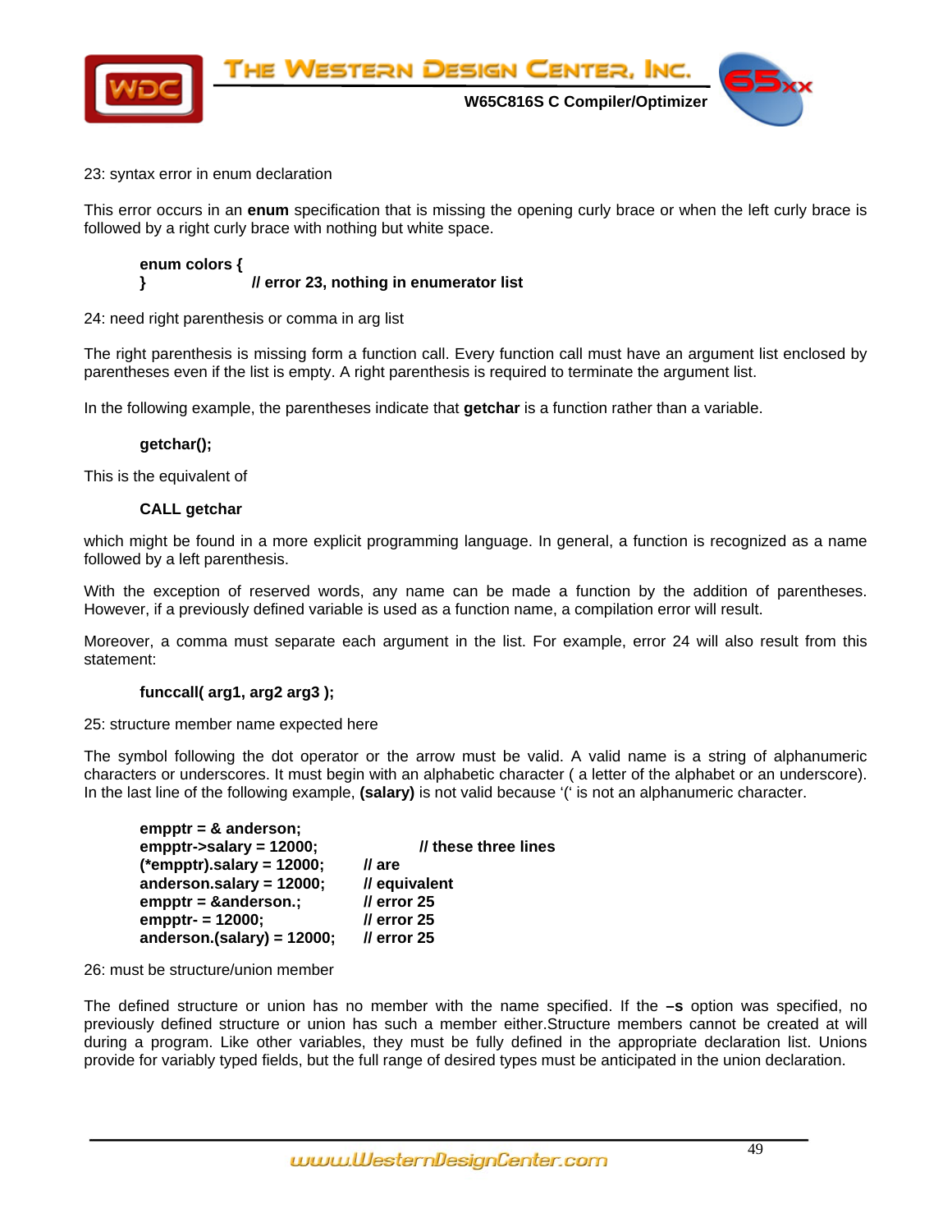23: syntax error in enum declaration

This error occurs in an **enum** specification that is missing the opening curly brace or when the left curly brace is followed by a right curly brace with nothing but white space.

```
enum colors {
}                    // error 23, nothing in enumerator list
```

24: need right parenthesis or comma in arg list

The right parenthesis is missing form a function call. Every function call must have an argument list enclosed by parentheses even if the list is empty. A right parenthesis is required to terminate the argument list.

In the following example, the parentheses indicate that **getchar** is a function rather than a variable.

```
getchar();
```

This is the equivalent of

```
CALL getchar
```

which might be found in a more explicit programming language. In general, a function is recognized as a name followed by a left parenthesis.

With the exception of reserved words, any name can be made a function by the addition of parentheses. However, if a previously defined variable is used as a function name, a compilation error will result.

Moreover, a comma must separate each argument in the list. For example, error 24 will also result from this statement:

```
funccall( arg1, arg2 arg3 );
```

25: structure member name expected here

The symbol following the dot operator or the arrow must be valid. A valid name is a string of alphanumeric characters or underscores. It must begin with an alphabetic character ( a letter of the alphabet or an underscore). In the last line of the following example, **(salary)** is not valid because '(' is not an alphanumeric character.

```
empptr = & anderson;
empptr->salary = 12000;                // these three lines
(*empptr).salary = 12000;       // are
anderson.salary = 12000;        // equivalent
empptr = &anderson.;            // error 25
empptr- = 12000;                // error 25
anderson.(salary) = 12000;      // error 25
```

26: must be structure/union member

The defined structure or union has no member with the name specified. If the **–s** option was specified, no previously defined structure or union has such a member either.Structure members cannot be created at will during a program. Like other variables, they must be fully defined in the appropriate declaration list. Unions provide for variably typed fields, but the full range of desired types must be anticipated in the union declaration.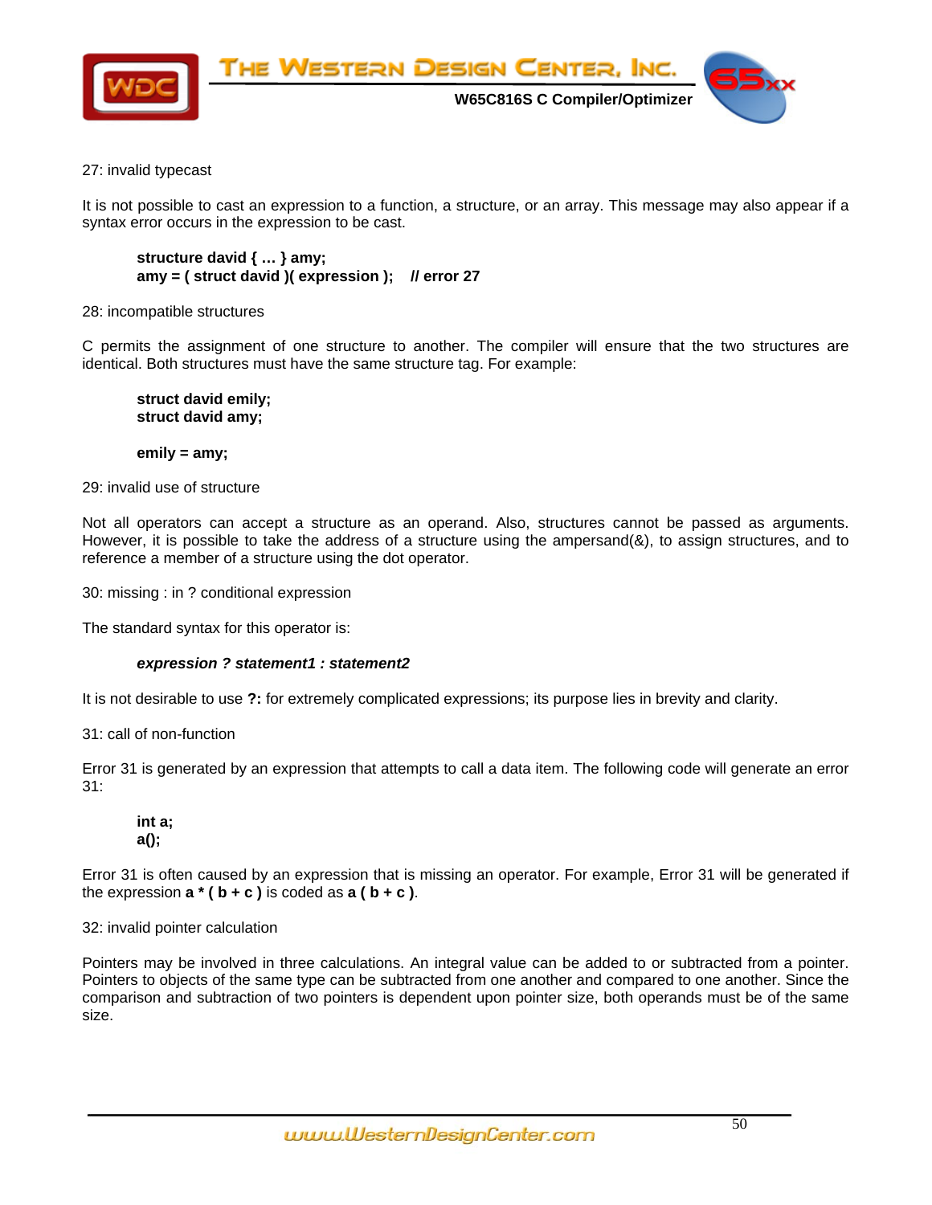27: invalid typecast

It is not possible to cast an expression to a function, a structure, or an array. This message may also appear if a syntax error occurs in the expression to be cast.

```
structure david { … } amy;
amy = ( struct david )( expression );    // error 27
```

28: incompatible structures

C permits the assignment of one structure to another. The compiler will ensure that the two structures are identical. Both structures must have the same structure tag. For example:

```
struct david emily;
struct david amy;

emily = amy;
```

29: invalid use of structure

Not all operators can accept a structure as an operand. Also, structures cannot be passed as arguments. However, it is possible to take the address of a structure using the ampersand(&), to assign structures, and to reference a member of a structure using the dot operator.

30: missing : in ? conditional expression

The standard syntax for this operator is:

***expression ? statement1 : statement2***

It is not desirable to use **?:** for extremely complicated expressions; its purpose lies in brevity and clarity.

31: call of non-function

Error 31 is generated by an expression that attempts to call a data item. The following code will generate an error 31:

```
int a;
a();
```

Error 31 is often caused by an expression that is missing an operator. For example, Error 31 will be generated if the expression **a * ( b + c )** is coded as **a ( b + c )**.

32: invalid pointer calculation

Pointers may be involved in three calculations. An integral value can be added to or subtracted from a pointer. Pointers to objects of the same type can be subtracted from one another and compared to one another. Since the comparison and subtraction of two pointers is dependent upon pointer size, both operands must be of the same size.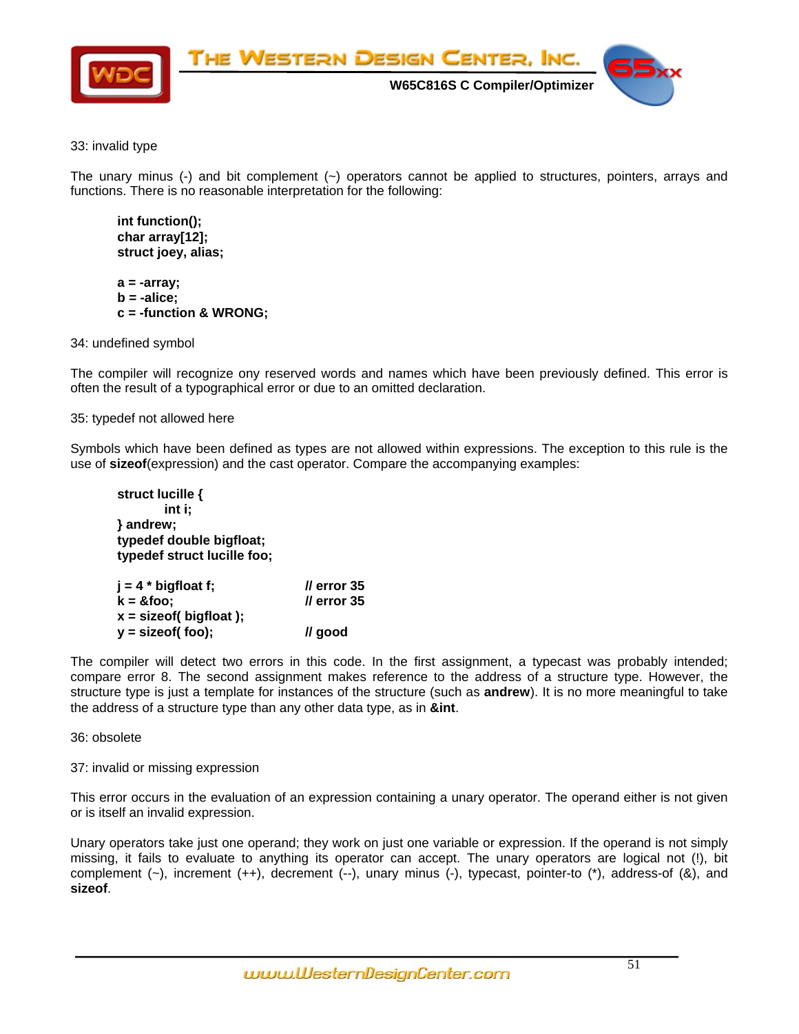33: invalid type

The unary minus (-) and bit complement (~) operators cannot be applied to structures, pointers, arrays and functions. There is no reasonable interpretation for the following:

```
int function();
char array[12];
struct joey, alias;

a = -array;
b = -alice;
c = -function & WRONG;
```

34: undefined symbol

The compiler will recognize ony reserved words and names which have been previously defined. This error is often the result of a typographical error or due to an omitted declaration.

35: typedef not allowed here

Symbols which have been defined as types are not allowed within expressions. The exception to this rule is the use of **sizeof**(expression) and the cast operator. Compare the accompanying examples:

```
struct lucille {
        int i;
} andrew;
typedef double bigfloat;
typedef struct lucille foo;

j = 4 * bigfloat f;          // error 35
k = &foo;                    // error 35
x = sizeof( bigfloat );
y = sizeof( foo);            // good
```

The compiler will detect two errors in this code. In the first assignment, a typecast was probably intended; compare error 8. The second assignment makes reference to the address of a structure type. However, the structure type is just a template for instances of the structure (such as **andrew**). It is no more meaningful to take the address of a structure type than any other data type, as in **&int**.

36: obsolete

37: invalid or missing expression

This error occurs in the evaluation of an expression containing a unary operator. The operand either is not given or is itself an invalid expression.

Unary operators take just one operand; they work on just one variable or expression. If the operand is not simply missing, it fails to evaluate to anything its operator can accept. The unary operators are logical not (!), bit complement (~), increment (++), decrement (--), unary minus (-), typecast, pointer-to (*), address-of (&), and **sizeof**.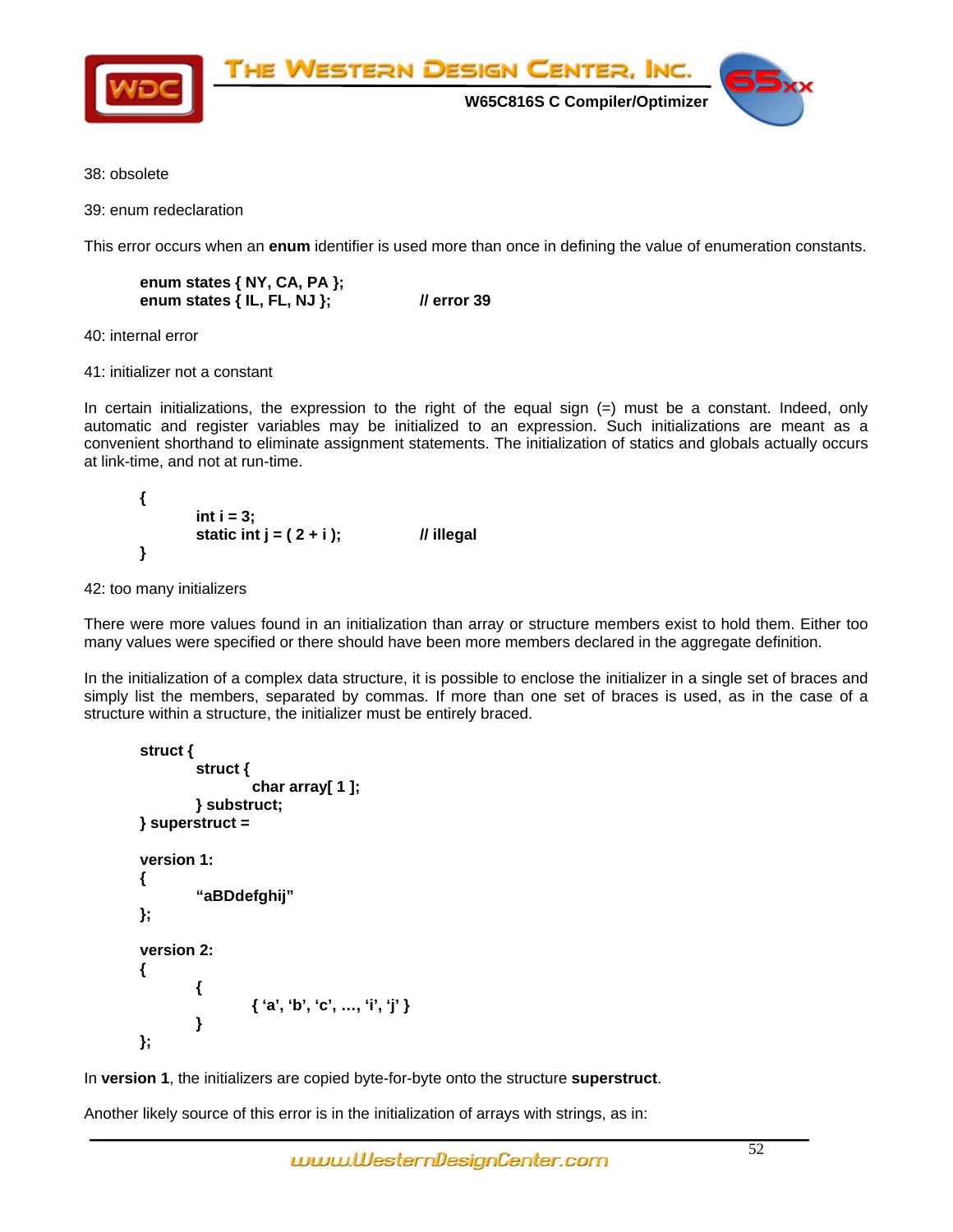38: obsolete

39: enum redeclaration

This error occurs when an **enum** identifier is used more than once in defining the value of enumeration constants.

```
enum states { NY, CA, PA };
enum states { IL, FL, NJ };        // error 39
```

40: internal error

41: initializer not a constant

In certain initializations, the expression to the right of the equal sign (=) must be a constant. Indeed, only automatic and register variables may be initialized to an expression. Such initializations are meant as a convenient shorthand to eliminate assignment statements. The initialization of statics and globals actually occurs at link-time, and not at run-time.

```
{
        int i = 3;
        static int j = ( 2 + i );        // illegal
}
```

42: too many initializers

There were more values found in an initialization than array or structure members exist to hold them. Either too many values were specified or there should have been more members declared in the aggregate definition.

In the initialization of a complex data structure, it is possible to enclose the initializer in a single set of braces and simply list the members, separated by commas. If more than one set of braces is used, as in the case of a structure within a structure, the initializer must be entirely braced.

```
struct {
        struct {
                char array[ 1 ];
        } substruct;
} superstruct =

version 1:
{
        "aBDdefghij"
};

version 2:
{
        {
                { 'a', 'b', 'c', …, 'i', 'j' }
        }
};
```

In **version 1**, the initializers are copied byte-for-byte onto the structure **superstruct**.

Another likely source of this error is in the initialization of arrays with strings, as in: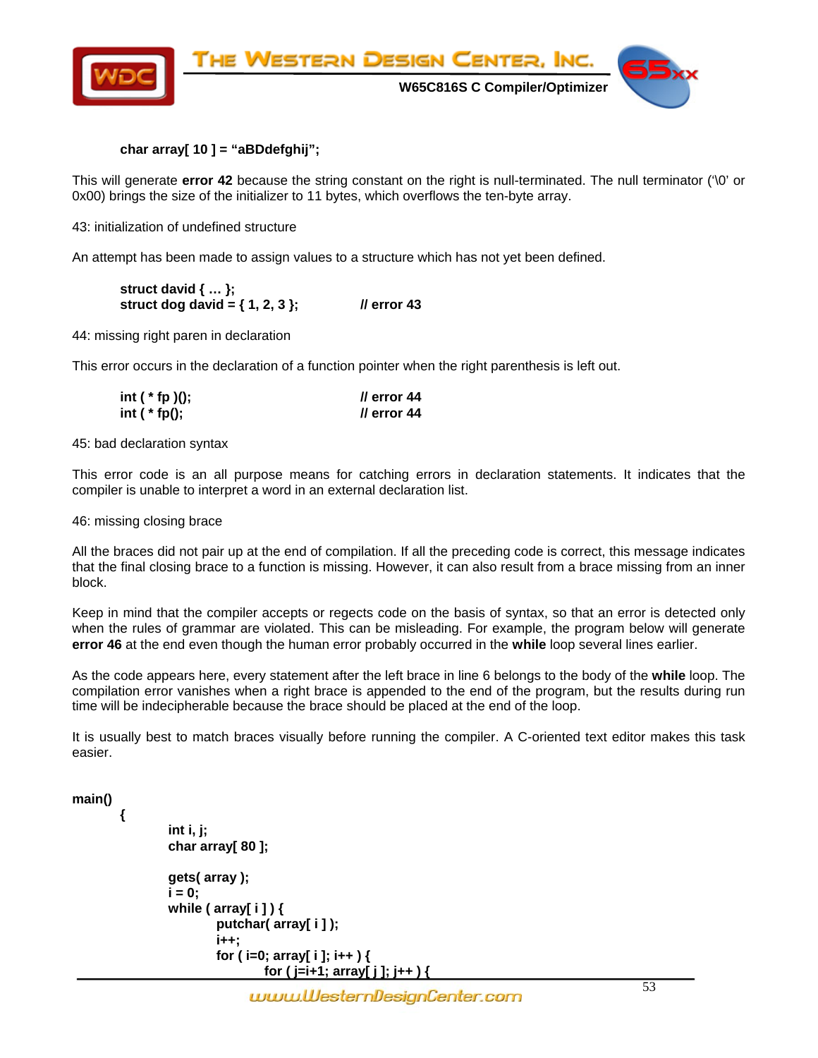```
char array[ 10 ] = "aBDdefghij";
```

This will generate **error 42** because the string constant on the right is null-terminated. The null terminator ('\0' or 0x00) brings the size of the initializer to 11 bytes, which overflows the ten-byte array.

43: initialization of undefined structure

An attempt has been made to assign values to a structure which has not yet been defined.

```
struct david { … };
struct dog david = { 1, 2, 3 };          // error 43
```

44: missing right paren in declaration

This error occurs in the declaration of a function pointer when the right parenthesis is left out.

```
int ( * fp )();                          // error 44
int ( * fp();                            // error 44
```

45: bad declaration syntax

This error code is an all purpose means for catching errors in declaration statements. It indicates that the compiler is unable to interpret a word in an external declaration list.

46: missing closing brace

All the braces did not pair up at the end of compilation. If all the preceding code is correct, this message indicates that the final closing brace to a function is missing. However, it can also result from a brace missing from an inner block.

Keep in mind that the compiler accepts or regects code on the basis of syntax, so that an error is detected only when the rules of grammar are violated. This can be misleading. For example, the program below will generate **error 46** at the end even though the human error probably occurred in the **while** loop several lines earlier.

As the code appears here, every statement after the left brace in line 6 belongs to the body of the **while** loop. The compilation error vanishes when a right brace is appended to the end of the program, but the results during run time will be indecipherable because the brace should be placed at the end of the loop.

It is usually best to match braces visually before running the compiler. A C-oriented text editor makes this task easier.

```
main()
    {
        int i, j;
        char array[ 80 ];

        gets( array );
        i = 0;
        while ( array[ i ] ) {
            putchar( array[ i ] );
            i++;
            for ( i=0; array[ i ]; i++ ) {
                for ( j=i+1; array[ j ]; j++ ) {
```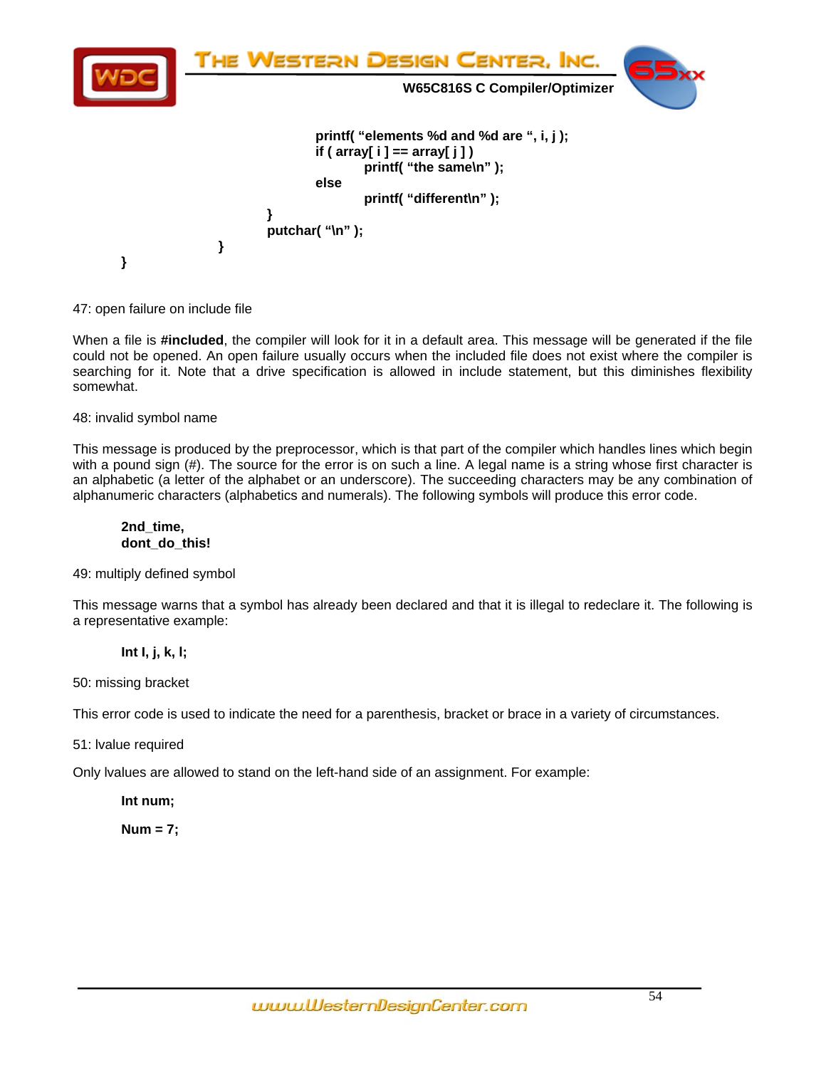```
                        printf( "elements %d and %d are ", i, j );
                        if ( array[ i ] == array[ j ] )
                                printf( "the same\n" );
                        else
                                printf( "different\n" );
                }
                putchar( "\n" );
        }
}
```

47: open failure on include file

When a file is **#included**, the compiler will look for it in a default area. This message will be generated if the file could not be opened. An open failure usually occurs when the included file does not exist where the compiler is searching for it. Note that a drive specification is allowed in include statement, but this diminishes flexibility somewhat.

48: invalid symbol name

This message is produced by the preprocessor, which is that part of the compiler which handles lines which begin with a pound sign (#). The source for the error is on such a line. A legal name is a string whose first character is an alphabetic (a letter of the alphabet or an underscore). The succeeding characters may be any combination of alphanumeric characters (alphabetics and numerals). The following symbols will produce this error code.

```
2nd_time,
dont_do_this!
```

49: multiply defined symbol

This message warns that a symbol has already been declared and that it is illegal to redeclare it. The following is a representative example:

```
Int I, j, k, l;
```

50: missing bracket

This error code is used to indicate the need for a parenthesis, bracket or brace in a variety of circumstances.

51: lvalue required

Only lvalues are allowed to stand on the left-hand side of an assignment. For example:

```
Int num;

Num = 7;
```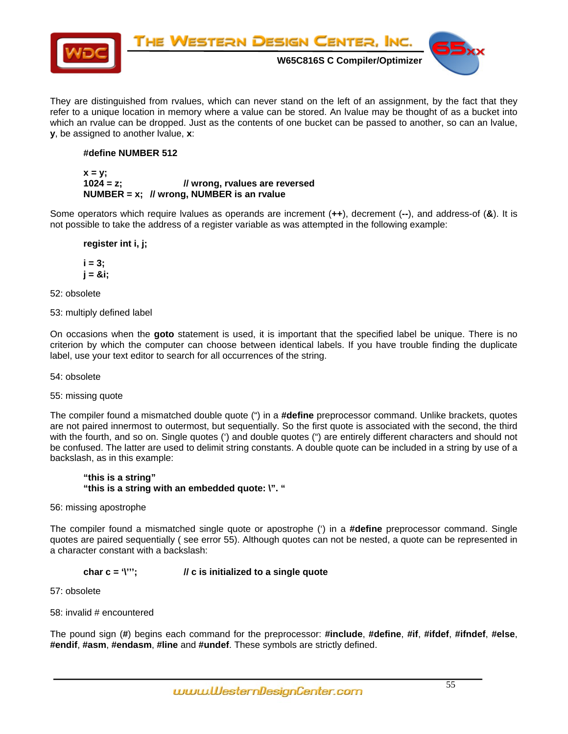They are distinguished from rvalues, which can never stand on the left of an assignment, by the fact that they refer to a unique location in memory where a value can be stored. An lvalue may be thought of as a bucket into which an rvalue can be dropped. Just as the contents of one bucket can be passed to another, so can an lvalue, **y**, be assigned to another lvalue, **x**:

```
#define NUMBER 512

x = y;
1024 = z;             // wrong, rvalues are reversed
NUMBER = x;   // wrong, NUMBER is an rvalue
```

Some operators which require lvalues as operands are increment (**++**), decrement (**--**), and address-of (**&**). It is not possible to take the address of a register variable as was attempted in the following example:

```
register int i, j;

i = 3;
j = &i;
```

52: obsolete

53: multiply defined label

On occasions when the **goto** statement is used, it is important that the specified label be unique. There is no criterion by which the computer can choose between identical labels. If you have trouble finding the duplicate label, use your text editor to search for all occurrences of the string.

54: obsolete

55: missing quote

The compiler found a mismatched double quote (") in a **#define** preprocessor command. Unlike brackets, quotes are not paired innermost to outermost, but sequentially. So the first quote is associated with the second, the third with the fourth, and so on. Single quotes (') and double quotes (") are entirely different characters and should not be confused. The latter are used to delimit string constants. A double quote can be included in a string by use of a backslash, as in this example:

```
"this is a string"
"this is a string with an embedded quote: \". "
```

56: missing apostrophe

The compiler found a mismatched single quote or apostrophe (') in a **#define** preprocessor command. Single quotes are paired sequentially ( see error 55). Although quotes can not be nested, a quote can be represented in a character constant with a backslash:

```
char c = '\'';             // c is initialized to a single quote
```

57: obsolete

58: invalid # encountered

The pound sign (**#**) begins each command for the preprocessor: **#include**, **#define**, **#if**, **#ifdef**, **#ifndef**, **#else**, **#endif**, **#asm**, **#endasm**, **#line** and **#undef**. These symbols are strictly defined.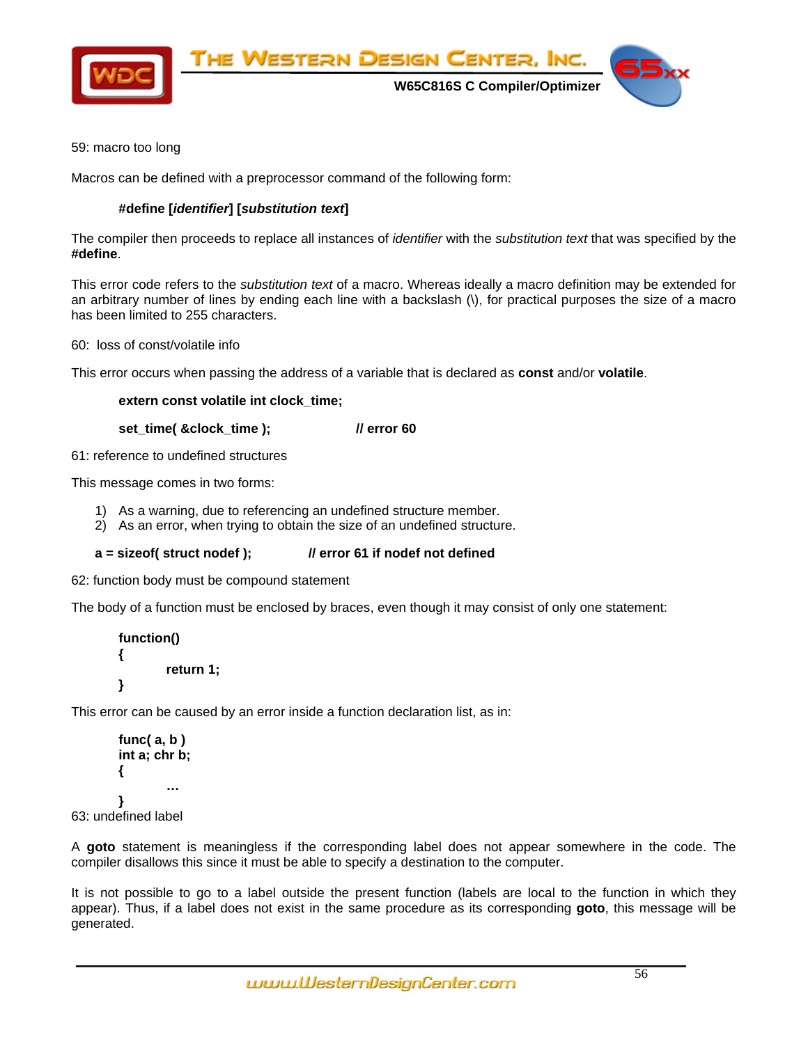59: macro too long

Macros can be defined with a preprocessor command of the following form:

**#define [*identifier*] [*substitution text*]**

The compiler then proceeds to replace all instances of *identifier* with the *substitution text* that was specified by the **#define**.

This error code refers to the *substitution text* of a macro. Whereas ideally a macro definition may be extended for an arbitrary number of lines by ending each line with a backslash (\), for practical purposes the size of a macro has been limited to 255 characters.

60: loss of const/volatile info

This error occurs when passing the address of a variable that is declared as **const** and/or **volatile**.

```
extern const volatile int clock_time;

set_time( &clock_time );            // error 60
```

61: reference to undefined structures

This message comes in two forms:

1) As a warning, due to referencing an undefined structure member.
2) As an error, when trying to obtain the size of an undefined structure.

```
a = sizeof( struct nodef );         // error 61 if nodef not defined
```

62: function body must be compound statement

The body of a function must be enclosed by braces, even though it may consist of only one statement:

```
function()
{
        return 1;
}
```

This error can be caused by an error inside a function declaration list, as in:

```
func( a, b )
int a; chr b;
{
        …
}
```

63: undefined label

A **goto** statement is meaningless if the corresponding label does not appear somewhere in the code. The compiler disallows this since it must be able to specify a destination to the computer.

It is not possible to go to a label outside the present function (labels are local to the function in which they appear). Thus, if a label does not exist in the same procedure as its corresponding **goto**, this message will be generated.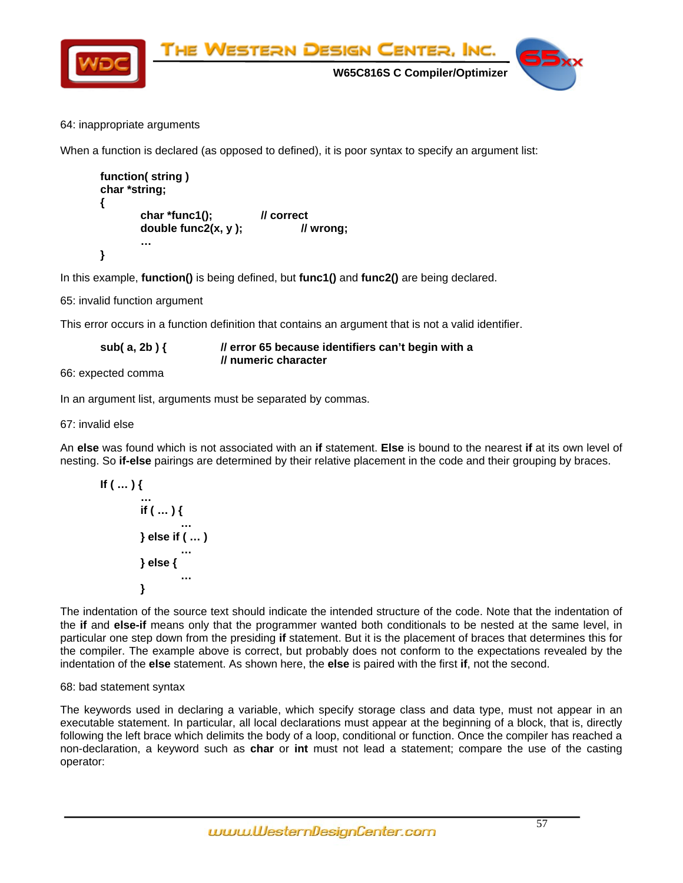64: inappropriate arguments

When a function is declared (as opposed to defined), it is poor syntax to specify an argument list:

```
function( string )
char *string;
{
        char *func1();          // correct
        double func2(x, y );            // wrong;
        …
}
```

In this example, **function()** is being defined, but **func1()** and **func2()** are being declared.

65: invalid function argument

This error occurs in a function definition that contains an argument that is not a valid identifier.

```
sub( a, 2b ) {          // error 65 because identifiers can't begin with a
                        // numeric character
```

66: expected comma

In an argument list, arguments must be separated by commas.

67: invalid else

An **else** was found which is not associated with an **if** statement. **Else** is bound to the nearest **if** at its own level of nesting. So **if-else** pairings are determined by their relative placement in the code and their grouping by braces.

```
If ( … ) {
        …
        if ( … ) {
                …
        } else if ( … )
                …
        } else {
                …
        }
```

The indentation of the source text should indicate the intended structure of the code. Note that the indentation of the **if** and **else-if** means only that the programmer wanted both conditionals to be nested at the same level, in particular one step down from the presiding **if** statement. But it is the placement of braces that determines this for the compiler. The example above is correct, but probably does not conform to the expectations revealed by the indentation of the **else** statement. As shown here, the **else** is paired with the first **if**, not the second.

68: bad statement syntax

The keywords used in declaring a variable, which specify storage class and data type, must not appear in an executable statement. In particular, all local declarations must appear at the beginning of a block, that is, directly following the left brace which delimits the body of a loop, conditional or function. Once the compiler has reached a non-declaration, a keyword such as **char** or **int** must not lead a statement; compare the use of the casting operator: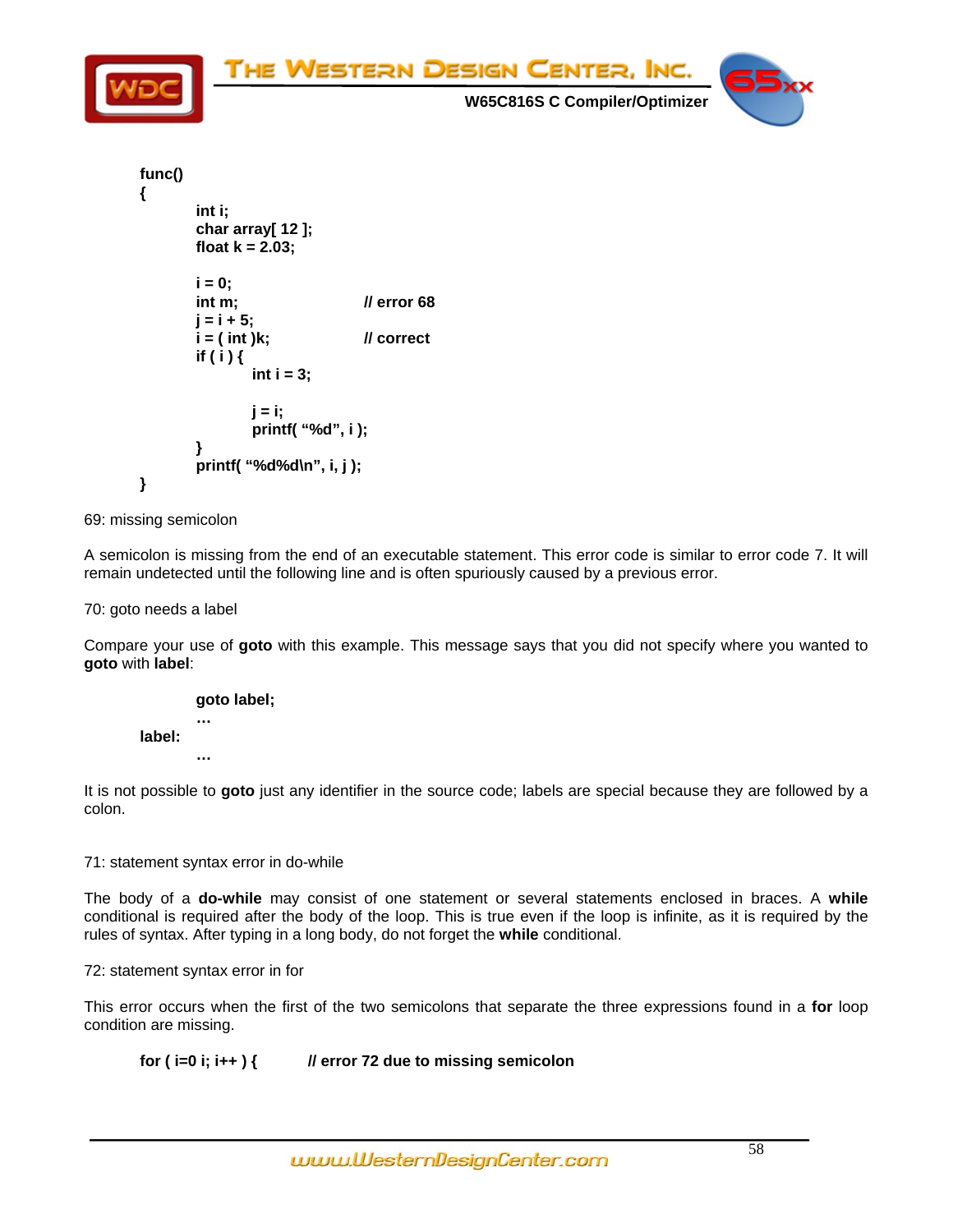```
func()
{
        int i;
        char array[ 12 ];
        float k = 2.03;

        i = 0;
        int m;                  // error 68
        j = i + 5;
        i = ( int )k;           // correct
        if ( i ) {
                int i = 3;

                j = i;
                printf( "%d", i );
        }
        printf( "%d%d\n", i, j );
}
```

69: missing semicolon

A semicolon is missing from the end of an executable statement. This error code is similar to error code 7. It will remain undetected until the following line and is often spuriously caused by a previous error.

70: goto needs a label

Compare your use of **goto** with this example. This message says that you did not specify where you wanted to **goto** with **label**:

```
        goto label;
        …
label:
        …
```

It is not possible to **goto** just any identifier in the source code; labels are special because they are followed by a colon.

71: statement syntax error in do-while

The body of a **do-while** may consist of one statement or several statements enclosed in braces. A **while** conditional is required after the body of the loop. This is true even if the loop is infinite, as it is required by the rules of syntax. After typing in a long body, do not forget the **while** conditional.

72: statement syntax error in for

This error occurs when the first of the two semicolons that separate the three expressions found in a **for** loop condition are missing.

```
for ( i=0 i; i++ ) {        // error 72 due to missing semicolon
```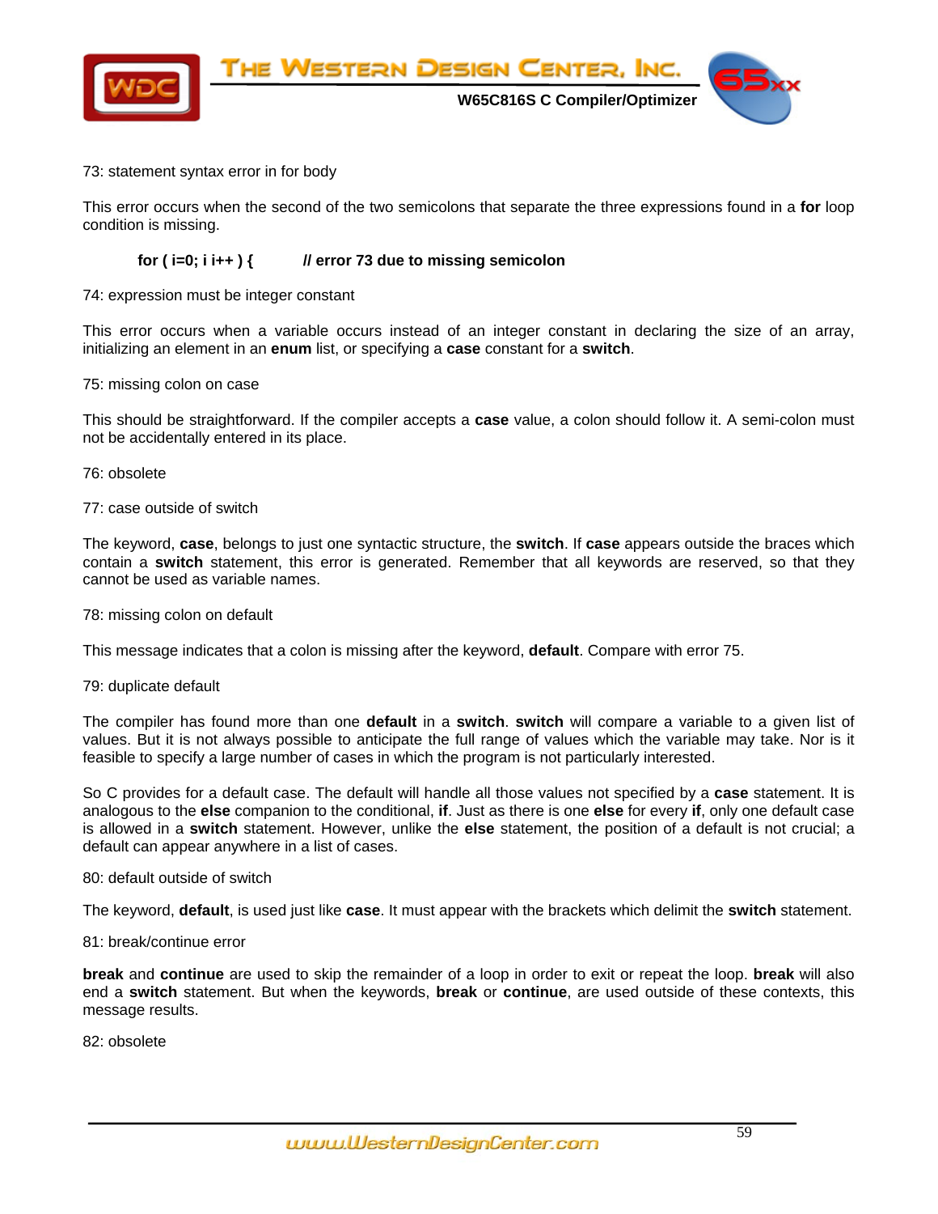73: statement syntax error in for body

This error occurs when the second of the two semicolons that separate the three expressions found in a **for** loop condition is missing.

```
for ( i=0; i i++ ) {          // error 73 due to missing semicolon
```

74: expression must be integer constant

This error occurs when a variable occurs instead of an integer constant in declaring the size of an array, initializing an element in an **enum** list, or specifying a **case** constant for a **switch**.

75: missing colon on case

This should be straightforward. If the compiler accepts a **case** value, a colon should follow it. A semi-colon must not be accidentally entered in its place.

76: obsolete

77: case outside of switch

The keyword, **case**, belongs to just one syntactic structure, the **switch**. If **case** appears outside the braces which contain a **switch** statement, this error is generated. Remember that all keywords are reserved, so that they cannot be used as variable names.

78: missing colon on default

This message indicates that a colon is missing after the keyword, **default**. Compare with error 75.

79: duplicate default

The compiler has found more than one **default** in a **switch**. **switch** will compare a variable to a given list of values. But it is not always possible to anticipate the full range of values which the variable may take. Nor is it feasible to specify a large number of cases in which the program is not particularly interested.

So C provides for a default case. The default will handle all those values not specified by a **case** statement. It is analogous to the **else** companion to the conditional, **if**. Just as there is one **else** for every **if**, only one default case is allowed in a **switch** statement. However, unlike the **else** statement, the position of a default is not crucial; a default can appear anywhere in a list of cases.

80: default outside of switch

The keyword, **default**, is used just like **case**. It must appear with the brackets which delimit the **switch** statement.

81: break/continue error

**break** and **continue** are used to skip the remainder of a loop in order to exit or repeat the loop. **break** will also end a **switch** statement. But when the keywords, **break** or **continue**, are used outside of these contexts, this message results.

82: obsolete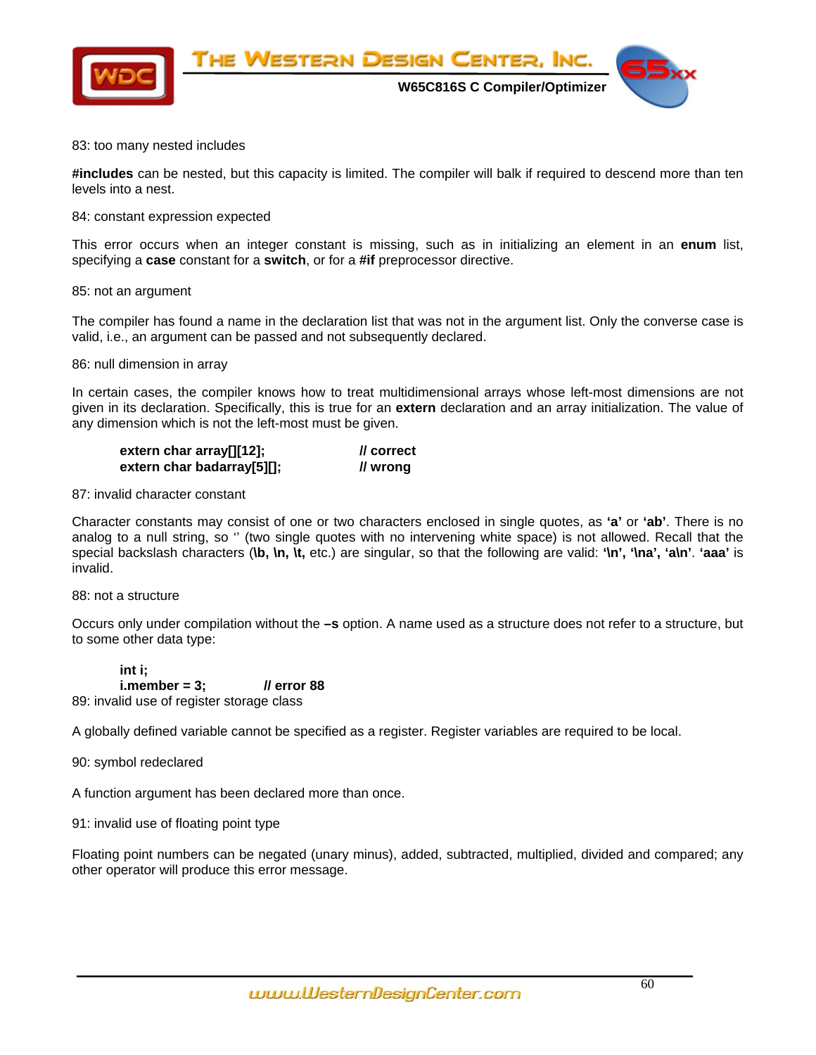83: too many nested includes

**#includes** can be nested, but this capacity is limited. The compiler will balk if required to descend more than ten levels into a nest.

84: constant expression expected

This error occurs when an integer constant is missing, such as in initializing an element in an **enum** list, specifying a **case** constant for a **switch**, or for a **#if** preprocessor directive.

85: not an argument

The compiler has found a name in the declaration list that was not in the argument list. Only the converse case is valid, i.e., an argument can be passed and not subsequently declared.

86: null dimension in array

In certain cases, the compiler knows how to treat multidimensional arrays whose left-most dimensions are not given in its declaration. Specifically, this is true for an **extern** declaration and an array initialization. The value of any dimension which is not the left-most must be given.

```
extern char array[][12];          // correct
extern char badarray[5][];        // wrong
```

87: invalid character constant

Character constants may consist of one or two characters enclosed in single quotes, as **'a'** or **'ab'**. There is no analog to a null string, so '' (two single quotes with no intervening white space) is not allowed. Recall that the special backslash characters (**\b, \n, \t,** etc.) are singular, so that the following are valid: **'\n', '\na', 'a\n'**. **'aaa'** is invalid.

88: not a structure

Occurs only under compilation without the **–s** option. A name used as a structure does not refer to a structure, but to some other data type:

```
int i;
i.member = 3;        // error 88
```

89: invalid use of register storage class

A globally defined variable cannot be specified as a register. Register variables are required to be local.

90: symbol redeclared

A function argument has been declared more than once.

91: invalid use of floating point type

Floating point numbers can be negated (unary minus), added, subtracted, multiplied, divided and compared; any other operator will produce this error message.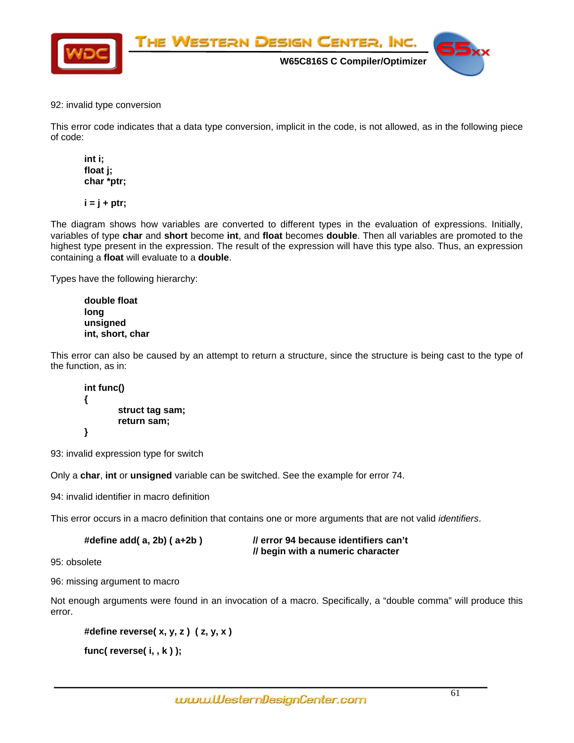92: invalid type conversion

This error code indicates that a data type conversion, implicit in the code, is not allowed, as in the following piece of code:

```
int i;
float j;
char *ptr;

i = j + ptr;
```

The diagram shows how variables are converted to different types in the evaluation of expressions. Initially, variables of type **char** and **short** become **int**, and **float** becomes **double**. Then all variables are promoted to the highest type present in the expression. The result of the expression will have this type also. Thus, an expression containing a **float** will evaluate to a **double**.

Types have the following hierarchy:

**double float**
**long**
**unsigned**
**int, short, char**

This error can also be caused by an attempt to return a structure, since the structure is being cast to the type of the function, as in:

```
int func()
{
        struct tag sam;
        return sam;
}
```

93: invalid expression type for switch

Only a **char**, **int** or **unsigned** variable can be switched. See the example for error 74.

94: invalid identifier in macro definition

This error occurs in a macro definition that contains one or more arguments that are not valid *identifiers*.

```
#define add( a, 2b) ( a+2b )          // error 94 because identifiers can't
                                      // begin with a numeric character
```

95: obsolete

96: missing argument to macro

Not enough arguments were found in an invocation of a macro. Specifically, a "double comma" will produce this error.

```
#define reverse( x, y, z )  ( z, y, x )

func( reverse( i, , k ) );
```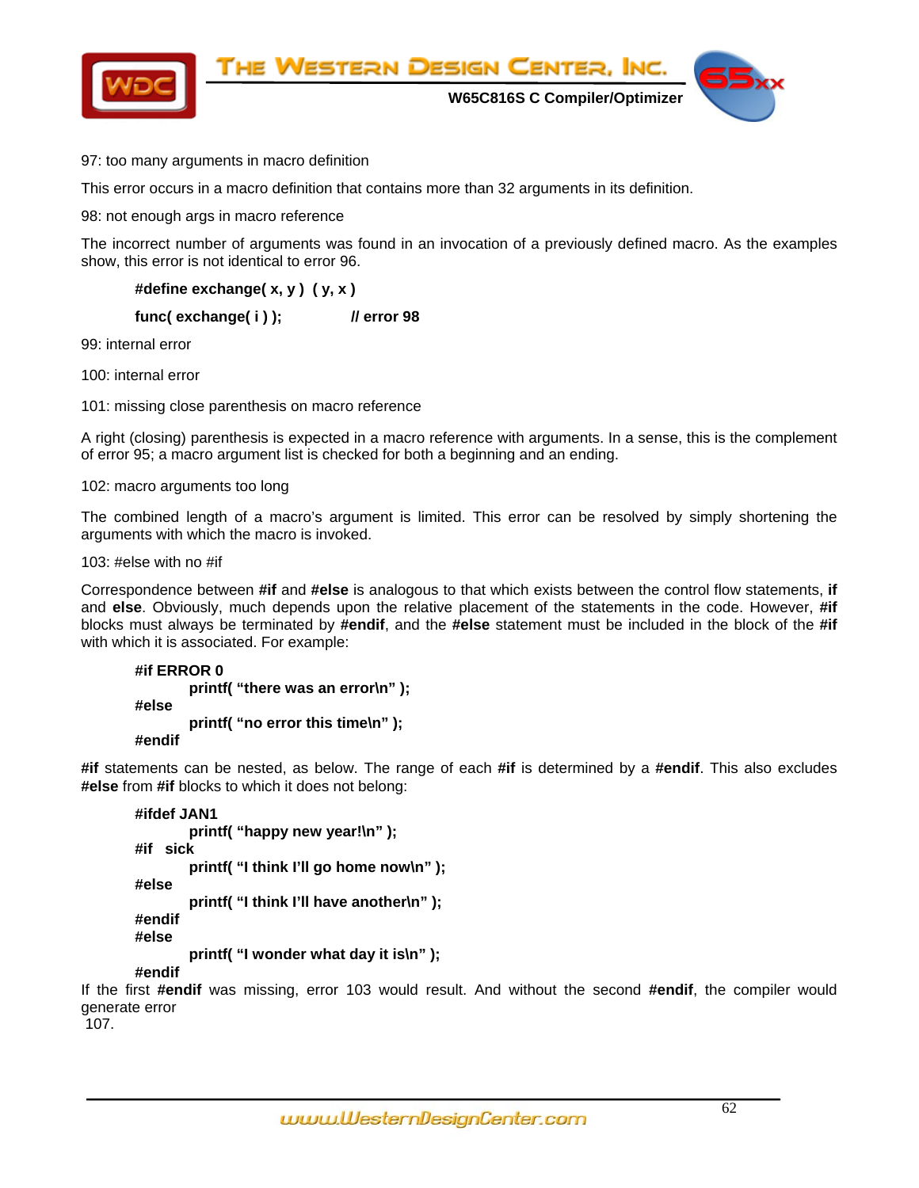97: too many arguments in macro definition

This error occurs in a macro definition that contains more than 32 arguments in its definition.

98: not enough args in macro reference

The incorrect number of arguments was found in an invocation of a previously defined macro. As the examples show, this error is not identical to error 96.

```
#define exchange( x, y )  ( y, x )
func( exchange( i ) );          // error 98
```

99: internal error

100: internal error

101: missing close parenthesis on macro reference

A right (closing) parenthesis is expected in a macro reference with arguments. In a sense, this is the complement of error 95; a macro argument list is checked for both a beginning and an ending.

102: macro arguments too long

The combined length of a macro's argument is limited. This error can be resolved by simply shortening the arguments with which the macro is invoked.

103: #else with no #if

Correspondence between **#if** and **#else** is analogous to that which exists between the control flow statements, **if** and **else**. Obviously, much depends upon the relative placement of the statements in the code. However, **#if** blocks must always be terminated by **#endif**, and the **#else** statement must be included in the block of the **#if** with which it is associated. For example:

```
#if ERROR 0
        printf( “there was an error\n” );
#else
        printf( “no error this time\n” );
#endif
```

**#if** statements can be nested, as below. The range of each **#if** is determined by a **#endif**. This also excludes **#else** from **#if** blocks to which it does not belong:

```
#ifdef JAN1
        printf( “happy new year!\n” );
#if   sick
        printf( “I think I’ll go home now\n” );
#else
        printf( “I think I’ll have another\n” );
#endif
#else
        printf( “I wonder what day it is\n” );
#endif
```

If the first **#endif** was missing, error 103 would result. And without the second **#endif**, the compiler would generate error 107.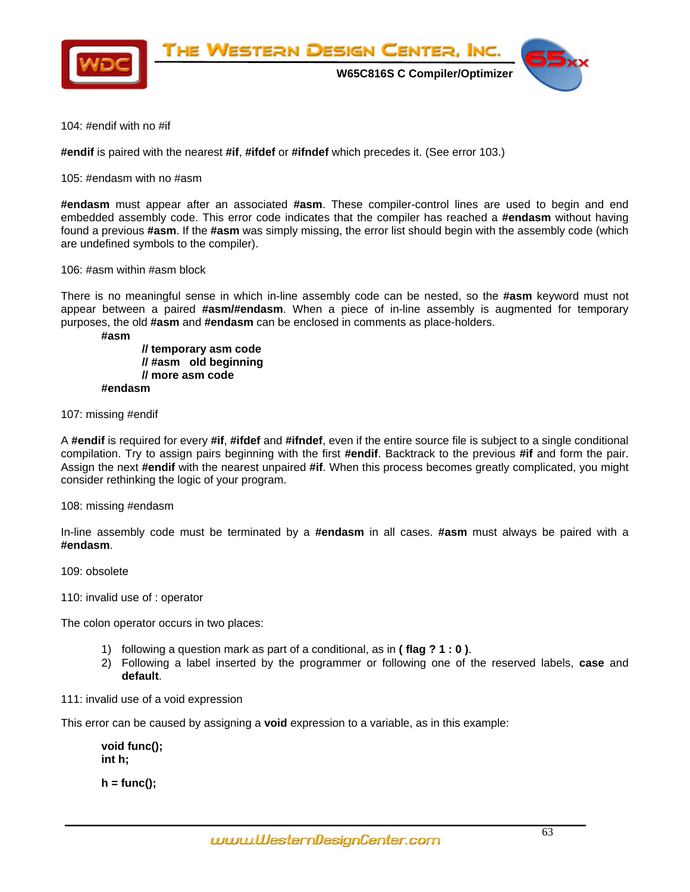104: #endif with no #if

**#endif** is paired with the nearest **#if**, **#ifdef** or **#ifndef** which precedes it. (See error 103.)

105: #endasm with no #asm

**#endasm** must appear after an associated **#asm**. These compiler-control lines are used to begin and end embedded assembly code. This error code indicates that the compiler has reached a **#endasm** without having found a previous **#asm**. If the **#asm** was simply missing, the error list should begin with the assembly code (which are undefined symbols to the compiler).

106: #asm within #asm block

There is no meaningful sense in which in-line assembly code can be nested, so the **#asm** keyword must not appear between a paired **#asm/#endasm**. When a piece of in-line assembly is augmented for temporary purposes, the old **#asm** and **#endasm** can be enclosed in comments as place-holders.

```
#asm
        // temporary asm code
        // #asm   old beginning
        // more asm code
#endasm
```

107: missing #endif

A **#endif** is required for every **#if**, **#ifdef** and **#ifndef**, even if the entire source file is subject to a single conditional compilation. Try to assign pairs beginning with the first **#endif**. Backtrack to the previous **#if** and form the pair. Assign the next **#endif** with the nearest unpaired **#if**. When this process becomes greatly complicated, you might consider rethinking the logic of your program.

108: missing #endasm

In-line assembly code must be terminated by a **#endasm** in all cases. **#asm** must always be paired with a **#endasm**.

109: obsolete

110: invalid use of : operator

The colon operator occurs in two places:

1) following a question mark as part of a conditional, as in **( flag ? 1 : 0 )**.
2) Following a label inserted by the programmer or following one of the reserved labels, **case** and **default**.

111: invalid use of a void expression

This error can be caused by assigning a **void** expression to a variable, as in this example:

```
void func();
int h;

h = func();
```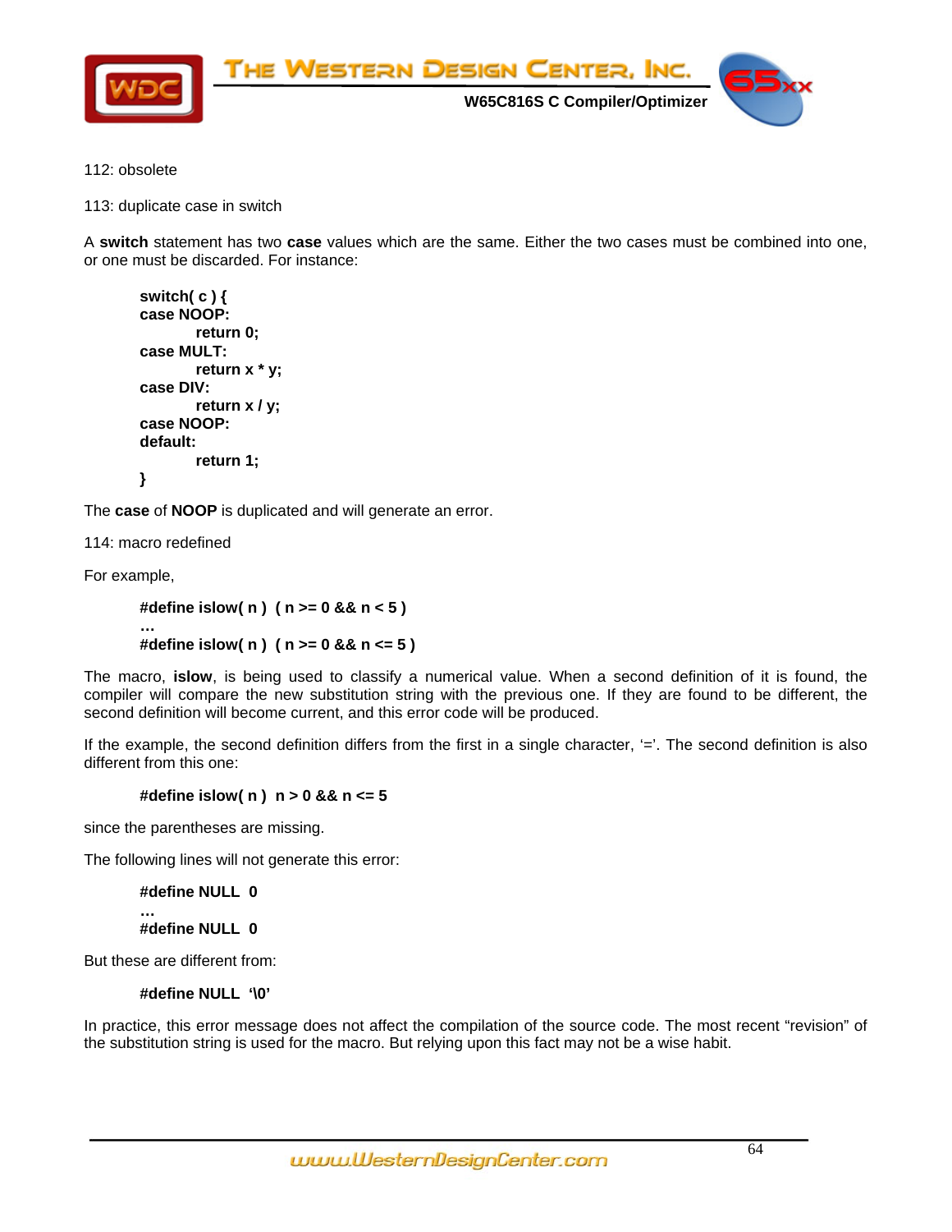112: obsolete

113: duplicate case in switch

A **switch** statement has two **case** values which are the same. Either the two cases must be combined into one, or one must be discarded. For instance:

```
switch( c ) {
case NOOP:
        return 0;
case MULT:
        return x * y;
case DIV:
        return x / y;
case NOOP:
default:
        return 1;
}
```

The **case** of **NOOP** is duplicated and will generate an error.

114: macro redefined

For example,

```
#define islow( n )  ( n >= 0 && n < 5 )
…
#define islow( n )  ( n >= 0 && n <= 5 )
```

The macro, **islow**, is being used to classify a numerical value. When a second definition of it is found, the compiler will compare the new substitution string with the previous one. If they are found to be different, the second definition will become current, and this error code will be produced.

If the example, the second definition differs from the first in a single character, '='. The second definition is also different from this one:

```
#define islow( n )  n > 0 && n <= 5
```

since the parentheses are missing.

The following lines will not generate this error:

```
#define NULL  0
…
#define NULL  0
```

But these are different from:

```
#define NULL  '\0'
```

In practice, this error message does not affect the compilation of the source code. The most recent "revision" of the substitution string is used for the macro. But relying upon this fact may not be a wise habit.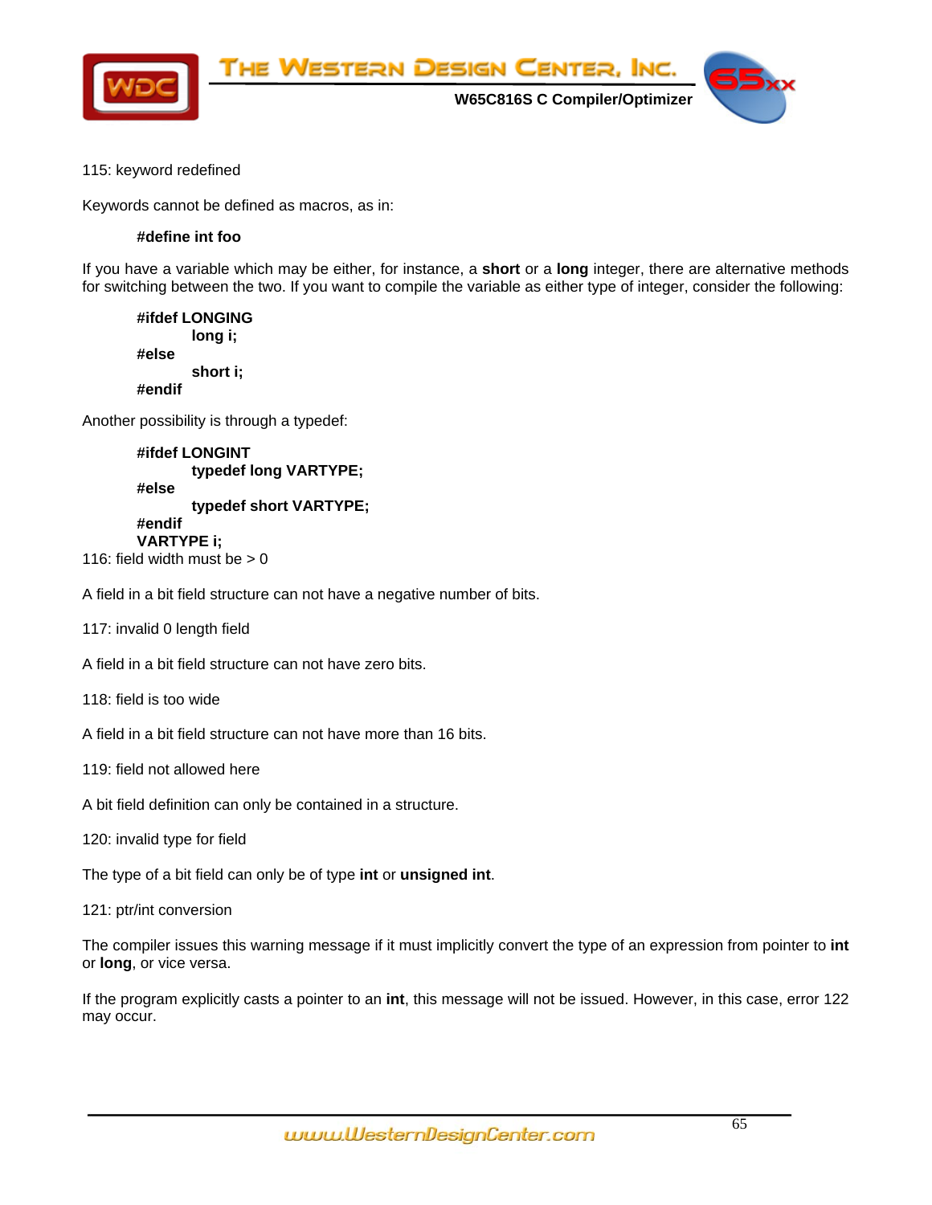115: keyword redefined

Keywords cannot be defined as macros, as in:

```
#define int foo
```

If you have a variable which may be either, for instance, a **short** or a **long** integer, there are alternative methods for switching between the two. If you want to compile the variable as either type of integer, consider the following:

```
#ifdef LONGING
        long i;
#else
        short i;
#endif
```

Another possibility is through a typedef:

```
#ifdef LONGINT
        typedef long VARTYPE;
#else
        typedef short VARTYPE;
#endif
VARTYPE i;
```

116: field width must be > 0

A field in a bit field structure can not have a negative number of bits.

117: invalid 0 length field

A field in a bit field structure can not have zero bits.

118: field is too wide

A field in a bit field structure can not have more than 16 bits.

119: field not allowed here

A bit field definition can only be contained in a structure.

120: invalid type for field

The type of a bit field can only be of type **int** or **unsigned int**.

121: ptr/int conversion

The compiler issues this warning message if it must implicitly convert the type of an expression from pointer to **int** or **long**, or vice versa.

If the program explicitly casts a pointer to an **int**, this message will not be issued. However, in this case, error 122 may occur.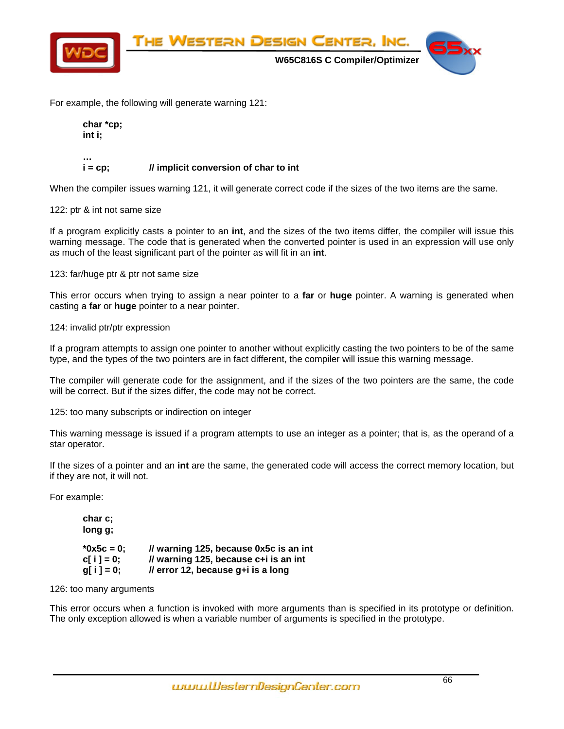For example, the following will generate warning 121:

```
char *cp;
int i;

…
i = cp;           // implicit conversion of char to int
```

When the compiler issues warning 121, it will generate correct code if the sizes of the two items are the same.

122: ptr & int not same size

If a program explicitly casts a pointer to an **int**, and the sizes of the two items differ, the compiler will issue this warning message. The code that is generated when the converted pointer is used in an expression will use only as much of the least significant part of the pointer as will fit in an **int**.

123: far/huge ptr & ptr not same size

This error occurs when trying to assign a near pointer to a **far** or **huge** pointer. A warning is generated when casting a **far** or **huge** pointer to a near pointer.

124: invalid ptr/ptr expression

If a program attempts to assign one pointer to another without explicitly casting the two pointers to be of the same type, and the types of the two pointers are in fact different, the compiler will issue this warning message.

The compiler will generate code for the assignment, and if the sizes of the two pointers are the same, the code will be correct. But if the sizes differ, the code may not be correct.

125: too many subscripts or indirection on integer

This warning message is issued if a program attempts to use an integer as a pointer; that is, as the operand of a star operator.

If the sizes of a pointer and an **int** are the same, the generated code will access the correct memory location, but if they are not, it will not.

For example:

```
char c;
long g;

*0x5c = 0;        // warning 125, because 0x5c is an int
c[ i ] = 0;       // warning 125, because c+i is an int
g[ i ] = 0;       // error 12, because g+i is a long
```

126: too many arguments

This error occurs when a function is invoked with more arguments than is specified in its prototype or definition. The only exception allowed is when a variable number of arguments is specified in the prototype.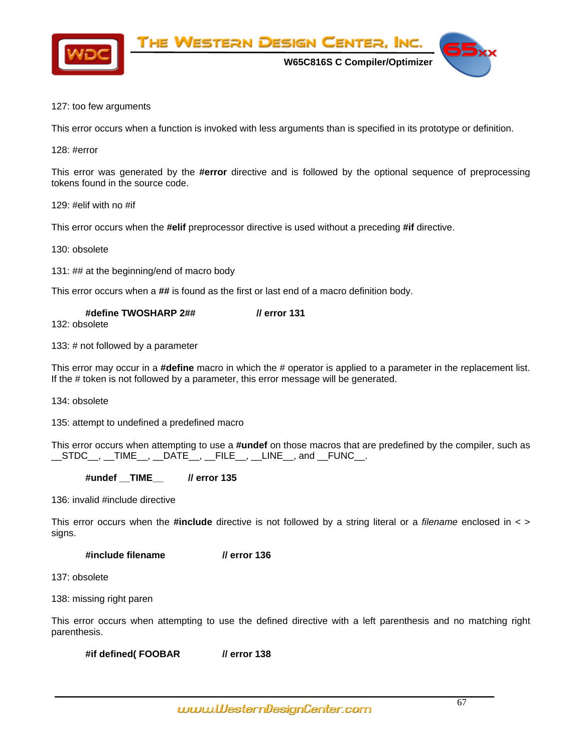127: too few arguments

This error occurs when a function is invoked with less arguments than is specified in its prototype or definition.

128: #error

This error was generated by the **#error** directive and is followed by the optional sequence of preprocessing tokens found in the source code.

129: #elif with no #if

This error occurs when the **#elif** preprocessor directive is used without a preceding **#if** directive.

130: obsolete

131: ## at the beginning/end of macro body

This error occurs when a **##** is found as the first or last end of a macro definition body.

```
#define TWOSHARP 2##                // error 131
```

132: obsolete

133: # not followed by a parameter

This error may occur in a **#define** macro in which the # operator is applied to a parameter in the replacement list. If the # token is not followed by a parameter, this error message will be generated.

134: obsolete

135: attempt to undefined a predefined macro

This error occurs when attempting to use a **#undef** on those macros that are predefined by the compiler, such as __STDC__, __TIME__, __DATE__, __FILE__, __LINE__, and __FUNC__.

```
#undef __TIME__        // error 135
```

136: invalid #include directive

This error occurs when the **#include** directive is not followed by a string literal or a *filename* enclosed in < > signs.

```
#include filename              // error 136
```

137: obsolete

138: missing right paren

This error occurs when attempting to use the defined directive with a left parenthesis and no matching right parenthesis.

```
#if defined( FOOBAR            // error 138
```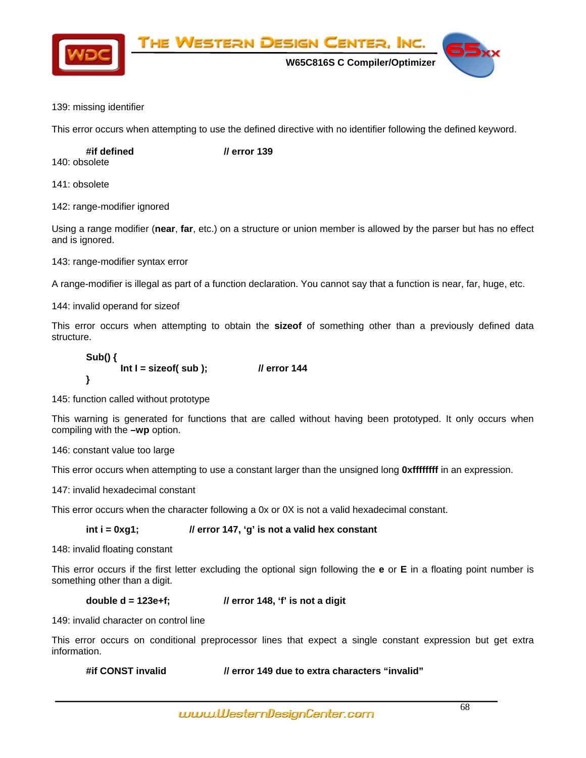139: missing identifier

This error occurs when attempting to use the defined directive with no identifier following the defined keyword.

```
#if defined                    // error 139
```

140: obsolete

141: obsolete

142: range-modifier ignored

Using a range modifier (**near**, **far**, etc.) on a structure or union member is allowed by the parser but has no effect and is ignored.

143: range-modifier syntax error

A range-modifier is illegal as part of a function declaration. You cannot say that a function is near, far, huge, etc.

144: invalid operand for sizeof

This error occurs when attempting to obtain the **sizeof** of something other than a previously defined data structure.

```
Sub() {
        Int I = sizeof( sub );          // error 144
}
```

145: function called without prototype

This warning is generated for functions that are called without having been prototyped. It only occurs when compiling with the **–wp** option.

146: constant value too large

This error occurs when attempting to use a constant larger than the unsigned long **0xffffffff** in an expression.

147: invalid hexadecimal constant

This error occurs when the character following a 0x or 0X is not a valid hexadecimal constant.

```
int i = 0xg1;          // error 147, 'g' is not a valid hex constant
```

148: invalid floating constant

This error occurs if the first letter excluding the optional sign following the **e** or **E** in a floating point number is something other than a digit.

```
double d = 123e+f;          // error 148, 'f' is not a digit
```

149: invalid character on control line

This error occurs on conditional preprocessor lines that expect a single constant expression but get extra information.

```
#if CONST invalid          // error 149 due to extra characters "invalid"
```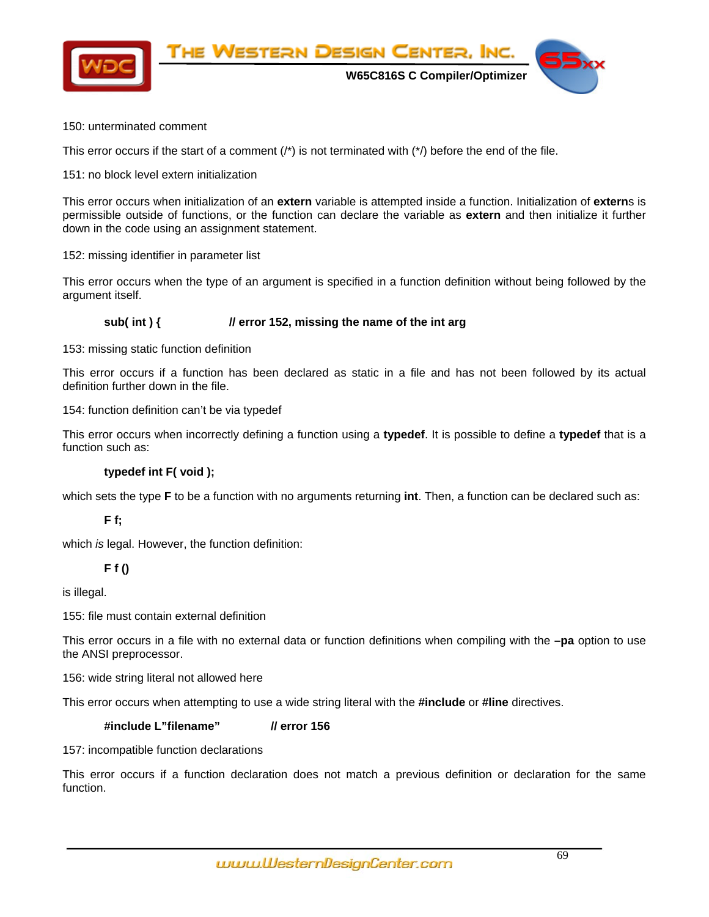150: unterminated comment

This error occurs if the start of a comment (/*) is not terminated with (*/) before the end of the file.

151: no block level extern initialization

This error occurs when initialization of an **extern** variable is attempted inside a function. Initialization of **extern**s is permissible outside of functions, or the function can declare the variable as **extern** and then initialize it further down in the code using an assignment statement.

152: missing identifier in parameter list

This error occurs when the type of an argument is specified in a function definition without being followed by the argument itself.

```
sub( int ) {            // error 152, missing the name of the int arg
```

153: missing static function definition

This error occurs if a function has been declared as static in a file and has not been followed by its actual definition further down in the file.

154: function definition can't be via typedef

This error occurs when incorrectly defining a function using a **typedef**. It is possible to define a **typedef** that is a function such as:

```
typedef int F( void );
```

which sets the type **F** to be a function with no arguments returning **int**. Then, a function can be declared such as:

```
F f;
```

which *is* legal. However, the function definition:

```
F f ()
```

is illegal.

155: file must contain external definition

This error occurs in a file with no external data or function definitions when compiling with the **–pa** option to use the ANSI preprocessor.

156: wide string literal not allowed here

This error occurs when attempting to use a wide string literal with the **#include** or **#line** directives.

```
#include L"filename"         // error 156
```

157: incompatible function declarations

This error occurs if a function declaration does not match a previous definition or declaration for the same function.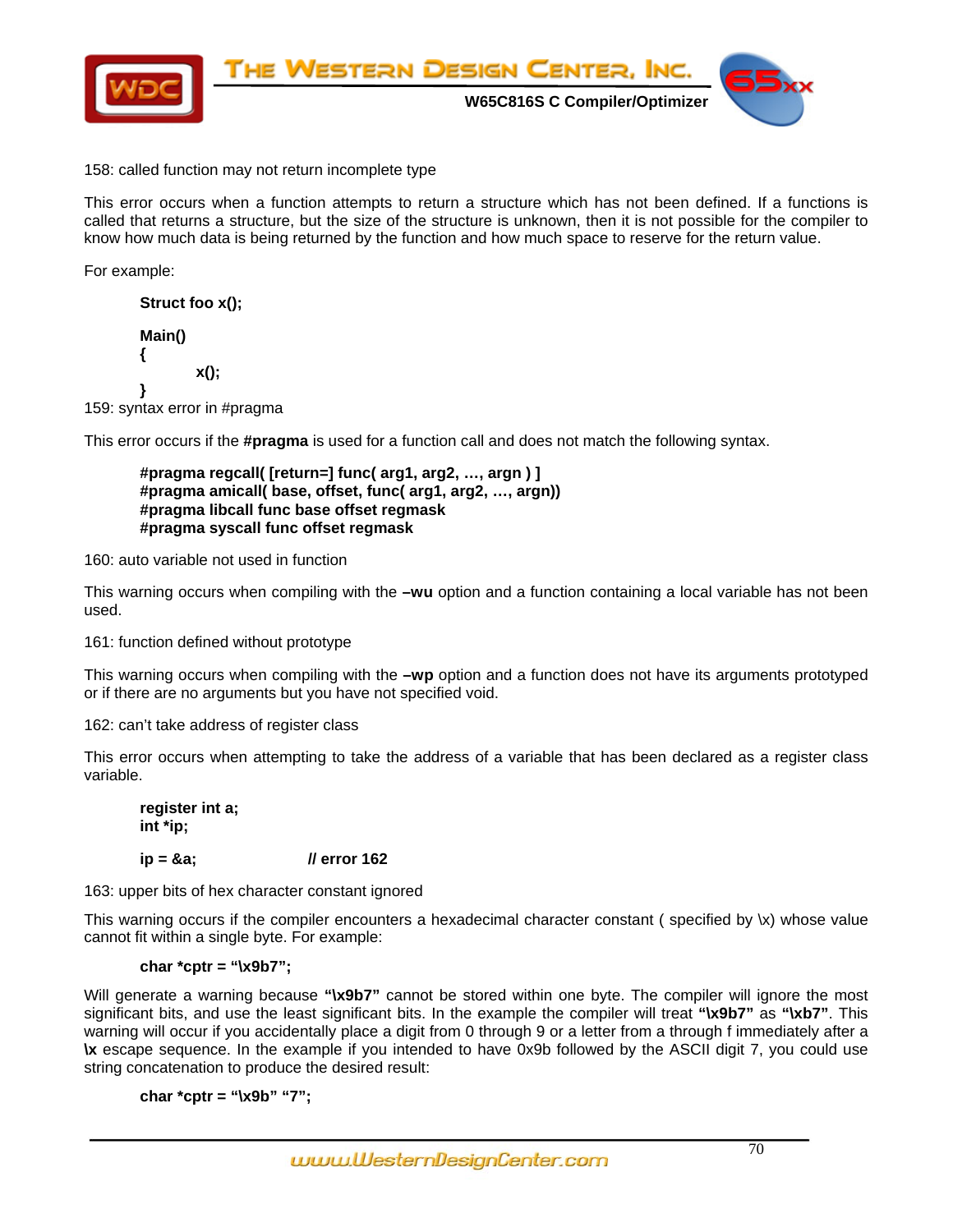158: called function may not return incomplete type

This error occurs when a function attempts to return a structure which has not been defined. If a functions is called that returns a structure, but the size of the structure is unknown, then it is not possible for the compiler to know how much data is being returned by the function and how much space to reserve for the return value.

For example:

```
Struct foo x();

Main()
{
        x();
}
```

159: syntax error in #pragma

This error occurs if the **#pragma** is used for a function call and does not match the following syntax.

```
#pragma regcall( [return=] func( arg1, arg2, …, argn ) ]
#pragma amicall( base, offset, func( arg1, arg2, …, argn))
#pragma libcall func base offset regmask
#pragma syscall func offset regmask
```

160: auto variable not used in function

This warning occurs when compiling with the **–wu** option and a function containing a local variable has not been used.

161: function defined without prototype

This warning occurs when compiling with the **–wp** option and a function does not have its arguments prototyped or if there are no arguments but you have not specified void.

162: can't take address of register class

This error occurs when attempting to take the address of a variable that has been declared as a register class variable.

```
register int a;
int *ip;

ip = &a;                // error 162
```

163: upper bits of hex character constant ignored

This warning occurs if the compiler encounters a hexadecimal character constant ( specified by \x) whose value cannot fit within a single byte. For example:

```
char *cptr = "\x9b7";
```

Will generate a warning because **"\x9b7"** cannot be stored within one byte. The compiler will ignore the most significant bits, and use the least significant bits. In the example the compiler will treat **"\x9b7"** as **"\xb7"**. This warning will occur if you accidentally place a digit from 0 through 9 or a letter from a through f immediately after a **\x** escape sequence. In the example if you intended to have 0x9b followed by the ASCII digit 7, you could use string concatenation to produce the desired result:

```
char *cptr = "\x9b" "7";
```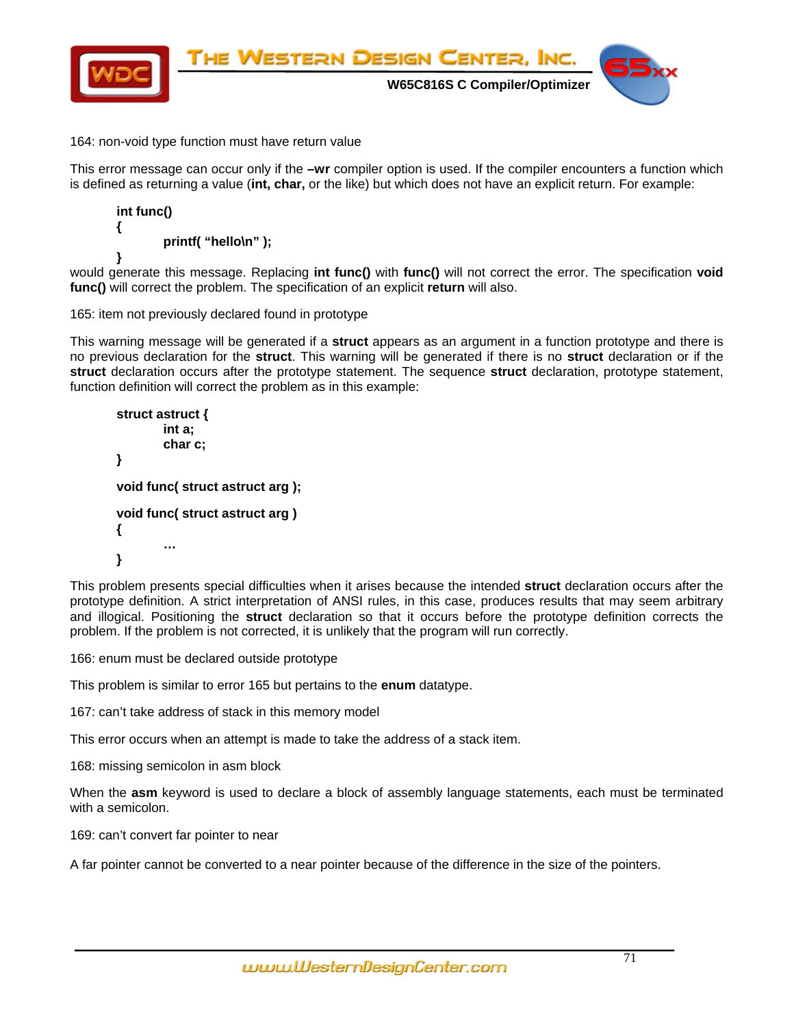164: non-void type function must have return value

This error message can occur only if the **–wr** compiler option is used. If the compiler encounters a function which is defined as returning a value (**int, char,** or the like) but which does not have an explicit return. For example:

```
int func()
{
        printf( "hello\n" );
}
```

would generate this message. Replacing **int func()** with **func()** will not correct the error. The specification **void func()** will correct the problem. The specification of an explicit **return** will also.

165: item not previously declared found in prototype

This warning message will be generated if a **struct** appears as an argument in a function prototype and there is no previous declaration for the **struct**. This warning will be generated if there is no **struct** declaration or if the **struct** declaration occurs after the prototype statement. The sequence **struct** declaration, prototype statement, function definition will correct the problem as in this example:

```
struct astruct {
        int a;
        char c;
}

void func( struct astruct arg );

void func( struct astruct arg )
{
        …
}
```

This problem presents special difficulties when it arises because the intended **struct** declaration occurs after the prototype definition. A strict interpretation of ANSI rules, in this case, produces results that may seem arbitrary and illogical. Positioning the **struct** declaration so that it occurs before the prototype definition corrects the problem. If the problem is not corrected, it is unlikely that the program will run correctly.

166: enum must be declared outside prototype

This problem is similar to error 165 but pertains to the **enum** datatype.

167: can't take address of stack in this memory model

This error occurs when an attempt is made to take the address of a stack item.

168: missing semicolon in asm block

When the **asm** keyword is used to declare a block of assembly language statements, each must be terminated with a semicolon.

169: can't convert far pointer to near

A far pointer cannot be converted to a near pointer because of the difference in the size of the pointers.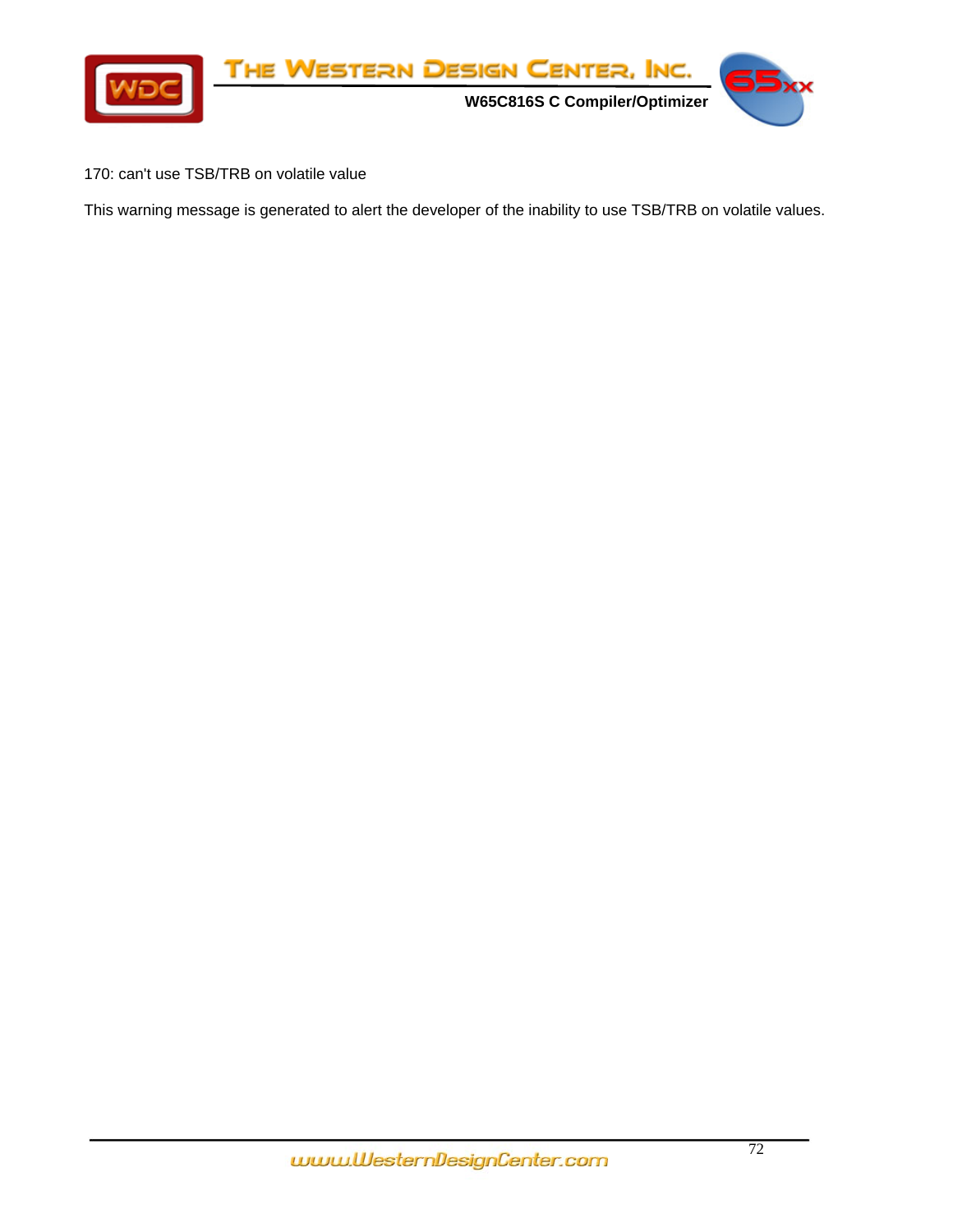170: can't use TSB/TRB on volatile value

This warning message is generated to alert the developer of the inability to use TSB/TRB on volatile values.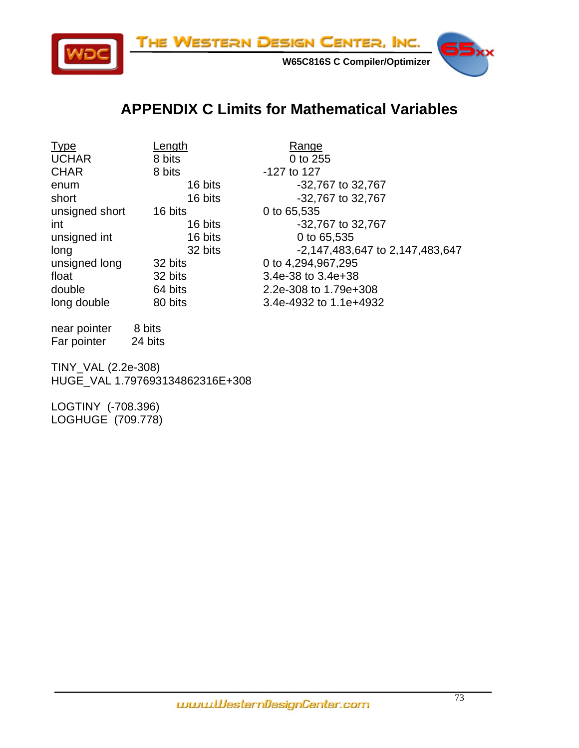# APPENDIX C Limits for Mathematical Variables

| Type | Length | Range |
|---|---|---|
| UCHAR | 8 bits | 0 to 255 |
| CHAR | 8 bits | -127 to 127 |
| enum | 16 bits | -32,767 to 32,767 |
| short | 16 bits | -32,767 to 32,767 |
| unsigned short | 16 bits | 0 to 65,535 |
| int | 16 bits | -32,767 to 32,767 |
| unsigned int | 16 bits | 0 to 65,535 |
| long | 32 bits | -2,147,483,647 to 2,147,483,647 |
| unsigned long | 32 bits | 0 to 4,294,967,295 |
| float | 32 bits | 3.4e-38 to 3.4e+38 |
| double | 64 bits | 2.2e-308 to 1.79e+308 |
| long double | 80 bits | 3.4e-4932 to 1.1e+4932 |

near pointer 8 bits
Far pointer 24 bits

TINY_VAL (2.2e-308)
HUGE_VAL 1.797693134862316E+308

LOGTINY (-708.396)
LOGHUGE (709.778)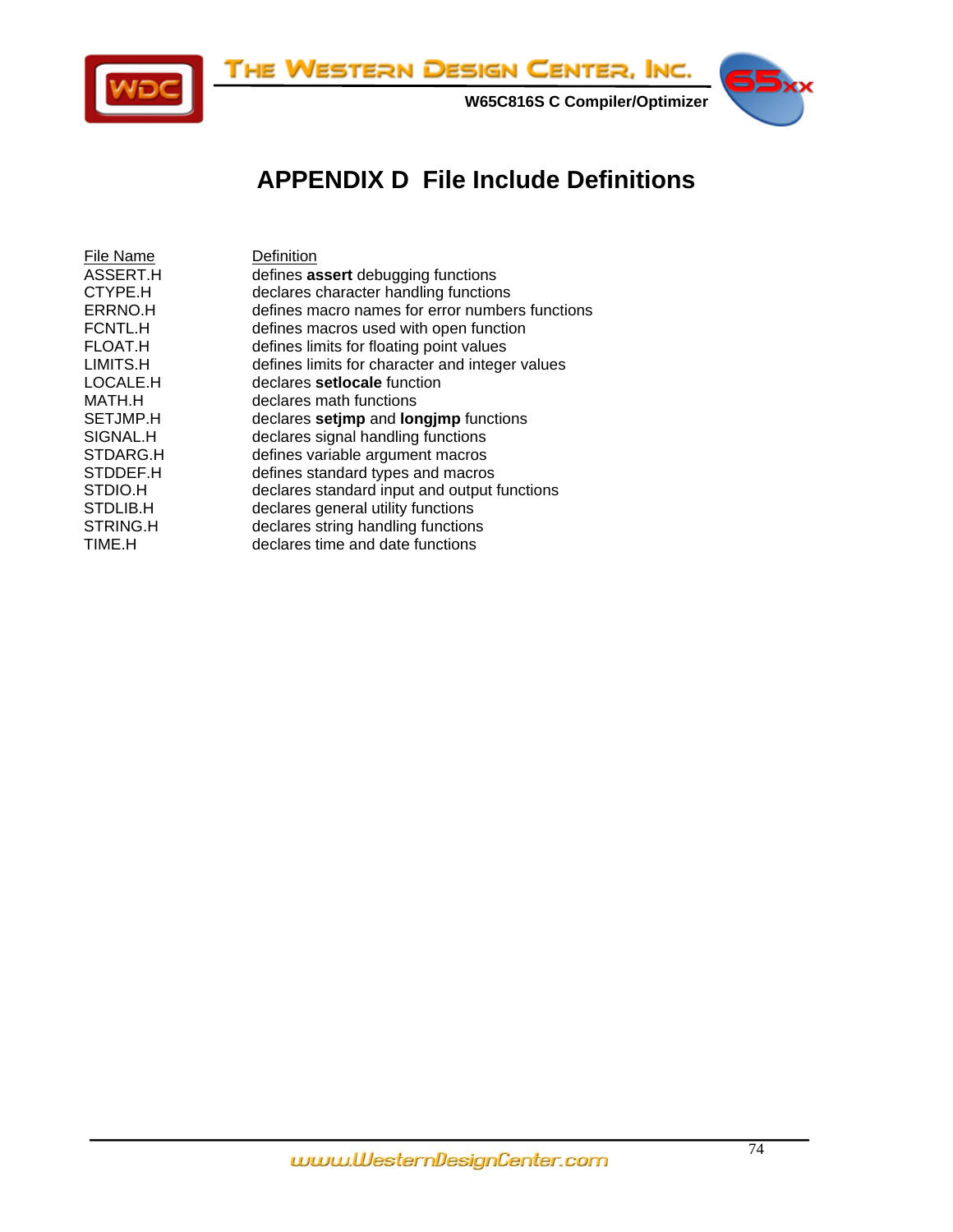# APPENDIX D File Include Definitions

| File Name | Definition |
|---|---|
| ASSERT.H | defines **assert** debugging functions |
| CTYPE.H | declares character handling functions |
| ERRNO.H | defines macro names for error numbers functions |
| FCNTL.H | defines macros used with open function |
| FLOAT.H | defines limits for floating point values |
| LIMITS.H | defines limits for character and integer values |
| LOCALE.H | declares **setlocale** function |
| MATH.H | declares math functions |
| SETJMP.H | declares **setjmp** and **longjmp** functions |
| SIGNAL.H | declares signal handling functions |
| STDARG.H | defines variable argument macros |
| STDDEF.H | defines standard types and macros |
| STDIO.H | declares standard input and output functions |
| STDLIB.H | declares general utility functions |
| STRING.H | declares string handling functions |
| TIME.H | declares time and date functions |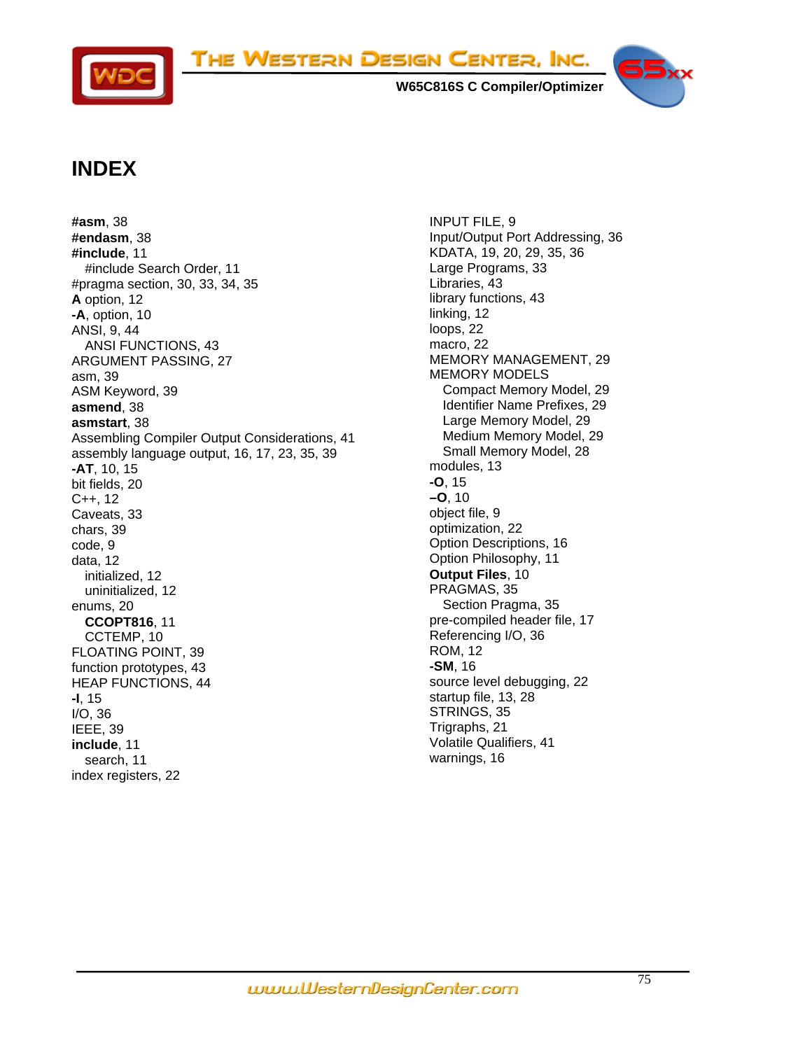# INDEX

**#asm**, 38
**#endasm**, 38
**#include**, 11
  #include Search Order, 11
#pragma section, 30, 33, 34, 35
**A** option, 12
**-A**, option, 10
ANSI, 9, 44
  ANSI FUNCTIONS, 43
ARGUMENT PASSING, 27
asm, 39
ASM Keyword, 39
**asmend**, 38
**asmstart**, 38
Assembling Compiler Output Considerations, 41
assembly language output, 16, 17, 23, 35, 39
**-AT**, 10, 15
bit fields, 20
C++, 12
Caveats, 33
chars, 39
code, 9
data, 12
  initialized, 12
  uninitialized, 12
enums, 20
  **CCOPT816**, 11
  CCTEMP, 10
FLOATING POINT, 39
function prototypes, 43
HEAP FUNCTIONS, 44
**-I**, 15
I/O, 36
IEEE, 39
**include**, 11
  search, 11
index registers, 22
INPUT FILE, 9
Input/Output Port Addressing, 36
KDATA, 19, 20, 29, 35, 36
Large Programs, 33
Libraries, 43
library functions, 43
linking, 12
loops, 22
macro, 22
MEMORY MANAGEMENT, 29
MEMORY MODELS
  Compact Memory Model, 29
  Identifier Name Prefixes, 29
  Large Memory Model, 29
  Medium Memory Model, 29
  Small Memory Model, 28
modules, 13
**-O**, 15
**–O**, 10
object file, 9
optimization, 22
Option Descriptions, 16
Option Philosophy, 11
**Output Files**, 10
PRAGMAS, 35
  Section Pragma, 35
pre-compiled header file, 17
Referencing I/O, 36
ROM, 12
**-SM**, 16
source level debugging, 22
startup file, 13, 28
STRINGS, 35
Trigraphs, 21
Volatile Qualifiers, 41
warnings, 16